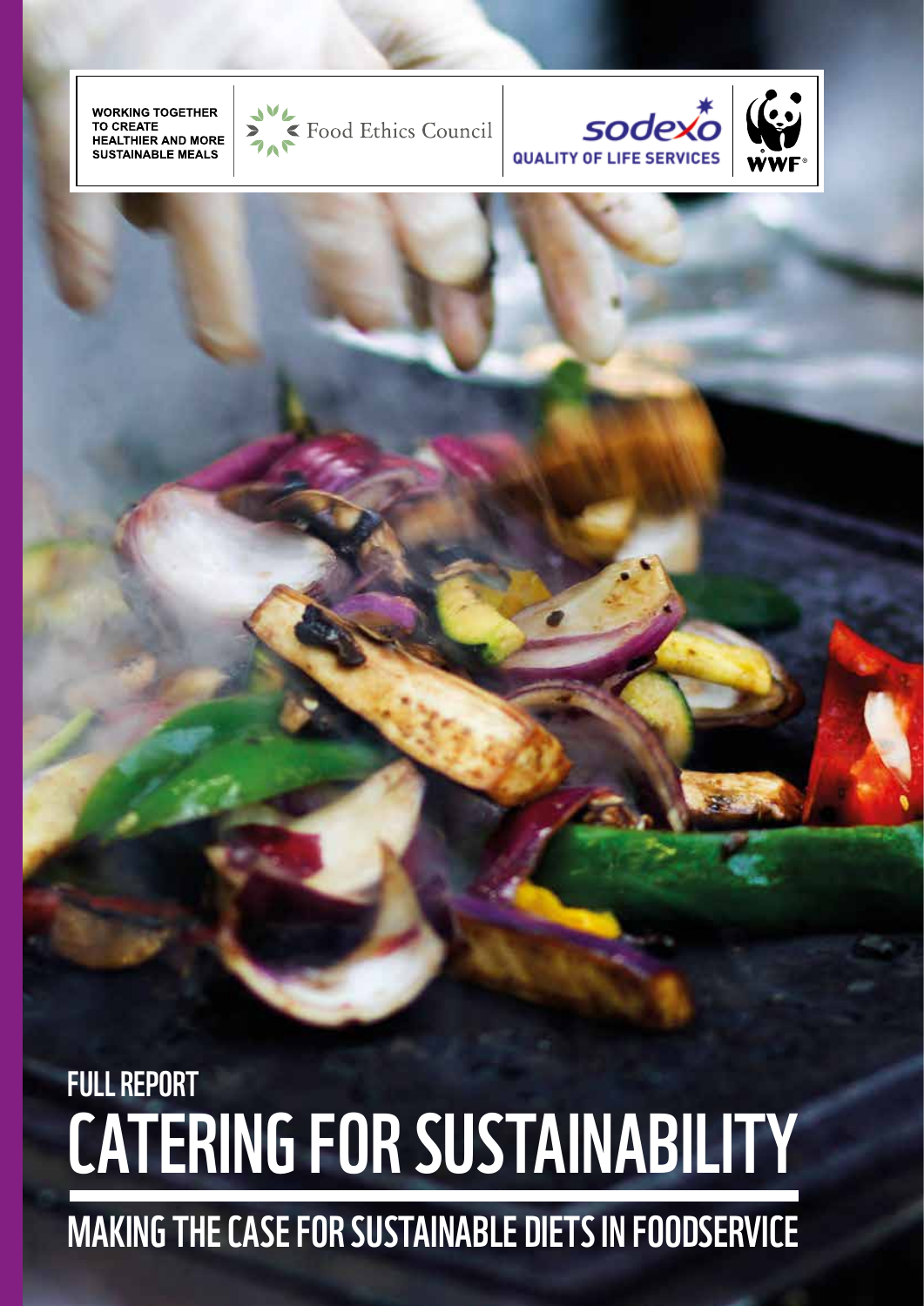WORKING TOGETHER TO CREATE HEALTHIER AND MORE SUSTAINABLE MEALS

Food Ethics Council

sodexo QUALITY OF LIFE SERVICES

WWF

FULL REPORT

# CATERING FOR SUSTAINABILITY

## MAKING THE CASE FOR SUSTAINABLE DIETS IN FOODSERVICE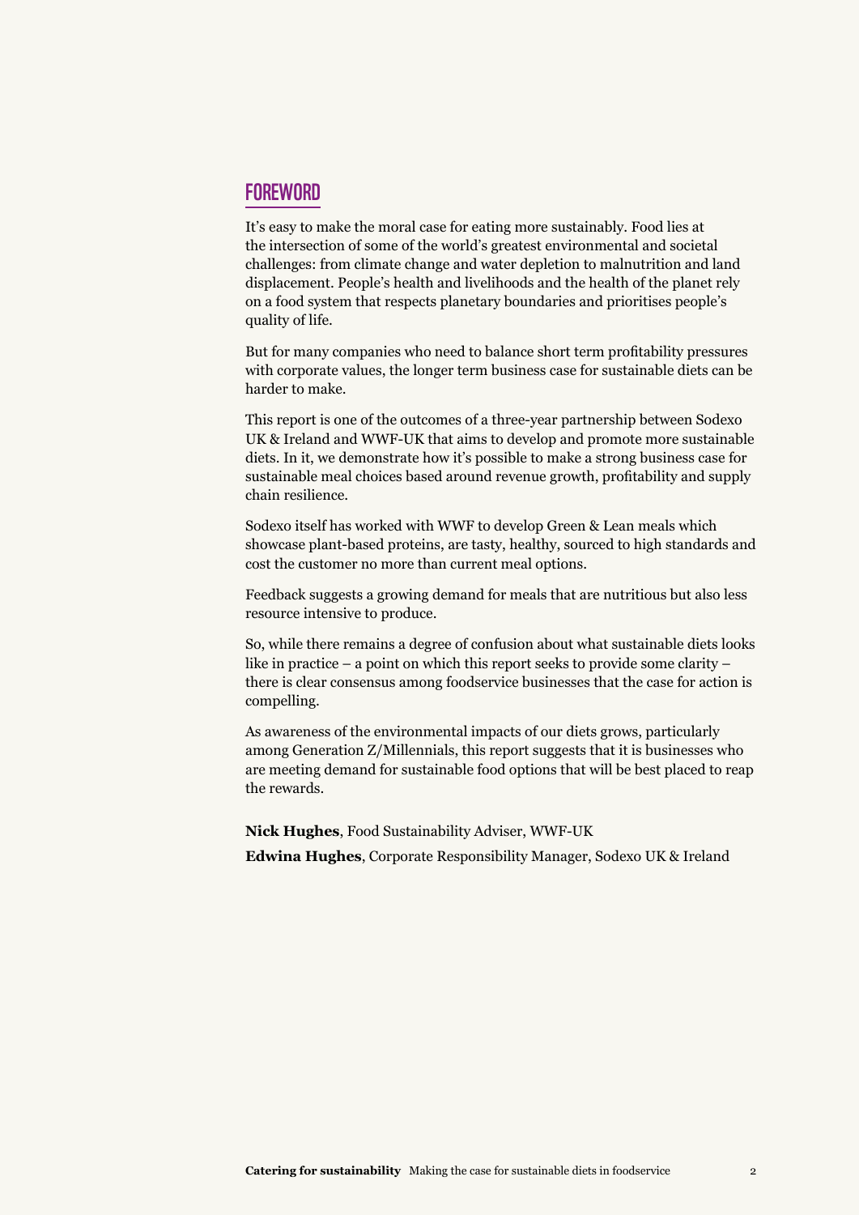## FOREWORD

It's easy to make the moral case for eating more sustainably. Food lies at the intersection of some of the world's greatest environmental and societal challenges: from climate change and water depletion to malnutrition and land displacement. People's health and livelihoods and the health of the planet rely on a food system that respects planetary boundaries and prioritises people's quality of life.

But for many companies who need to balance short term profitability pressures with corporate values, the longer term business case for sustainable diets can be harder to make.

This report is one of the outcomes of a three-year partnership between Sodexo UK & Ireland and WWF-UK that aims to develop and promote more sustainable diets. In it, we demonstrate how it's possible to make a strong business case for sustainable meal choices based around revenue growth, profitability and supply chain resilience.

Sodexo itself has worked with WWF to develop Green & Lean meals which showcase plant-based proteins, are tasty, healthy, sourced to high standards and cost the customer no more than current meal options.

Feedback suggests a growing demand for meals that are nutritious but also less resource intensive to produce.

So, while there remains a degree of confusion about what sustainable diets looks like in practice – a point on which this report seeks to provide some clarity – there is clear consensus among foodservice businesses that the case for action is compelling.

As awareness of the environmental impacts of our diets grows, particularly among Generation Z/Millennials, this report suggests that it is businesses who are meeting demand for sustainable food options that will be best placed to reap the rewards.

**Nick Hughes**, Food Sustainability Adviser, WWF-UK

**Edwina Hughes**, Corporate Responsibility Manager, Sodexo UK & Ireland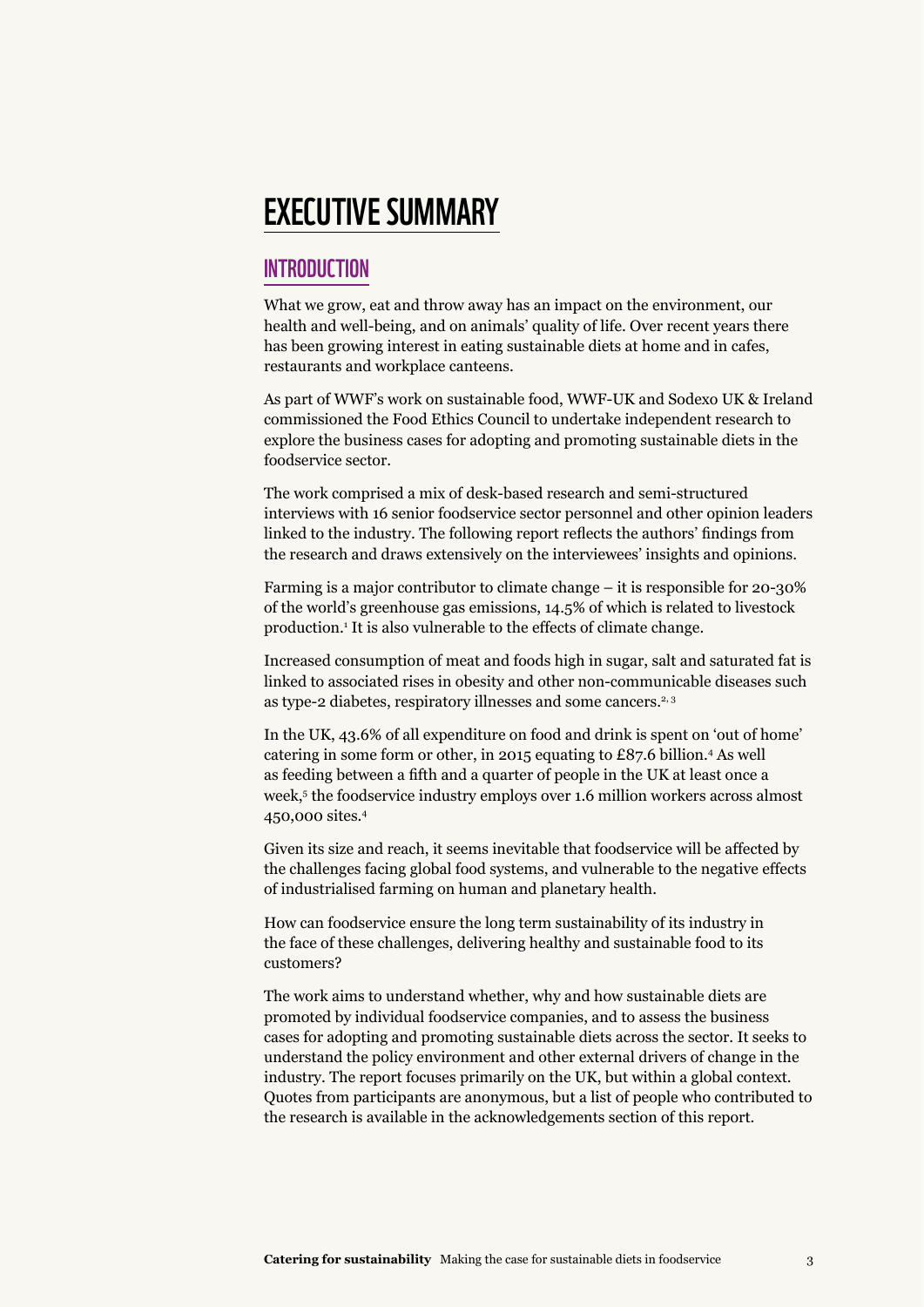# EXECUTIVE SUMMARY

## INTRODUCTION

What we grow, eat and throw away has an impact on the environment, our health and well-being, and on animals' quality of life. Over recent years there has been growing interest in eating sustainable diets at home and in cafes, restaurants and workplace canteens.

As part of WWF's work on sustainable food, WWF-UK and Sodexo UK & Ireland commissioned the Food Ethics Council to undertake independent research to explore the business cases for adopting and promoting sustainable diets in the foodservice sector.

The work comprised a mix of desk-based research and semi-structured interviews with 16 senior foodservice sector personnel and other opinion leaders linked to the industry. The following report reflects the authors' findings from the research and draws extensively on the interviewees' insights and opinions.

Farming is a major contributor to climate change – it is responsible for 20-30% of the world's greenhouse gas emissions, 14.5% of which is related to livestock production.[1] It is also vulnerable to the effects of climate change.

Increased consumption of meat and foods high in sugar, salt and saturated fat is linked to associated rises in obesity and other non-communicable diseases such as type-2 diabetes, respiratory illnesses and some cancers.[2, 3]

In the UK, 43.6% of all expenditure on food and drink is spent on 'out of home' catering in some form or other, in 2015 equating to £87.6 billion.[4] As well as feeding between a fifth and a quarter of people in the UK at least once a week,[5] the foodservice industry employs over 1.6 million workers across almost 450,000 sites.[4]

Given its size and reach, it seems inevitable that foodservice will be affected by the challenges facing global food systems, and vulnerable to the negative effects of industrialised farming on human and planetary health.

How can foodservice ensure the long term sustainability of its industry in the face of these challenges, delivering healthy and sustainable food to its customers?

The work aims to understand whether, why and how sustainable diets are promoted by individual foodservice companies, and to assess the business cases for adopting and promoting sustainable diets across the sector. It seeks to understand the policy environment and other external drivers of change in the industry. The report focuses primarily on the UK, but within a global context. Quotes from participants are anonymous, but a list of people who contributed to the research is available in the acknowledgements section of this report.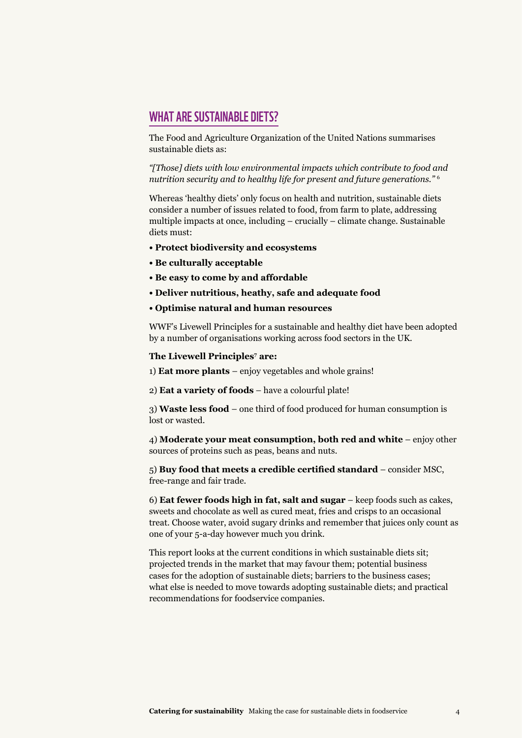## WHAT ARE SUSTAINABLE DIETS?

The Food and Agriculture Organization of the United Nations summarises sustainable diets as:

*"[Those] diets with low environmental impacts which contribute to food and nutrition security and to healthy life for present and future generations."* [6]

Whereas 'healthy diets' only focus on health and nutrition, sustainable diets consider a number of issues related to food, from farm to plate, addressing multiple impacts at once, including – crucially – climate change. Sustainable diets must:

- **Protect biodiversity and ecosystems**
- **Be culturally acceptable**
- **Be easy to come by and affordable**
- **Deliver nutritious, heathy, safe and adequate food**
- **Optimise natural and human resources**

WWF's Livewell Principles for a sustainable and healthy diet have been adopted by a number of organisations working across food sectors in the UK.

**The Livewell Principles[7] are:**

1) **Eat more plants** – enjoy vegetables and whole grains!

2) **Eat a variety of foods** – have a colourful plate!

3) **Waste less food** – one third of food produced for human consumption is lost or wasted.

4) **Moderate your meat consumption, both red and white** – enjoy other sources of proteins such as peas, beans and nuts.

5) **Buy food that meets a credible certified standard** – consider MSC, free-range and fair trade.

6) **Eat fewer foods high in fat, salt and sugar** – keep foods such as cakes, sweets and chocolate as well as cured meat, fries and crisps to an occasional treat. Choose water, avoid sugary drinks and remember that juices only count as one of your 5-a-day however much you drink.

This report looks at the current conditions in which sustainable diets sit; projected trends in the market that may favour them; potential business cases for the adoption of sustainable diets; barriers to the business cases; what else is needed to move towards adopting sustainable diets; and practical recommendations for foodservice companies.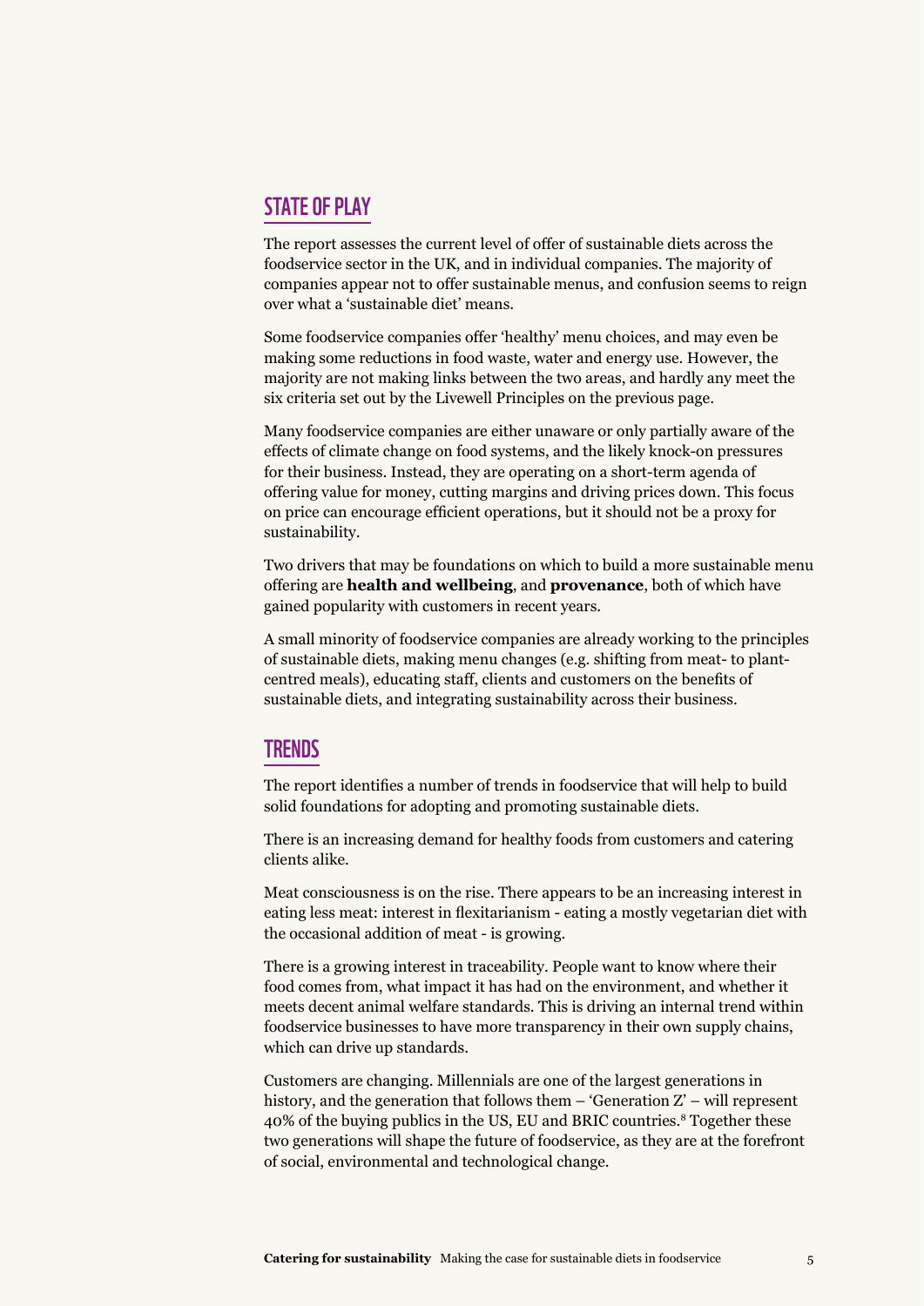## STATE OF PLAY

The report assesses the current level of offer of sustainable diets across the foodservice sector in the UK, and in individual companies. The majority of companies appear not to offer sustainable menus, and confusion seems to reign over what a 'sustainable diet' means.

Some foodservice companies offer 'healthy' menu choices, and may even be making some reductions in food waste, water and energy use. However, the majority are not making links between the two areas, and hardly any meet the six criteria set out by the Livewell Principles on the previous page.

Many foodservice companies are either unaware or only partially aware of the effects of climate change on food systems, and the likely knock-on pressures for their business. Instead, they are operating on a short-term agenda of offering value for money, cutting margins and driving prices down. This focus on price can encourage efficient operations, but it should not be a proxy for sustainability.

Two drivers that may be foundations on which to build a more sustainable menu offering are **health and wellbeing**, and **provenance**, both of which have gained popularity with customers in recent years.

A small minority of foodservice companies are already working to the principles of sustainable diets, making menu changes (e.g. shifting from meat- to plant-centred meals), educating staff, clients and customers on the benefits of sustainable diets, and integrating sustainability across their business.

## TRENDS

The report identifies a number of trends in foodservice that will help to build solid foundations for adopting and promoting sustainable diets.

There is an increasing demand for healthy foods from customers and catering clients alike.

Meat consciousness is on the rise. There appears to be an increasing interest in eating less meat: interest in flexitarianism - eating a mostly vegetarian diet with the occasional addition of meat - is growing.

There is a growing interest in traceability. People want to know where their food comes from, what impact it has had on the environment, and whether it meets decent animal welfare standards. This is driving an internal trend within foodservice businesses to have more transparency in their own supply chains, which can drive up standards.

Customers are changing. Millennials are one of the largest generations in history, and the generation that follows them – 'Generation Z' – will represent 40% of the buying publics in the US, EU and BRIC countries.[8] Together these two generations will shape the future of foodservice, as they are at the forefront of social, environmental and technological change.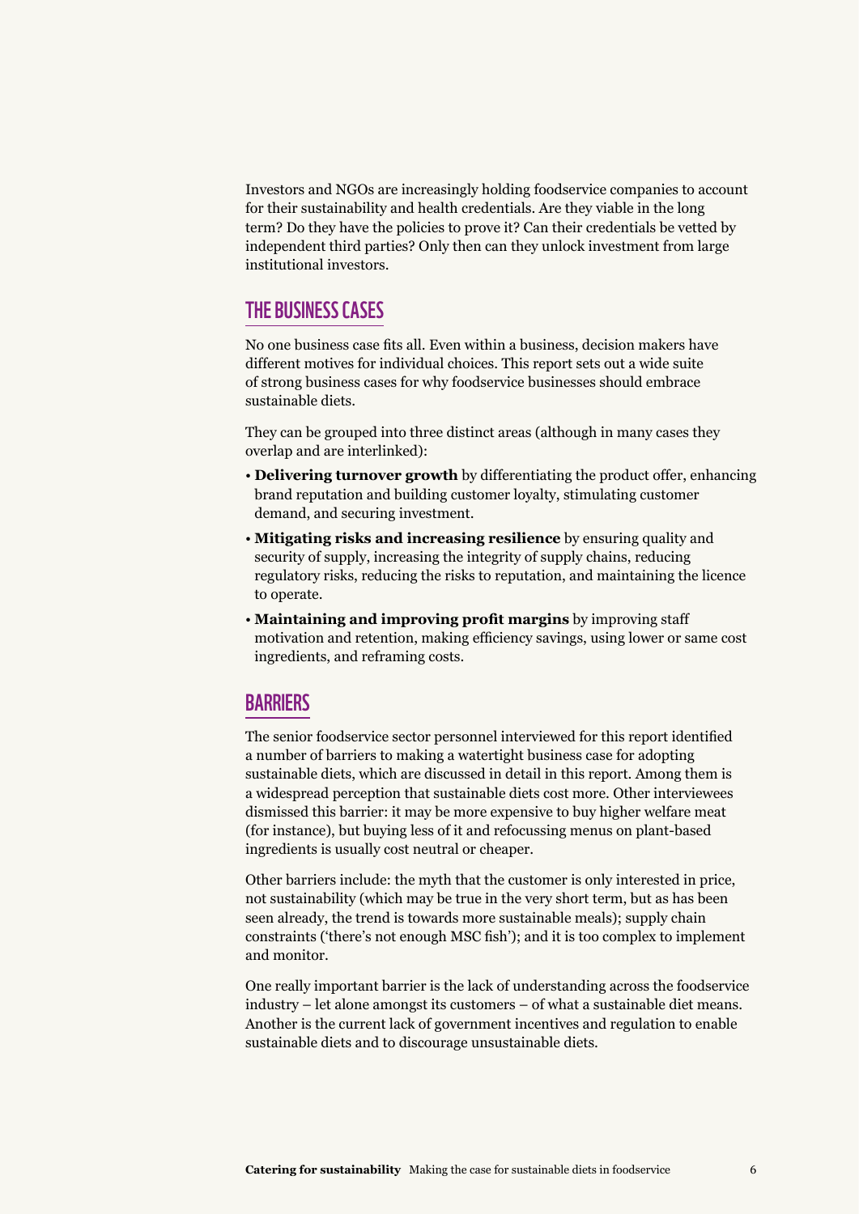Investors and NGOs are increasingly holding foodservice companies to account for their sustainability and health credentials. Are they viable in the long term? Do they have the policies to prove it? Can their credentials be vetted by independent third parties? Only then can they unlock investment from large institutional investors.

## THE BUSINESS CASES

No one business case fits all. Even within a business, decision makers have different motives for individual choices. This report sets out a wide suite of strong business cases for why foodservice businesses should embrace sustainable diets.

They can be grouped into three distinct areas (although in many cases they overlap and are interlinked):

- **Delivering turnover growth** by differentiating the product offer, enhancing brand reputation and building customer loyalty, stimulating customer demand, and securing investment.
- **Mitigating risks and increasing resilience** by ensuring quality and security of supply, increasing the integrity of supply chains, reducing regulatory risks, reducing the risks to reputation, and maintaining the licence to operate.
- **Maintaining and improving profit margins** by improving staff motivation and retention, making efficiency savings, using lower or same cost ingredients, and reframing costs.

## BARRIERS

The senior foodservice sector personnel interviewed for this report identified a number of barriers to making a watertight business case for adopting sustainable diets, which are discussed in detail in this report. Among them is a widespread perception that sustainable diets cost more. Other interviewees dismissed this barrier: it may be more expensive to buy higher welfare meat (for instance), but buying less of it and refocussing menus on plant-based ingredients is usually cost neutral or cheaper.

Other barriers include: the myth that the customer is only interested in price, not sustainability (which may be true in the very short term, but as has been seen already, the trend is towards more sustainable meals); supply chain constraints ('there's not enough MSC fish'); and it is too complex to implement and monitor.

One really important barrier is the lack of understanding across the foodservice industry – let alone amongst its customers – of what a sustainable diet means. Another is the current lack of government incentives and regulation to enable sustainable diets and to discourage unsustainable diets.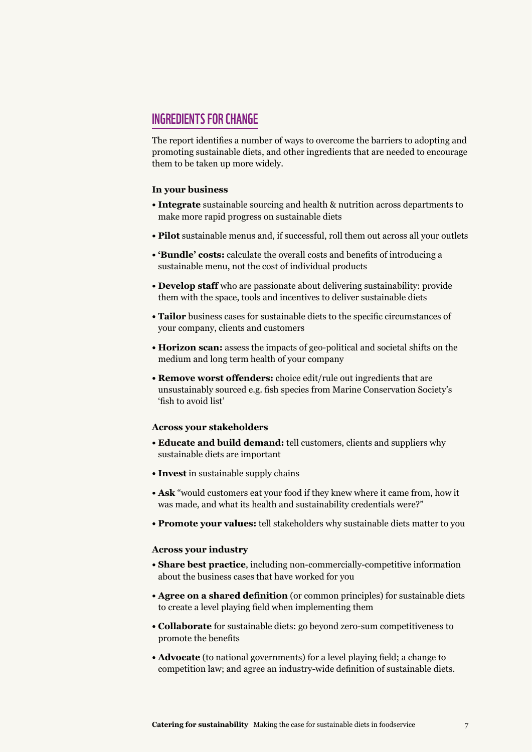## INGREDIENTS FOR CHANGE

The report identifies a number of ways to overcome the barriers to adopting and promoting sustainable diets, and other ingredients that are needed to encourage them to be taken up more widely.

**In your business**

- **Integrate** sustainable sourcing and health & nutrition across departments to make more rapid progress on sustainable diets
- **Pilot** sustainable menus and, if successful, roll them out across all your outlets
- **'Bundle' costs:** calculate the overall costs and benefits of introducing a sustainable menu, not the cost of individual products
- **Develop staff** who are passionate about delivering sustainability: provide them with the space, tools and incentives to deliver sustainable diets
- **Tailor** business cases for sustainable diets to the specific circumstances of your company, clients and customers
- **Horizon scan:** assess the impacts of geo-political and societal shifts on the medium and long term health of your company
- **Remove worst offenders:** choice edit/rule out ingredients that are unsustainably sourced e.g. fish species from Marine Conservation Society's 'fish to avoid list'

**Across your stakeholders**

- **Educate and build demand:** tell customers, clients and suppliers why sustainable diets are important
- **Invest** in sustainable supply chains
- **Ask** "would customers eat your food if they knew where it came from, how it was made, and what its health and sustainability credentials were?"
- **Promote your values:** tell stakeholders why sustainable diets matter to you

**Across your industry**

- **Share best practice**, including non-commercially-competitive information about the business cases that have worked for you
- **Agree on a shared definition** (or common principles) for sustainable diets to create a level playing field when implementing them
- **Collaborate** for sustainable diets: go beyond zero-sum competitiveness to promote the benefits
- **Advocate** (to national governments) for a level playing field; a change to competition law; and agree an industry-wide definition of sustainable diets.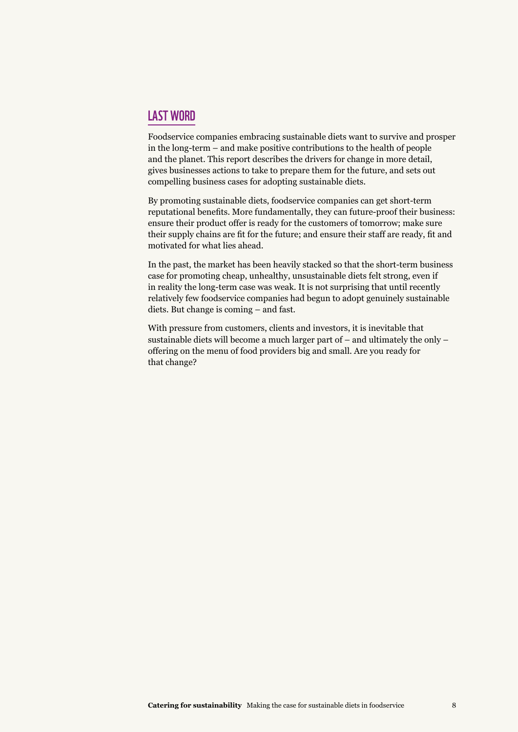## LAST WORD

Foodservice companies embracing sustainable diets want to survive and prosper in the long-term – and make positive contributions to the health of people and the planet. This report describes the drivers for change in more detail, gives businesses actions to take to prepare them for the future, and sets out compelling business cases for adopting sustainable diets.

By promoting sustainable diets, foodservice companies can get short-term reputational benefits. More fundamentally, they can future-proof their business: ensure their product offer is ready for the customers of tomorrow; make sure their supply chains are fit for the future; and ensure their staff are ready, fit and motivated for what lies ahead.

In the past, the market has been heavily stacked so that the short-term business case for promoting cheap, unhealthy, unsustainable diets felt strong, even if in reality the long-term case was weak. It is not surprising that until recently relatively few foodservice companies had begun to adopt genuinely sustainable diets. But change is coming – and fast.

With pressure from customers, clients and investors, it is inevitable that sustainable diets will become a much larger part of – and ultimately the only – offering on the menu of food providers big and small. Are you ready for that change?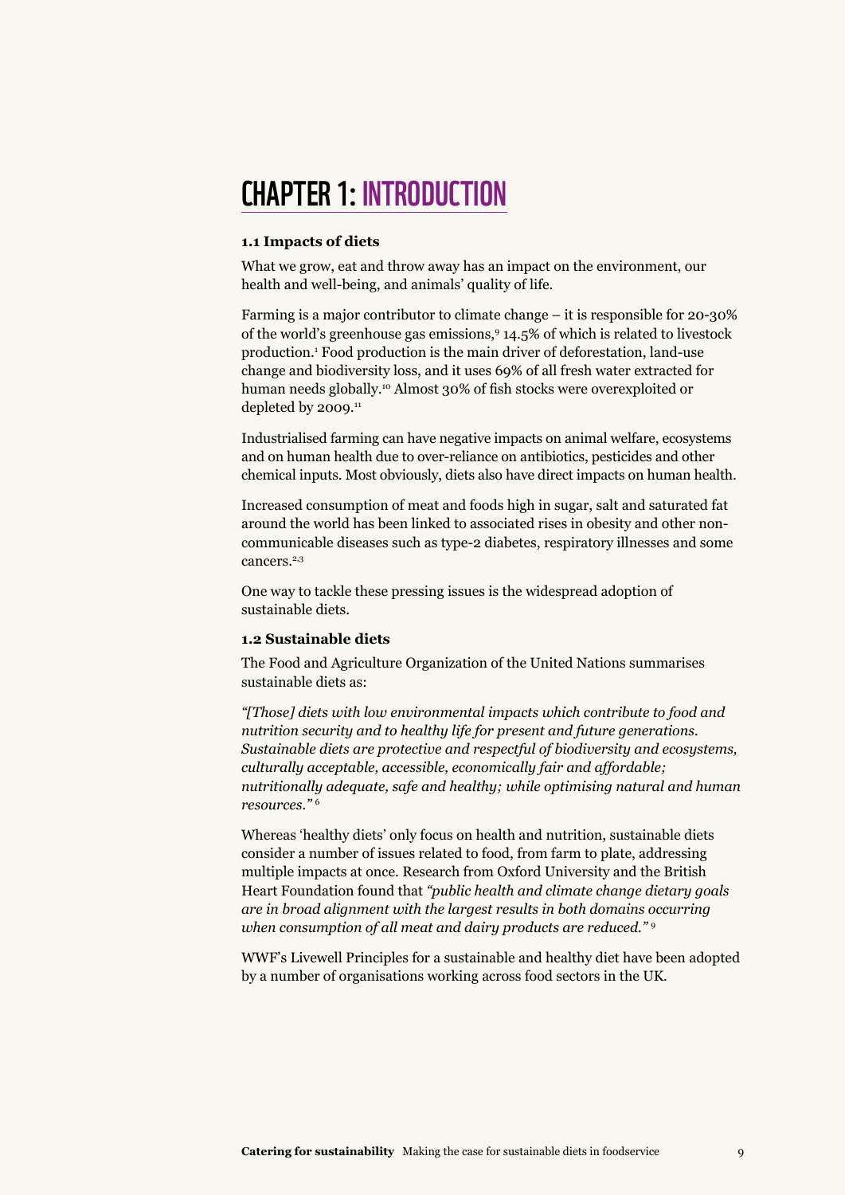# CHAPTER 1: INTRODUCTION

### 1.1 Impacts of diets

What we grow, eat and throw away has an impact on the environment, our health and well-being, and animals' quality of life.

Farming is a major contributor to climate change – it is responsible for 20-30% of the world's greenhouse gas emissions,[9] 14.5% of which is related to livestock production.[1] Food production is the main driver of deforestation, land-use change and biodiversity loss, and it uses 69% of all fresh water extracted for human needs globally.[10] Almost 30% of fish stocks were overexploited or depleted by 2009.[11]

Industrialised farming can have negative impacts on animal welfare, ecosystems and on human health due to over-reliance on antibiotics, pesticides and other chemical inputs. Most obviously, diets also have direct impacts on human health.

Increased consumption of meat and foods high in sugar, salt and saturated fat around the world has been linked to associated rises in obesity and other non-communicable diseases such as type-2 diabetes, respiratory illnesses and some cancers.[2,3]

One way to tackle these pressing issues is the widespread adoption of sustainable diets.

### 1.2 Sustainable diets

The Food and Agriculture Organization of the United Nations summarises sustainable diets as:

*"[Those] diets with low environmental impacts which contribute to food and nutrition security and to healthy life for present and future generations. Sustainable diets are protective and respectful of biodiversity and ecosystems, culturally acceptable, accessible, economically fair and affordable; nutritionally adequate, safe and healthy; while optimising natural and human resources."* [6]

Whereas 'healthy diets' only focus on health and nutrition, sustainable diets consider a number of issues related to food, from farm to plate, addressing multiple impacts at once. Research from Oxford University and the British Heart Foundation found that *"public health and climate change dietary goals are in broad alignment with the largest results in both domains occurring when consumption of all meat and dairy products are reduced."* [9]

WWF's Livewell Principles for a sustainable and healthy diet have been adopted by a number of organisations working across food sectors in the UK.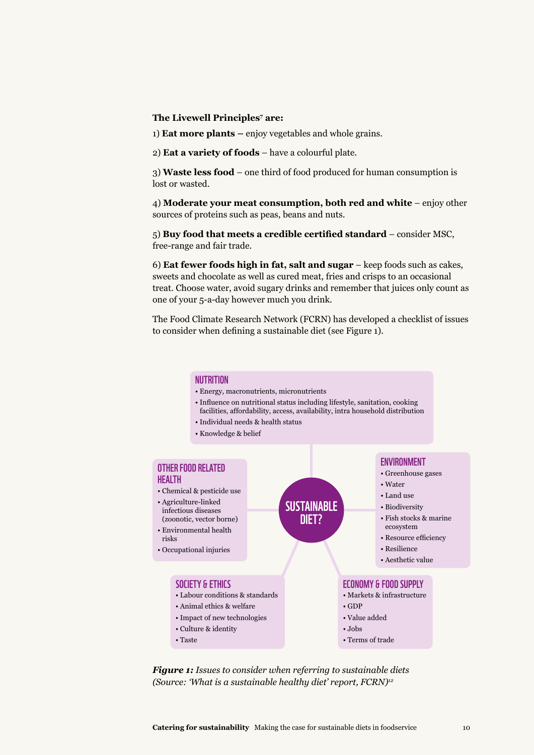**The Livewell Principles[7] are:**

1) **Eat more plants –** enjoy vegetables and whole grains.

2) **Eat a variety of foods** – have a colourful plate.

3) **Waste less food** – one third of food produced for human consumption is lost or wasted.

4) **Moderate your meat consumption, both red and white** – enjoy other sources of proteins such as peas, beans and nuts.

5) **Buy food that meets a credible certified standard** – consider MSC, free-range and fair trade.

6) **Eat fewer foods high in fat, salt and sugar** – keep foods such as cakes, sweets and chocolate as well as cured meat, fries and crisps to an occasional treat. Choose water, avoid sugary drinks and remember that juices only count as one of your 5-a-day however much you drink.

The Food Climate Research Network (FCRN) has developed a checklist of issues to consider when defining a sustainable diet (see Figure 1).

**SUSTAINABLE DIET?**

**NUTRITION**
- Energy, macronutrients, micronutrients
- Influence on nutritional status including lifestyle, sanitation, cooking facilities, affordability, access, availability, intra household distribution
- Individual needs & health status
- Knowledge & belief

**OTHER FOOD RELATED HEALTH**
- Chemical & pesticide use
- Agriculture-linked infectious diseases (zoonotic, vector borne)
- Environmental health risks
- Occupational injuries

**ENVIRONMENT**
- Greenhouse gases
- Water
- Land use
- Biodiversity
- Fish stocks & marine ecosystem
- Resource efficiency
- Resilience
- Aesthetic value

**SOCIETY & ETHICS**
- Labour conditions & standards
- Animal ethics & welfare
- Impact of new technologies
- Culture & identity
- Taste

**ECONOMY & FOOD SUPPLY**
- Markets & infrastructure
- GDP
- Value added
- Jobs
- Terms of trade

***Figure 1:*** *Issues to consider when referring to sustainable diets (Source: 'What is a sustainable healthy diet' report, FCRN)*[12]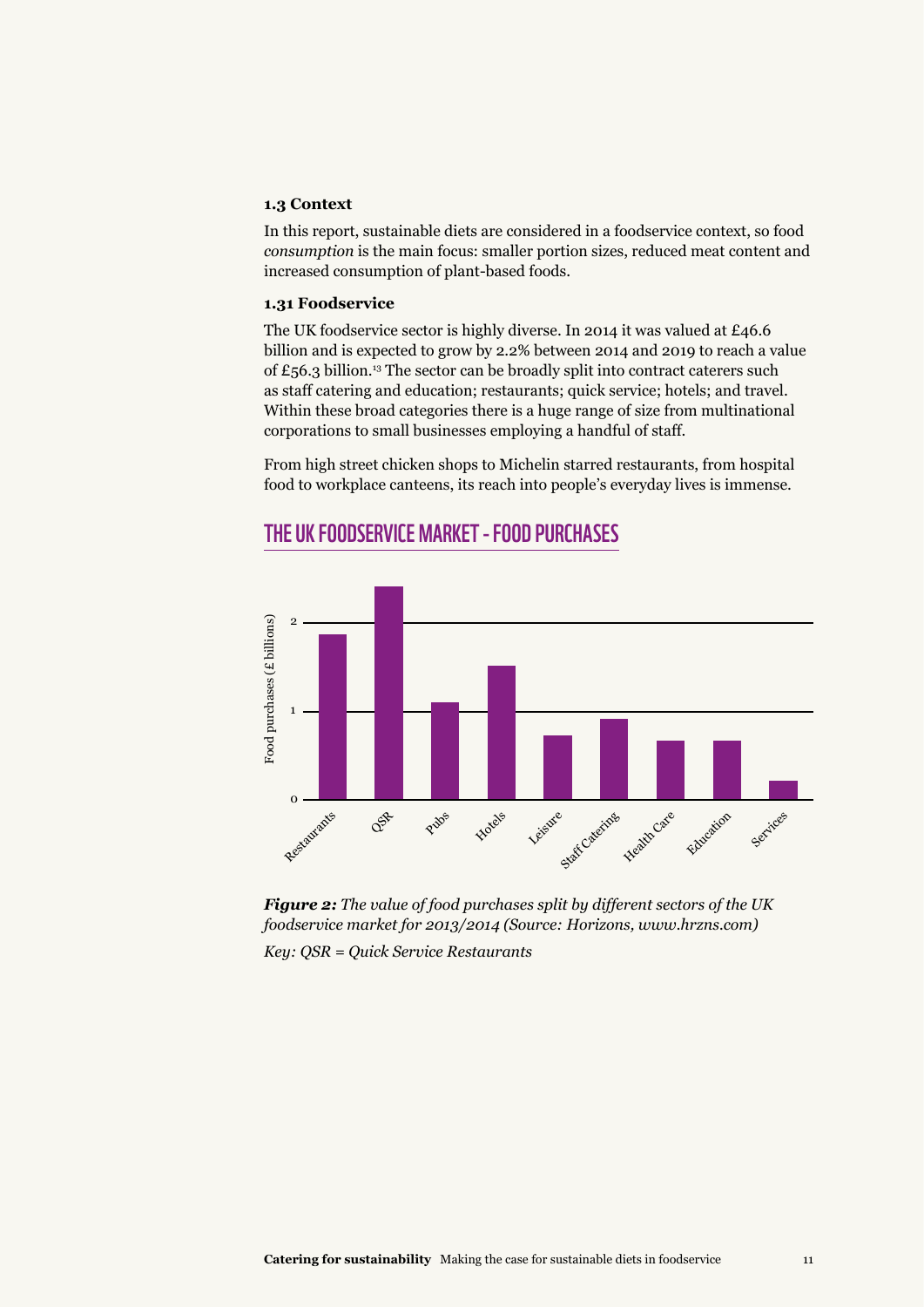### 1.3 Context

In this report, sustainable diets are considered in a foodservice context, so food *consumption* is the main focus: smaller portion sizes, reduced meat content and increased consumption of plant-based foods.

#### 1.31 Foodservice

The UK foodservice sector is highly diverse. In 2014 it was valued at £46.6 billion and is expected to grow by 2.2% between 2014 and 2019 to reach a value of £56.3 billion.[13] The sector can be broadly split into contract caterers such as staff catering and education; restaurants; quick service; hotels; and travel. Within these broad categories there is a huge range of size from multinational corporations to small businesses employing a handful of staff.

From high street chicken shops to Michelin starred restaurants, from hospital food to workplace canteens, its reach into people's everyday lives is immense.

## THE UK FOODSERVICE MARKET - FOOD PURCHASES

***Figure 2:*** *The value of food purchases split by different sectors of the UK foodservice market for 2013/2014 (Source: Horizons, www.hrzns.com)*

*Key: QSR = Quick Service Restaurants*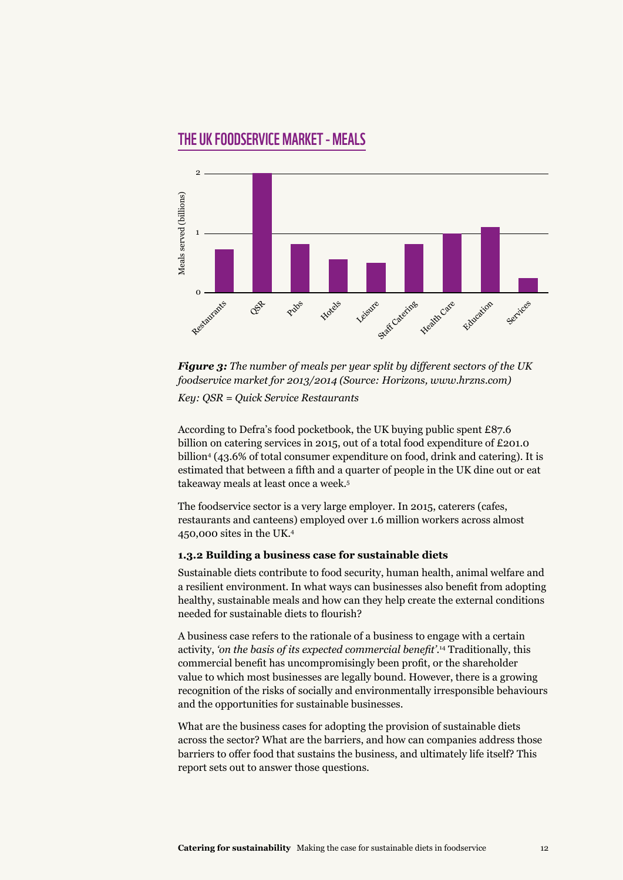## THE UK FOODSERVICE MARKET - MEALS

*Figure 3:* *The number of meals per year split by different sectors of the UK foodservice market for 2013/2014 (Source: Horizons, www.hrzns.com)*

*Key: QSR = Quick Service Restaurants*

According to Defra's food pocketbook, the UK buying public spent £87.6 billion on catering services in 2015, out of a total food expenditure of £201.0 billion[4] (43.6% of total consumer expenditure on food, drink and catering). It is estimated that between a fifth and a quarter of people in the UK dine out or eat takeaway meals at least once a week.[5]

The foodservice sector is a very large employer. In 2015, caterers (cafes, restaurants and canteens) employed over 1.6 million workers across almost 450,000 sites in the UK.[4]

### 1.3.2 Building a business case for sustainable diets

Sustainable diets contribute to food security, human health, animal welfare and a resilient environment. In what ways can businesses also benefit from adopting healthy, sustainable meals and how can they help create the external conditions needed for sustainable diets to flourish?

A business case refers to the rationale of a business to engage with a certain activity, *'on the basis of its expected commercial benefit'*.[14] Traditionally, this commercial benefit has uncompromisingly been profit, or the shareholder value to which most businesses are legally bound. However, there is a growing recognition of the risks of socially and environmentally irresponsible behaviours and the opportunities for sustainable businesses.

What are the business cases for adopting the provision of sustainable diets across the sector? What are the barriers, and how can companies address those barriers to offer food that sustains the business, and ultimately life itself? This report sets out to answer those questions.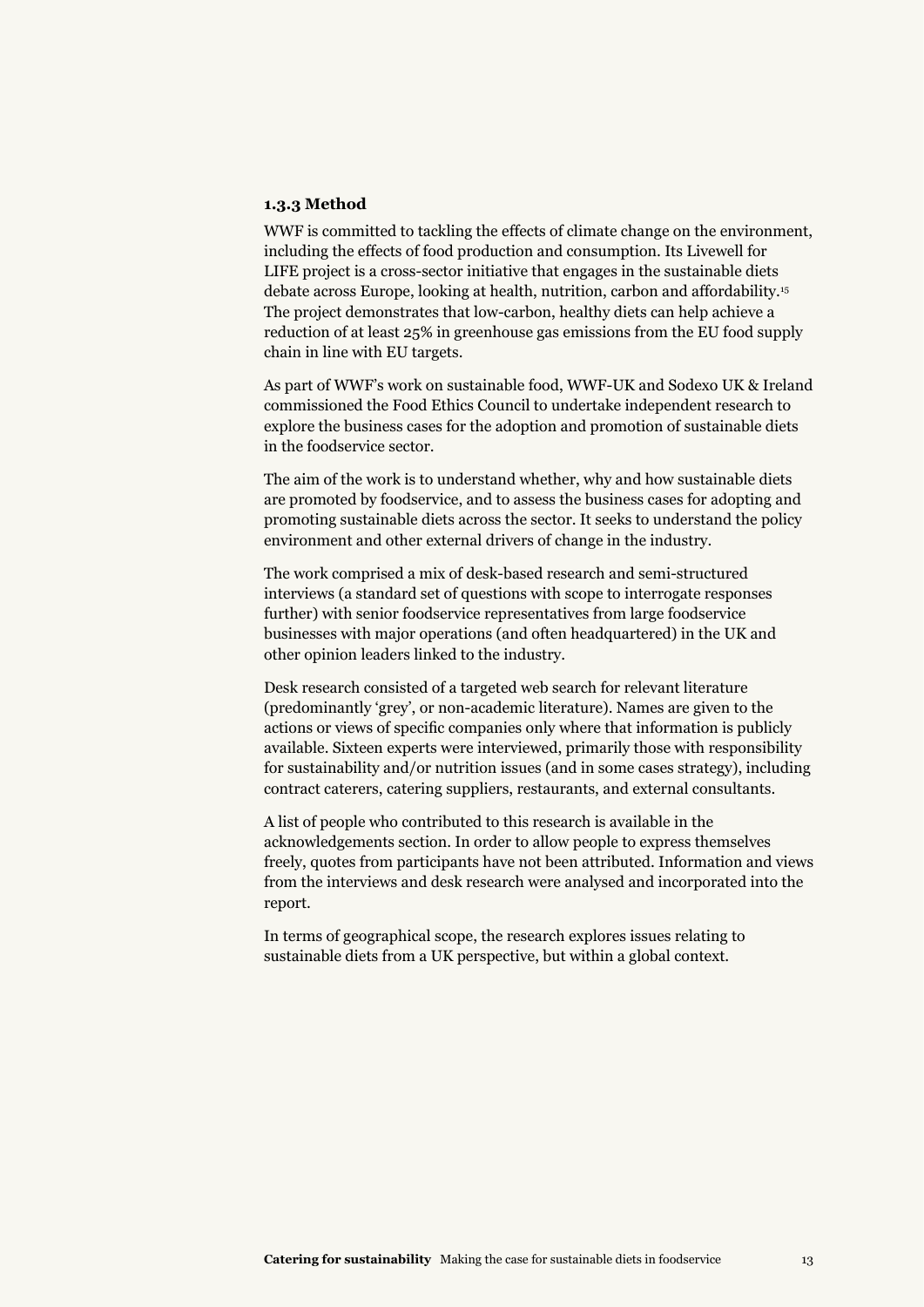### 1.3.3 Method

WWF is committed to tackling the effects of climate change on the environment, including the effects of food production and consumption. Its Livewell for LIFE project is a cross-sector initiative that engages in the sustainable diets debate across Europe, looking at health, nutrition, carbon and affordability.[15] The project demonstrates that low-carbon, healthy diets can help achieve a reduction of at least 25% in greenhouse gas emissions from the EU food supply chain in line with EU targets.

As part of WWF's work on sustainable food, WWF-UK and Sodexo UK & Ireland commissioned the Food Ethics Council to undertake independent research to explore the business cases for the adoption and promotion of sustainable diets in the foodservice sector.

The aim of the work is to understand whether, why and how sustainable diets are promoted by foodservice, and to assess the business cases for adopting and promoting sustainable diets across the sector. It seeks to understand the policy environment and other external drivers of change in the industry.

The work comprised a mix of desk-based research and semi-structured interviews (a standard set of questions with scope to interrogate responses further) with senior foodservice representatives from large foodservice businesses with major operations (and often headquartered) in the UK and other opinion leaders linked to the industry.

Desk research consisted of a targeted web search for relevant literature (predominantly 'grey', or non-academic literature). Names are given to the actions or views of specific companies only where that information is publicly available. Sixteen experts were interviewed, primarily those with responsibility for sustainability and/or nutrition issues (and in some cases strategy), including contract caterers, catering suppliers, restaurants, and external consultants.

A list of people who contributed to this research is available in the acknowledgements section. In order to allow people to express themselves freely, quotes from participants have not been attributed. Information and views from the interviews and desk research were analysed and incorporated into the report.

In terms of geographical scope, the research explores issues relating to sustainable diets from a UK perspective, but within a global context.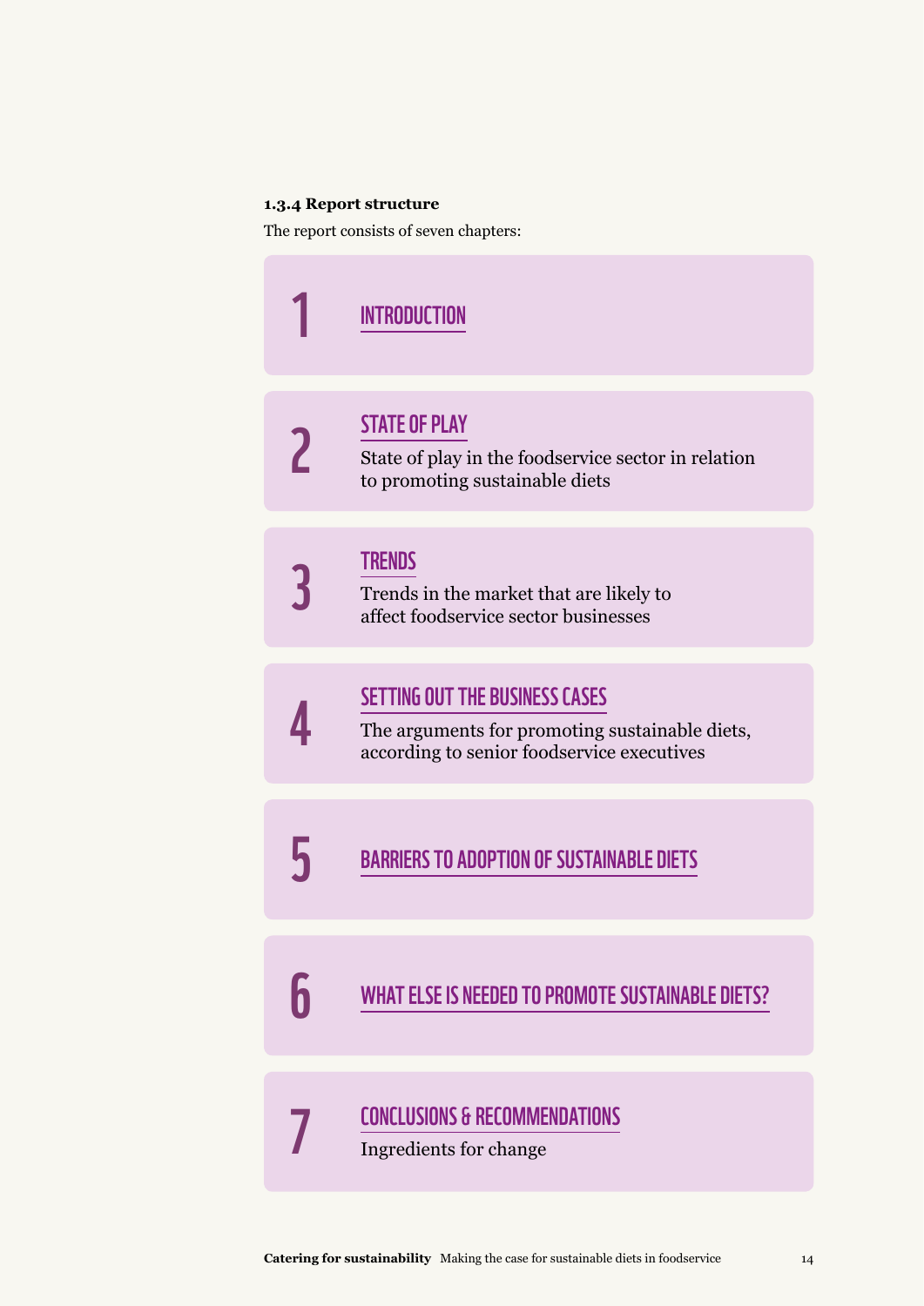#### 1.3.4 Report structure

The report consists of seven chapters:

**1 INTRODUCTION**

**2 STATE OF PLAY**

State of play in the foodservice sector in relation to promoting sustainable diets

**3 TRENDS**

Trends in the market that are likely to affect foodservice sector businesses

**4 SETTING OUT THE BUSINESS CASES**

The arguments for promoting sustainable diets, according to senior foodservice executives

**5 BARRIERS TO ADOPTION OF SUSTAINABLE DIETS**

**6 WHAT ELSE IS NEEDED TO PROMOTE SUSTAINABLE DIETS?**

**7 CONCLUSIONS & RECOMMENDATIONS**

Ingredients for change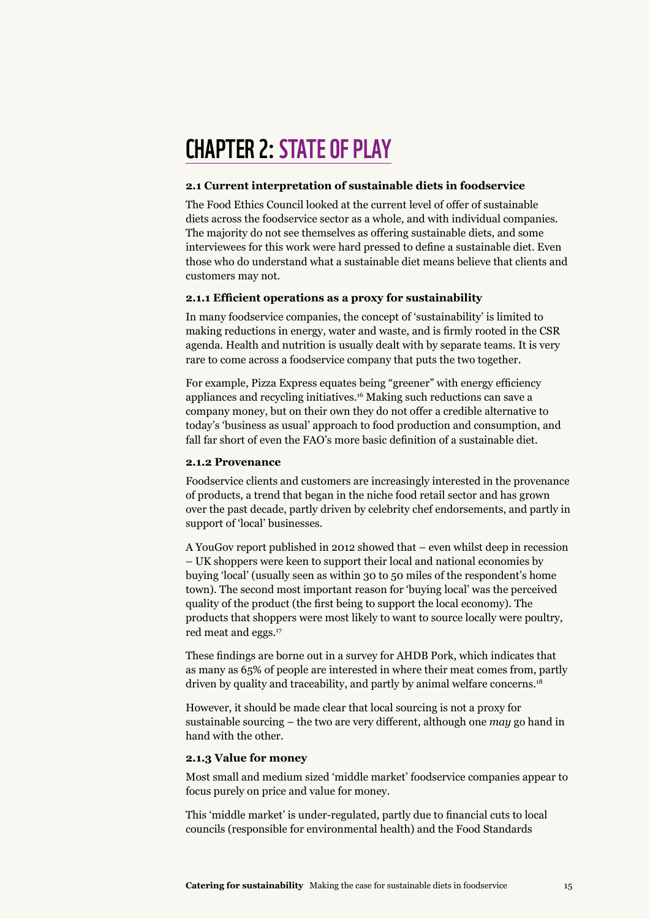# CHAPTER 2: STATE OF PLAY

### 2.1 Current interpretation of sustainable diets in foodservice

The Food Ethics Council looked at the current level of offer of sustainable diets across the foodservice sector as a whole, and with individual companies. The majority do not see themselves as offering sustainable diets, and some interviewees for this work were hard pressed to define a sustainable diet. Even those who do understand what a sustainable diet means believe that clients and customers may not.

#### 2.1.1 Efficient operations as a proxy for sustainability

In many foodservice companies, the concept of 'sustainability' is limited to making reductions in energy, water and waste, and is firmly rooted in the CSR agenda. Health and nutrition is usually dealt with by separate teams. It is very rare to come across a foodservice company that puts the two together.

For example, Pizza Express equates being "greener" with energy efficiency appliances and recycling initiatives.[16] Making such reductions can save a company money, but on their own they do not offer a credible alternative to today's 'business as usual' approach to food production and consumption, and fall far short of even the FAO's more basic definition of a sustainable diet.

#### 2.1.2 Provenance

Foodservice clients and customers are increasingly interested in the provenance of products, a trend that began in the niche food retail sector and has grown over the past decade, partly driven by celebrity chef endorsements, and partly in support of 'local' businesses.

A YouGov report published in 2012 showed that – even whilst deep in recession – UK shoppers were keen to support their local and national economies by buying 'local' (usually seen as within 30 to 50 miles of the respondent's home town). The second most important reason for 'buying local' was the perceived quality of the product (the first being to support the local economy). The products that shoppers were most likely to want to source locally were poultry, red meat and eggs.[17]

These findings are borne out in a survey for AHDB Pork, which indicates that as many as 65% of people are interested in where their meat comes from, partly driven by quality and traceability, and partly by animal welfare concerns.[18]

However, it should be made clear that local sourcing is not a proxy for sustainable sourcing – the two are very different, although one *may* go hand in hand with the other.

#### 2.1.3 Value for money

Most small and medium sized 'middle market' foodservice companies appear to focus purely on price and value for money.

This 'middle market' is under-regulated, partly due to financial cuts to local councils (responsible for environmental health) and the Food Standards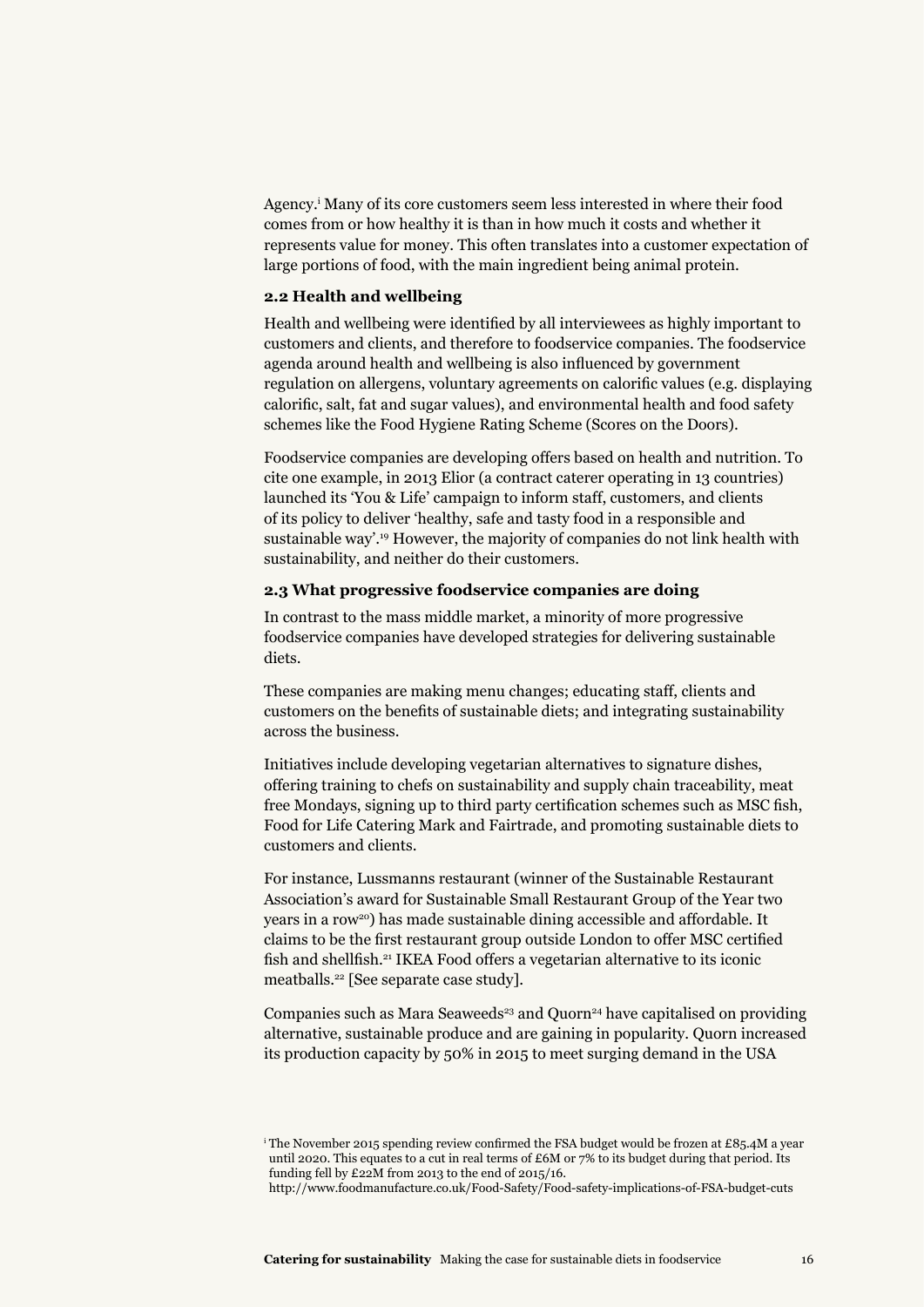Agency.[i] Many of its core customers seem less interested in where their food comes from or how healthy it is than in how much it costs and whether it represents value for money. This often translates into a customer expectation of large portions of food, with the main ingredient being animal protein.

### 2.2 Health and wellbeing

Health and wellbeing were identified by all interviewees as highly important to customers and clients, and therefore to foodservice companies. The foodservice agenda around health and wellbeing is also influenced by government regulation on allergens, voluntary agreements on calorific values (e.g. displaying calorific, salt, fat and sugar values), and environmental health and food safety schemes like the Food Hygiene Rating Scheme (Scores on the Doors).

Foodservice companies are developing offers based on health and nutrition. To cite one example, in 2013 Elior (a contract caterer operating in 13 countries) launched its 'You & Life' campaign to inform staff, customers, and clients of its policy to deliver 'healthy, safe and tasty food in a responsible and sustainable way'.[19] However, the majority of companies do not link health with sustainability, and neither do their customers.

### 2.3 What progressive foodservice companies are doing

In contrast to the mass middle market, a minority of more progressive foodservice companies have developed strategies for delivering sustainable diets.

These companies are making menu changes; educating staff, clients and customers on the benefits of sustainable diets; and integrating sustainability across the business.

Initiatives include developing vegetarian alternatives to signature dishes, offering training to chefs on sustainability and supply chain traceability, meat free Mondays, signing up to third party certification schemes such as MSC fish, Food for Life Catering Mark and Fairtrade, and promoting sustainable diets to customers and clients.

For instance, Lussmanns restaurant (winner of the Sustainable Restaurant Association's award for Sustainable Small Restaurant Group of the Year two years in a row[20]) has made sustainable dining accessible and affordable. It claims to be the first restaurant group outside London to offer MSC certified fish and shellfish.[21] IKEA Food offers a vegetarian alternative to its iconic meatballs.[22] [See separate case study].

Companies such as Mara Seaweeds[23] and Quorn[24] have capitalised on providing alternative, sustainable produce and are gaining in popularity. Quorn increased its production capacity by 50% in 2015 to meet surging demand in the USA

[i] The November 2015 spending review confirmed the FSA budget would be frozen at £85.4M a year until 2020. This equates to a cut in real terms of £6M or 7% to its budget during that period. Its funding fell by £22M from 2013 to the end of 2015/16.
http://www.foodmanufacture.co.uk/Food-Safety/Food-safety-implications-of-FSA-budget-cuts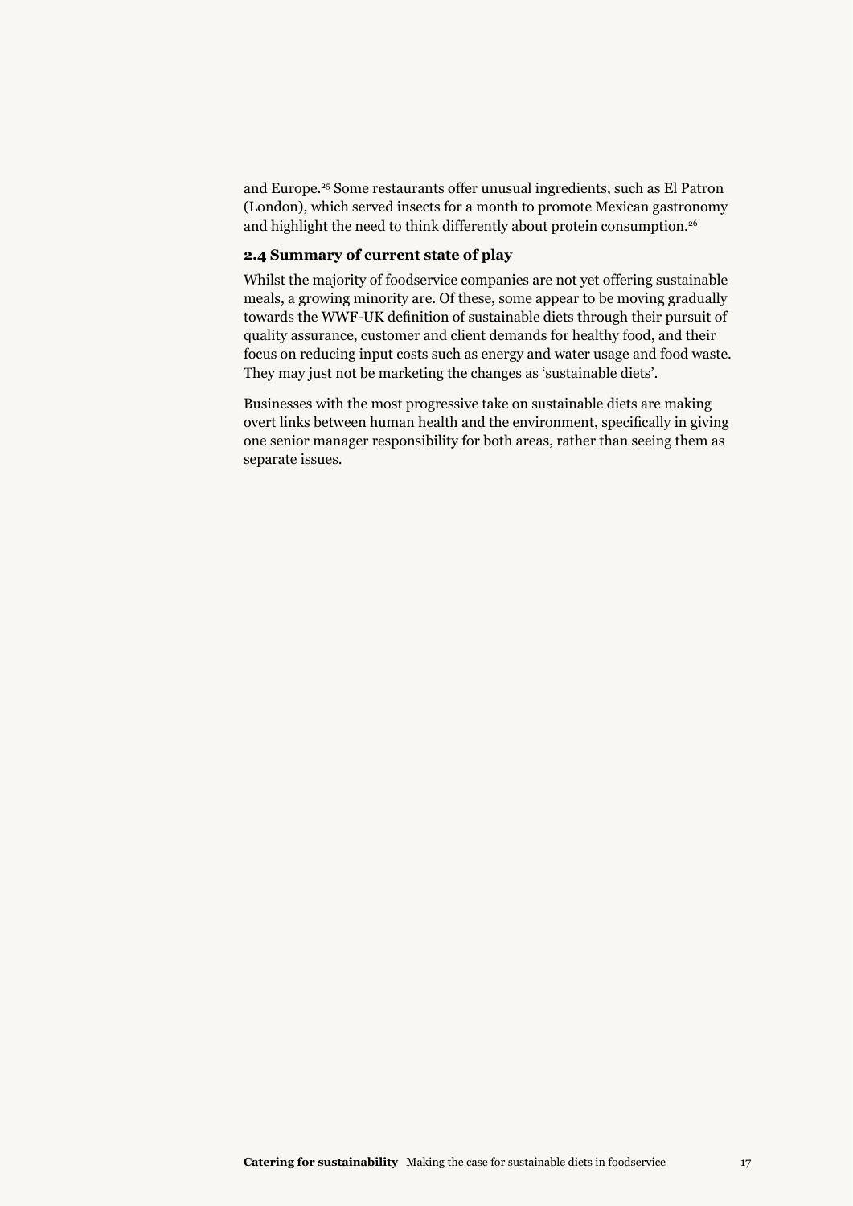and Europe.[25] Some restaurants offer unusual ingredients, such as El Patron (London), which served insects for a month to promote Mexican gastronomy and highlight the need to think differently about protein consumption.[26]

### 2.4 Summary of current state of play

Whilst the majority of foodservice companies are not yet offering sustainable meals, a growing minority are. Of these, some appear to be moving gradually towards the WWF-UK definition of sustainable diets through their pursuit of quality assurance, customer and client demands for healthy food, and their focus on reducing input costs such as energy and water usage and food waste. They may just not be marketing the changes as 'sustainable diets'.

Businesses with the most progressive take on sustainable diets are making overt links between human health and the environment, specifically in giving one senior manager responsibility for both areas, rather than seeing them as separate issues.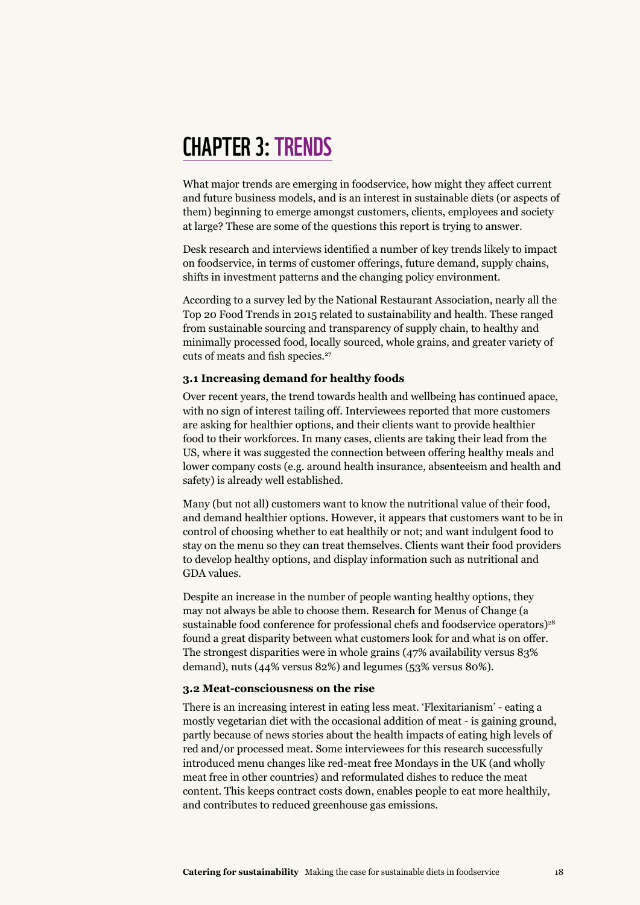# CHAPTER 3: TRENDS

What major trends are emerging in foodservice, how might they affect current and future business models, and is an interest in sustainable diets (or aspects of them) beginning to emerge amongst customers, clients, employees and society at large? These are some of the questions this report is trying to answer.

Desk research and interviews identified a number of key trends likely to impact on foodservice, in terms of customer offerings, future demand, supply chains, shifts in investment patterns and the changing policy environment.

According to a survey led by the National Restaurant Association, nearly all the Top 20 Food Trends in 2015 related to sustainability and health. These ranged from sustainable sourcing and transparency of supply chain, to healthy and minimally processed food, locally sourced, whole grains, and greater variety of cuts of meats and fish species.[27]

### 3.1 Increasing demand for healthy foods

Over recent years, the trend towards health and wellbeing has continued apace, with no sign of interest tailing off. Interviewees reported that more customers are asking for healthier options, and their clients want to provide healthier food to their workforces. In many cases, clients are taking their lead from the US, where it was suggested the connection between offering healthy meals and lower company costs (e.g. around health insurance, absenteeism and health and safety) is already well established.

Many (but not all) customers want to know the nutritional value of their food, and demand healthier options. However, it appears that customers want to be in control of choosing whether to eat healthily or not; and want indulgent food to stay on the menu so they can treat themselves. Clients want their food providers to develop healthy options, and display information such as nutritional and GDA values.

Despite an increase in the number of people wanting healthy options, they may not always be able to choose them. Research for Menus of Change (a sustainable food conference for professional chefs and foodservice operators)[28] found a great disparity between what customers look for and what is on offer. The strongest disparities were in whole grains (47% availability versus 83% demand), nuts (44% versus 82%) and legumes (53% versus 80%).

### 3.2 Meat-consciousness on the rise

There is an increasing interest in eating less meat. 'Flexitarianism' - eating a mostly vegetarian diet with the occasional addition of meat - is gaining ground, partly because of news stories about the health impacts of eating high levels of red and/or processed meat. Some interviewees for this research successfully introduced menu changes like red-meat free Mondays in the UK (and wholly meat free in other countries) and reformulated dishes to reduce the meat content. This keeps contract costs down, enables people to eat more healthily, and contributes to reduced greenhouse gas emissions.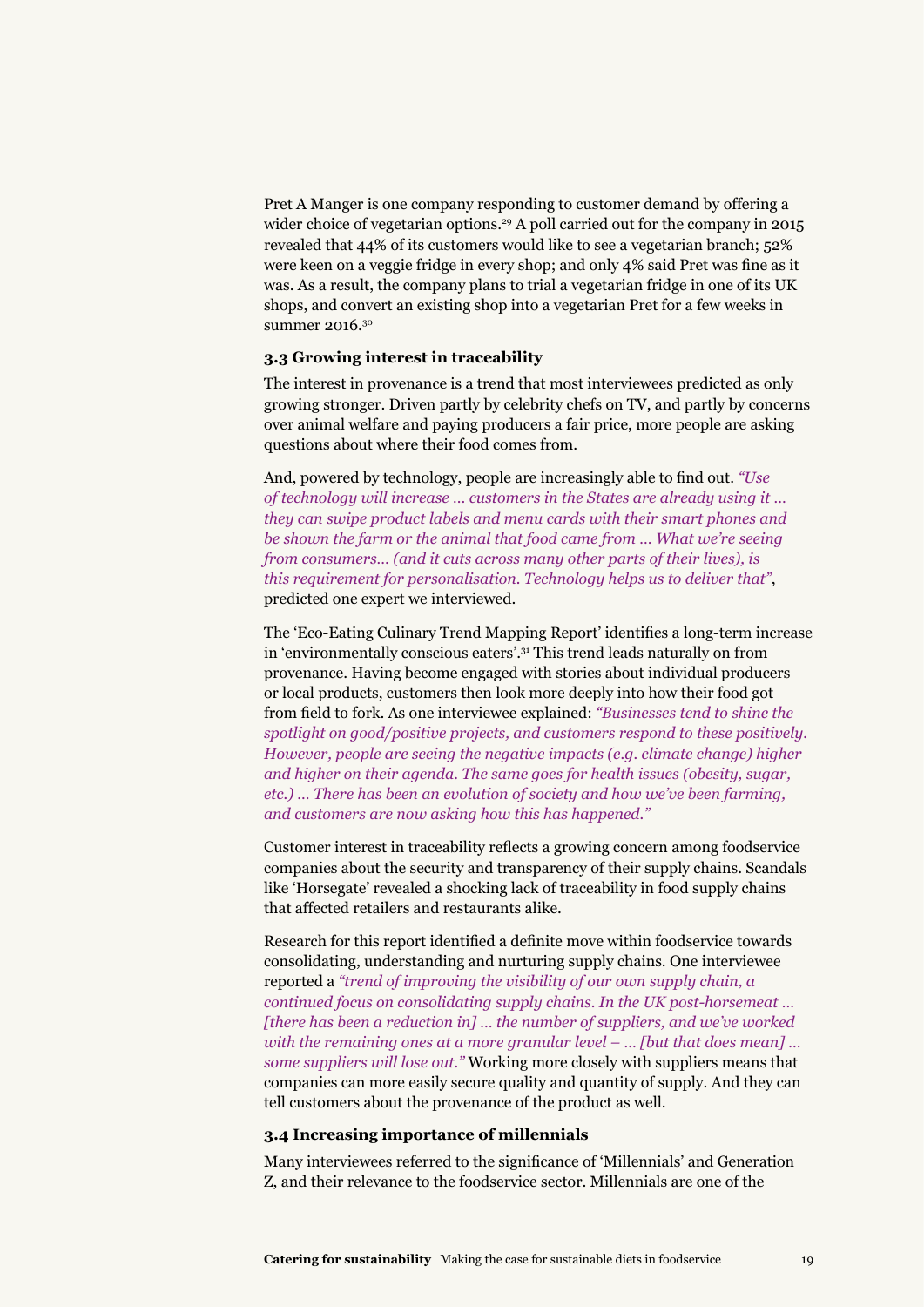Pret A Manger is one company responding to customer demand by offering a wider choice of vegetarian options.[29] A poll carried out for the company in 2015 revealed that 44% of its customers would like to see a vegetarian branch; 52% were keen on a veggie fridge in every shop; and only 4% said Pret was fine as it was. As a result, the company plans to trial a vegetarian fridge in one of its UK shops, and convert an existing shop into a vegetarian Pret for a few weeks in summer 2016.[30]

### 3.3 Growing interest in traceability

The interest in provenance is a trend that most interviewees predicted as only growing stronger. Driven partly by celebrity chefs on TV, and partly by concerns over animal welfare and paying producers a fair price, more people are asking questions about where their food comes from.

And, powered by technology, people are increasingly able to find out. *"Use of technology will increase … customers in the States are already using it … they can swipe product labels and menu cards with their smart phones and be shown the farm or the animal that food came from … What we're seeing from consumers… (and it cuts across many other parts of their lives), is this requirement for personalisation. Technology helps us to deliver that"*, predicted one expert we interviewed.

The 'Eco-Eating Culinary Trend Mapping Report' identifies a long-term increase in 'environmentally conscious eaters'.[31] This trend leads naturally on from provenance. Having become engaged with stories about individual producers or local products, customers then look more deeply into how their food got from field to fork. As one interviewee explained: *"Businesses tend to shine the spotlight on good/positive projects, and customers respond to these positively. However, people are seeing the negative impacts (e.g. climate change) higher and higher on their agenda. The same goes for health issues (obesity, sugar, etc.) … There has been an evolution of society and how we've been farming, and customers are now asking how this has happened."*

Customer interest in traceability reflects a growing concern among foodservice companies about the security and transparency of their supply chains. Scandals like 'Horsegate' revealed a shocking lack of traceability in food supply chains that affected retailers and restaurants alike.

Research for this report identified a definite move within foodservice towards consolidating, understanding and nurturing supply chains. One interviewee reported a *"trend of improving the visibility of our own supply chain, a continued focus on consolidating supply chains. In the UK post-horsemeat … [there has been a reduction in] … the number of suppliers, and we've worked with the remaining ones at a more granular level – … [but that does mean] … some suppliers will lose out."* Working more closely with suppliers means that companies can more easily secure quality and quantity of supply. And they can tell customers about the provenance of the product as well.

### 3.4 Increasing importance of millennials

Many interviewees referred to the significance of 'Millennials' and Generation Z, and their relevance to the foodservice sector. Millennials are one of the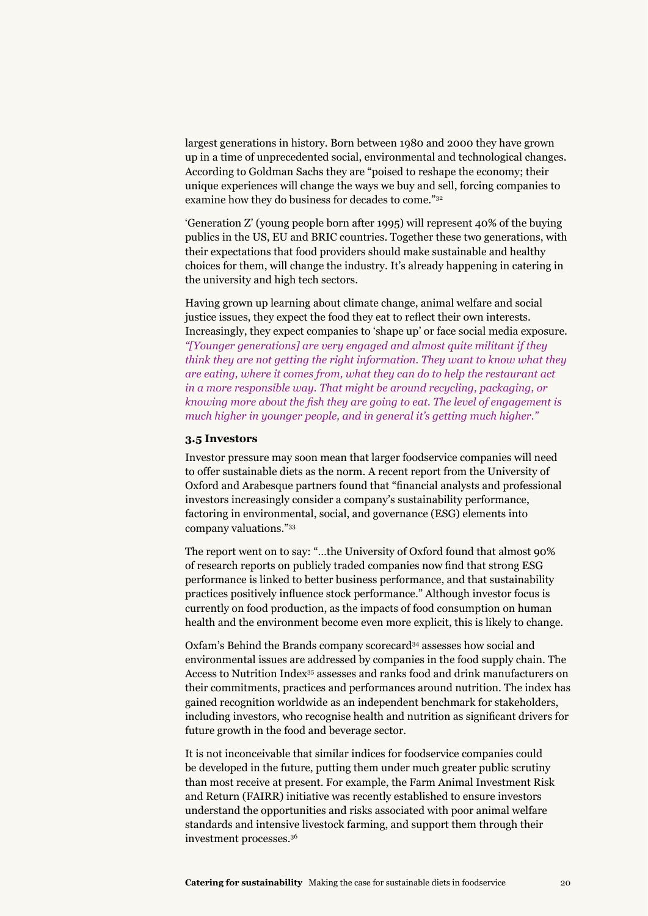largest generations in history. Born between 1980 and 2000 they have grown up in a time of unprecedented social, environmental and technological changes. According to Goldman Sachs they are "poised to reshape the economy; their unique experiences will change the ways we buy and sell, forcing companies to examine how they do business for decades to come."[32]

'Generation Z' (young people born after 1995) will represent 40% of the buying publics in the US, EU and BRIC countries. Together these two generations, with their expectations that food providers should make sustainable and healthy choices for them, will change the industry. It's already happening in catering in the university and high tech sectors.

Having grown up learning about climate change, animal welfare and social justice issues, they expect the food they eat to reflect their own interests. Increasingly, they expect companies to 'shape up' or face social media exposure. *"[Younger generations] are very engaged and almost quite militant if they think they are not getting the right information. They want to know what they are eating, where it comes from, what they can do to help the restaurant act in a more responsible way. That might be around recycling, packaging, or knowing more about the fish they are going to eat. The level of engagement is much higher in younger people, and in general it's getting much higher."*

### 3.5 Investors

Investor pressure may soon mean that larger foodservice companies will need to offer sustainable diets as the norm. A recent report from the University of Oxford and Arabesque partners found that "financial analysts and professional investors increasingly consider a company's sustainability performance, factoring in environmental, social, and governance (ESG) elements into company valuations."[33]

The report went on to say: "...the University of Oxford found that almost 90% of research reports on publicly traded companies now find that strong ESG performance is linked to better business performance, and that sustainability practices positively influence stock performance." Although investor focus is currently on food production, as the impacts of food consumption on human health and the environment become even more explicit, this is likely to change.

Oxfam's Behind the Brands company scorecard[34] assesses how social and environmental issues are addressed by companies in the food supply chain. The Access to Nutrition Index[35] assesses and ranks food and drink manufacturers on their commitments, practices and performances around nutrition. The index has gained recognition worldwide as an independent benchmark for stakeholders, including investors, who recognise health and nutrition as significant drivers for future growth in the food and beverage sector.

It is not inconceivable that similar indices for foodservice companies could be developed in the future, putting them under much greater public scrutiny than most receive at present. For example, the Farm Animal Investment Risk and Return (FAIRR) initiative was recently established to ensure investors understand the opportunities and risks associated with poor animal welfare standards and intensive livestock farming, and support them through their investment processes.[36]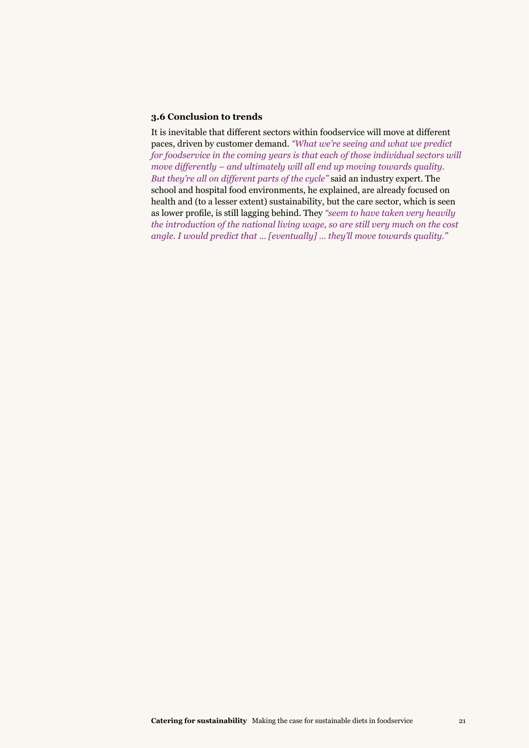### 3.6 Conclusion to trends

It is inevitable that different sectors within foodservice will move at different paces, driven by customer demand. *"What we're seeing and what we predict for foodservice in the coming years is that each of those individual sectors will move differently – and ultimately will all end up moving towards quality. But they're all on different parts of the cycle"* said an industry expert. The school and hospital food environments, he explained, are already focused on health and (to a lesser extent) sustainability, but the care sector, which is seen as lower profile, is still lagging behind. They *"seem to have taken very heavily the introduction of the national living wage, so are still very much on the cost angle. I would predict that … [eventually] … they'll move towards quality."*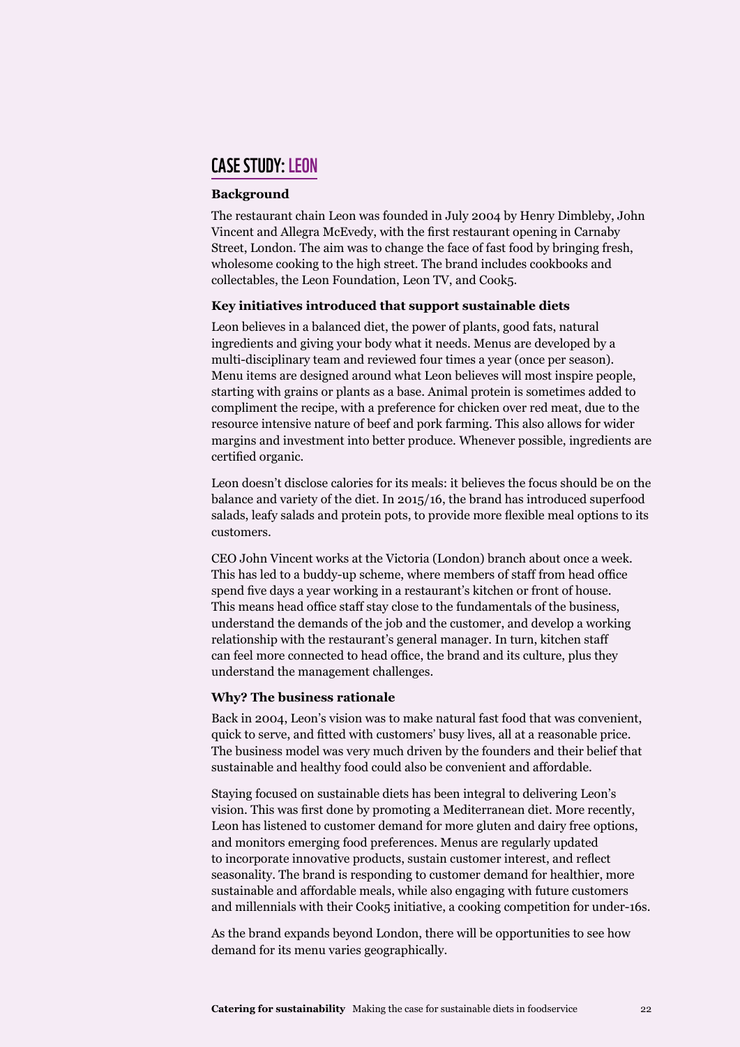## CASE STUDY: LEON

**Background**

The restaurant chain Leon was founded in July 2004 by Henry Dimbleby, John Vincent and Allegra McEvedy, with the first restaurant opening in Carnaby Street, London. The aim was to change the face of fast food by bringing fresh, wholesome cooking to the high street. The brand includes cookbooks and collectables, the Leon Foundation, Leon TV, and Cook5.

**Key initiatives introduced that support sustainable diets**

Leon believes in a balanced diet, the power of plants, good fats, natural ingredients and giving your body what it needs. Menus are developed by a multi-disciplinary team and reviewed four times a year (once per season). Menu items are designed around what Leon believes will most inspire people, starting with grains or plants as a base. Animal protein is sometimes added to compliment the recipe, with a preference for chicken over red meat, due to the resource intensive nature of beef and pork farming. This also allows for wider margins and investment into better produce. Whenever possible, ingredients are certified organic.

Leon doesn't disclose calories for its meals: it believes the focus should be on the balance and variety of the diet. In 2015/16, the brand has introduced superfood salads, leafy salads and protein pots, to provide more flexible meal options to its customers.

CEO John Vincent works at the Victoria (London) branch about once a week. This has led to a buddy-up scheme, where members of staff from head office spend five days a year working in a restaurant's kitchen or front of house. This means head office staff stay close to the fundamentals of the business, understand the demands of the job and the customer, and develop a working relationship with the restaurant's general manager. In turn, kitchen staff can feel more connected to head office, the brand and its culture, plus they understand the management challenges.

**Why? The business rationale**

Back in 2004, Leon's vision was to make natural fast food that was convenient, quick to serve, and fitted with customers' busy lives, all at a reasonable price. The business model was very much driven by the founders and their belief that sustainable and healthy food could also be convenient and affordable.

Staying focused on sustainable diets has been integral to delivering Leon's vision. This was first done by promoting a Mediterranean diet. More recently, Leon has listened to customer demand for more gluten and dairy free options, and monitors emerging food preferences. Menus are regularly updated to incorporate innovative products, sustain customer interest, and reflect seasonality. The brand is responding to customer demand for healthier, more sustainable and affordable meals, while also engaging with future customers and millennials with their Cook5 initiative, a cooking competition for under-16s.

As the brand expands beyond London, there will be opportunities to see how demand for its menu varies geographically.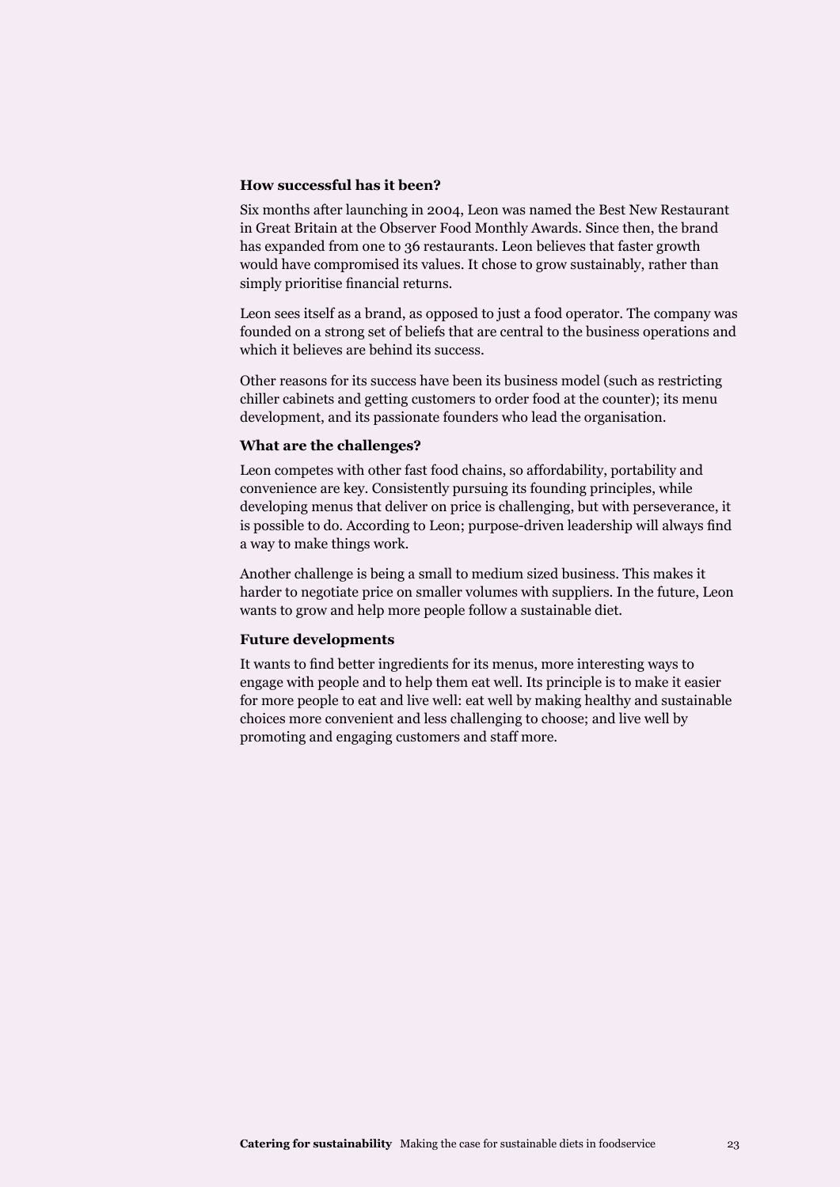**How successful has it been?**

Six months after launching in 2004, Leon was named the Best New Restaurant in Great Britain at the Observer Food Monthly Awards. Since then, the brand has expanded from one to 36 restaurants. Leon believes that faster growth would have compromised its values. It chose to grow sustainably, rather than simply prioritise financial returns.

Leon sees itself as a brand, as opposed to just a food operator. The company was founded on a strong set of beliefs that are central to the business operations and which it believes are behind its success.

Other reasons for its success have been its business model (such as restricting chiller cabinets and getting customers to order food at the counter); its menu development, and its passionate founders who lead the organisation.

**What are the challenges?**

Leon competes with other fast food chains, so affordability, portability and convenience are key. Consistently pursuing its founding principles, while developing menus that deliver on price is challenging, but with perseverance, it is possible to do. According to Leon; purpose-driven leadership will always find a way to make things work.

Another challenge is being a small to medium sized business. This makes it harder to negotiate price on smaller volumes with suppliers. In the future, Leon wants to grow and help more people follow a sustainable diet.

**Future developments**

It wants to find better ingredients for its menus, more interesting ways to engage with people and to help them eat well. Its principle is to make it easier for more people to eat and live well: eat well by making healthy and sustainable choices more convenient and less challenging to choose; and live well by promoting and engaging customers and staff more.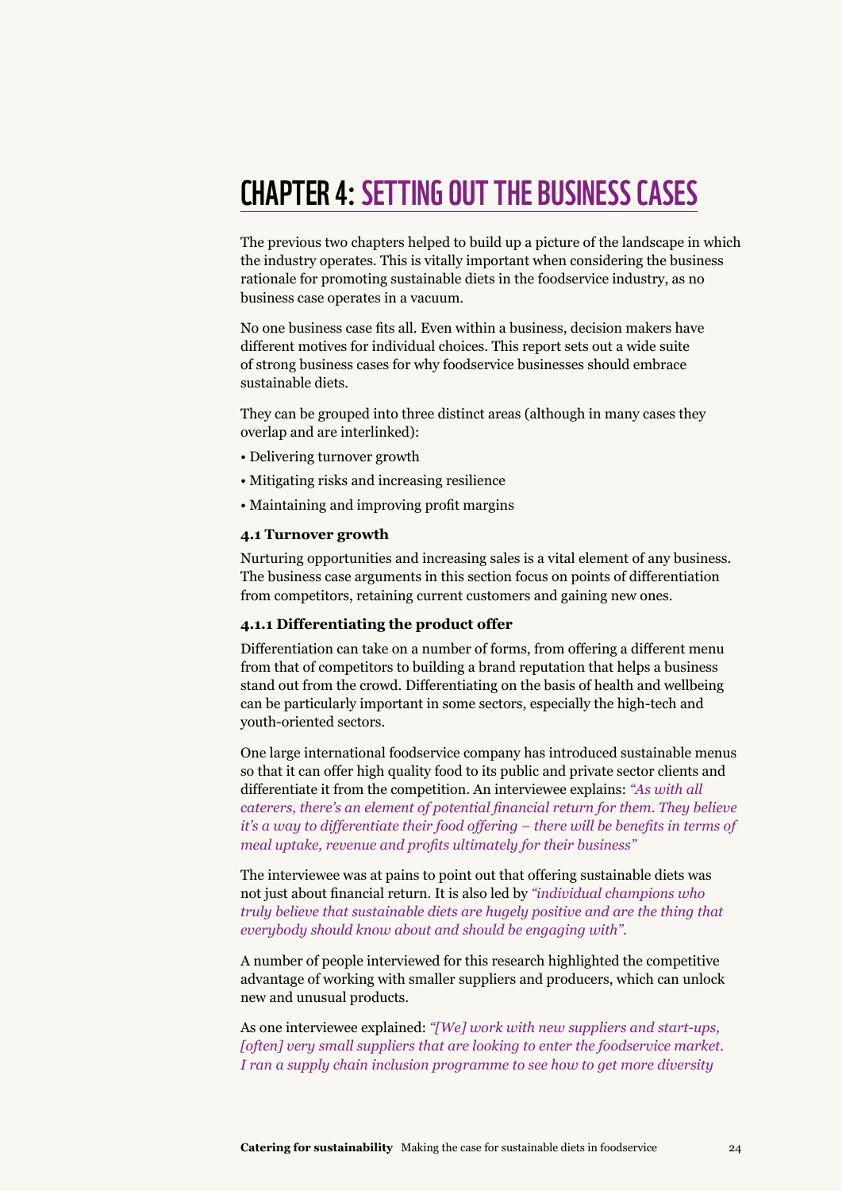# CHAPTER 4: SETTING OUT THE BUSINESS CASES

The previous two chapters helped to build up a picture of the landscape in which the industry operates. This is vitally important when considering the business rationale for promoting sustainable diets in the foodservice industry, as no business case operates in a vacuum.

No one business case fits all. Even within a business, decision makers have different motives for individual choices. This report sets out a wide suite of strong business cases for why foodservice businesses should embrace sustainable diets.

They can be grouped into three distinct areas (although in many cases they overlap and are interlinked):

- Delivering turnover growth
- Mitigating risks and increasing resilience
- Maintaining and improving profit margins

### 4.1 Turnover growth

Nurturing opportunities and increasing sales is a vital element of any business. The business case arguments in this section focus on points of differentiation from competitors, retaining current customers and gaining new ones.

#### 4.1.1 Differentiating the product offer

Differentiation can take on a number of forms, from offering a different menu from that of competitors to building a brand reputation that helps a business stand out from the crowd. Differentiating on the basis of health and wellbeing can be particularly important in some sectors, especially the high-tech and youth-oriented sectors.

One large international foodservice company has introduced sustainable menus so that it can offer high quality food to its public and private sector clients and differentiate it from the competition. An interviewee explains: *"As with all caterers, there's an element of potential financial return for them. They believe it's a way to differentiate their food offering – there will be benefits in terms of meal uptake, revenue and profits ultimately for their business"*

The interviewee was at pains to point out that offering sustainable diets was not just about financial return. It is also led by *"individual champions who truly believe that sustainable diets are hugely positive and are the thing that everybody should know about and should be engaging with".*

A number of people interviewed for this research highlighted the competitive advantage of working with smaller suppliers and producers, which can unlock new and unusual products.

As one interviewee explained: *"[We] work with new suppliers and start-ups, [often] very small suppliers that are looking to enter the foodservice market. I ran a supply chain inclusion programme to see how to get more diversity*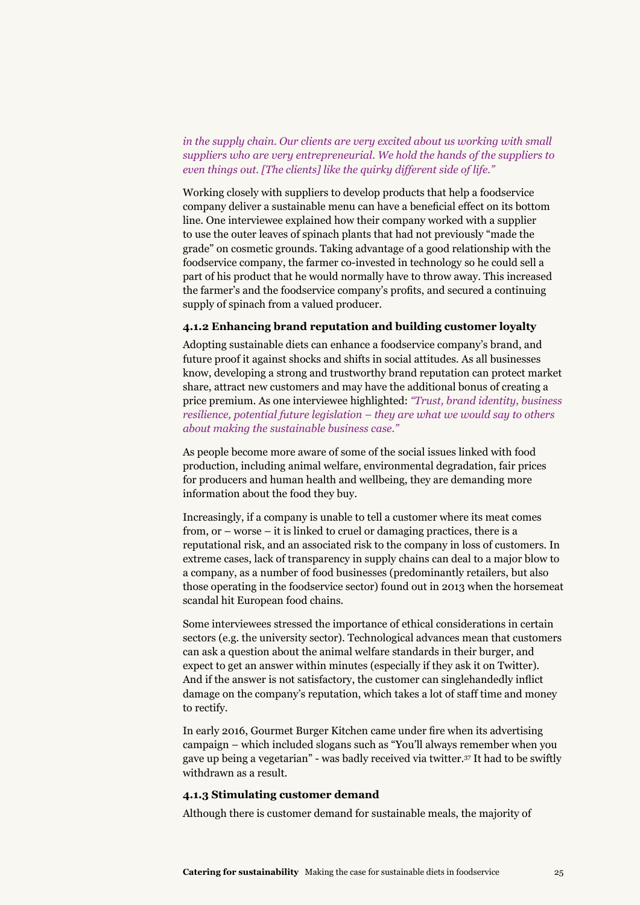*in the supply chain. Our clients are very excited about us working with small suppliers who are very entrepreneurial. We hold the hands of the suppliers to even things out. [The clients] like the quirky different side of life."*

Working closely with suppliers to develop products that help a foodservice company deliver a sustainable menu can have a beneficial effect on its bottom line. One interviewee explained how their company worked with a supplier to use the outer leaves of spinach plants that had not previously "made the grade" on cosmetic grounds. Taking advantage of a good relationship with the foodservice company, the farmer co-invested in technology so he could sell a part of his product that he would normally have to throw away. This increased the farmer's and the foodservice company's profits, and secured a continuing supply of spinach from a valued producer.

### 4.1.2 Enhancing brand reputation and building customer loyalty

Adopting sustainable diets can enhance a foodservice company's brand, and future proof it against shocks and shifts in social attitudes. As all businesses know, developing a strong and trustworthy brand reputation can protect market share, attract new customers and may have the additional bonus of creating a price premium. As one interviewee highlighted: *"Trust, brand identity, business resilience, potential future legislation – they are what we would say to others about making the sustainable business case."*

As people become more aware of some of the social issues linked with food production, including animal welfare, environmental degradation, fair prices for producers and human health and wellbeing, they are demanding more information about the food they buy.

Increasingly, if a company is unable to tell a customer where its meat comes from, or – worse – it is linked to cruel or damaging practices, there is a reputational risk, and an associated risk to the company in loss of customers. In extreme cases, lack of transparency in supply chains can deal to a major blow to a company, as a number of food businesses (predominantly retailers, but also those operating in the foodservice sector) found out in 2013 when the horsemeat scandal hit European food chains.

Some interviewees stressed the importance of ethical considerations in certain sectors (e.g. the university sector). Technological advances mean that customers can ask a question about the animal welfare standards in their burger, and expect to get an answer within minutes (especially if they ask it on Twitter). And if the answer is not satisfactory, the customer can singlehandedly inflict damage on the company's reputation, which takes a lot of staff time and money to rectify.

In early 2016, Gourmet Burger Kitchen came under fire when its advertising campaign – which included slogans such as "You'll always remember when you gave up being a vegetarian" - was badly received via twitter.[37] It had to be swiftly withdrawn as a result.

### 4.1.3 Stimulating customer demand

Although there is customer demand for sustainable meals, the majority of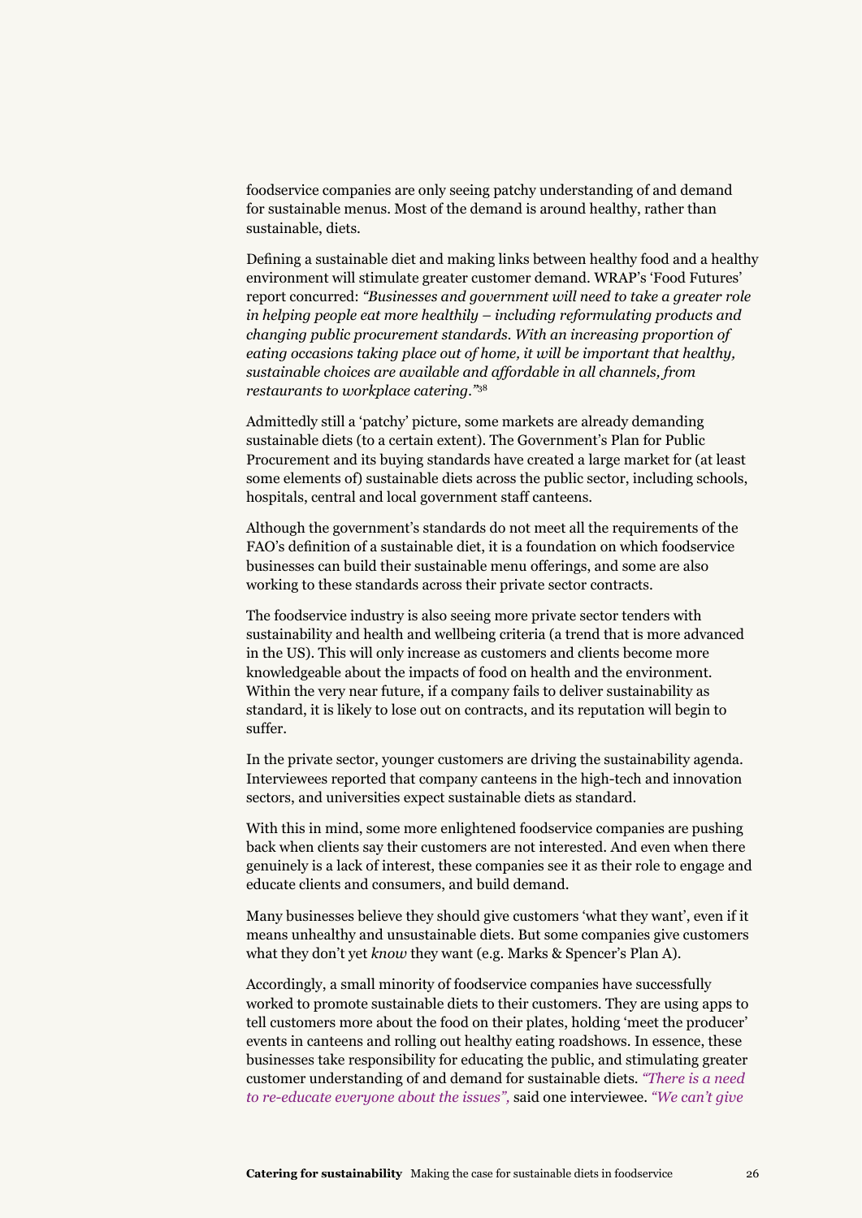foodservice companies are only seeing patchy understanding of and demand for sustainable menus. Most of the demand is around healthy, rather than sustainable, diets.

Defining a sustainable diet and making links between healthy food and a healthy environment will stimulate greater customer demand. WRAP's 'Food Futures' report concurred: *"Businesses and government will need to take a greater role in helping people eat more healthily – including reformulating products and changing public procurement standards. With an increasing proportion of eating occasions taking place out of home, it will be important that healthy, sustainable choices are available and affordable in all channels, from restaurants to workplace catering."*[38]

Admittedly still a 'patchy' picture, some markets are already demanding sustainable diets (to a certain extent). The Government's Plan for Public Procurement and its buying standards have created a large market for (at least some elements of) sustainable diets across the public sector, including schools, hospitals, central and local government staff canteens.

Although the government's standards do not meet all the requirements of the FAO's definition of a sustainable diet, it is a foundation on which foodservice businesses can build their sustainable menu offerings, and some are also working to these standards across their private sector contracts.

The foodservice industry is also seeing more private sector tenders with sustainability and health and wellbeing criteria (a trend that is more advanced in the US). This will only increase as customers and clients become more knowledgeable about the impacts of food on health and the environment. Within the very near future, if a company fails to deliver sustainability as standard, it is likely to lose out on contracts, and its reputation will begin to suffer.

In the private sector, younger customers are driving the sustainability agenda. Interviewees reported that company canteens in the high-tech and innovation sectors, and universities expect sustainable diets as standard.

With this in mind, some more enlightened foodservice companies are pushing back when clients say their customers are not interested. And even when there genuinely is a lack of interest, these companies see it as their role to engage and educate clients and consumers, and build demand.

Many businesses believe they should give customers 'what they want', even if it means unhealthy and unsustainable diets. But some companies give customers what they don't yet *know* they want (e.g. Marks & Spencer's Plan A).

Accordingly, a small minority of foodservice companies have successfully worked to promote sustainable diets to their customers. They are using apps to tell customers more about the food on their plates, holding 'meet the producer' events in canteens and rolling out healthy eating roadshows. In essence, these businesses take responsibility for educating the public, and stimulating greater customer understanding of and demand for sustainable diets. *"There is a need to re-educate everyone about the issues",* said one interviewee. *"We can't give*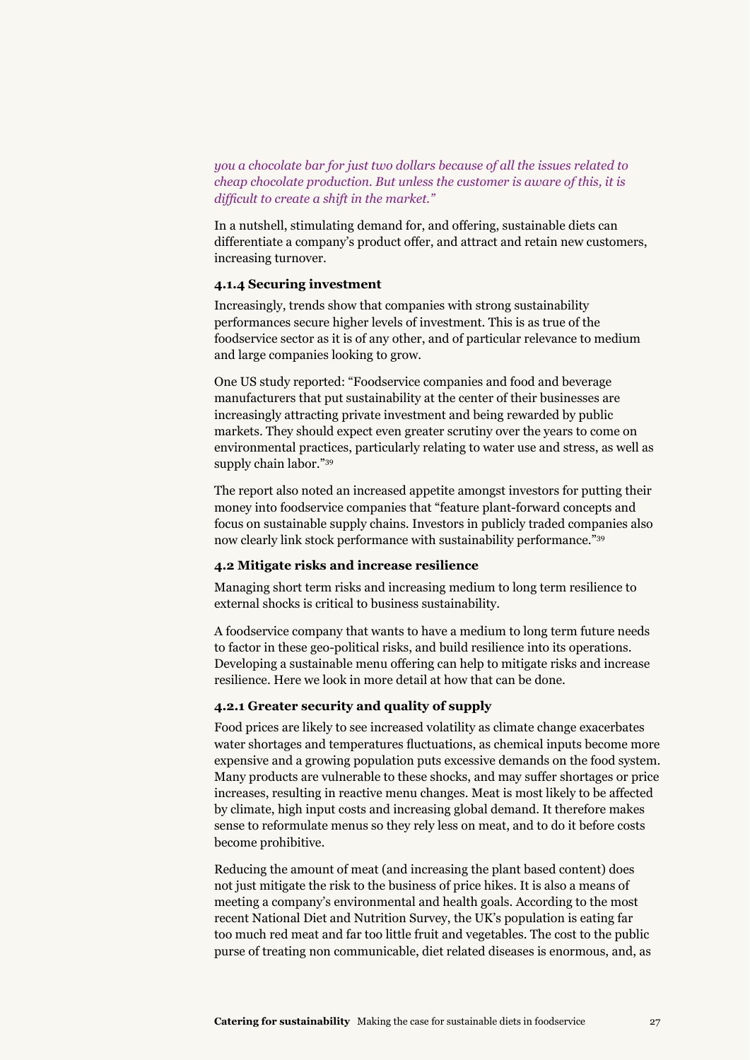*you a chocolate bar for just two dollars because of all the issues related to cheap chocolate production. But unless the customer is aware of this, it is difficult to create a shift in the market."*

In a nutshell, stimulating demand for, and offering, sustainable diets can differentiate a company's product offer, and attract and retain new customers, increasing turnover.

#### 4.1.4 Securing investment

Increasingly, trends show that companies with strong sustainability performances secure higher levels of investment. This is as true of the foodservice sector as it is of any other, and of particular relevance to medium and large companies looking to grow.

One US study reported: "Foodservice companies and food and beverage manufacturers that put sustainability at the center of their businesses are increasingly attracting private investment and being rewarded by public markets. They should expect even greater scrutiny over the years to come on environmental practices, particularly relating to water use and stress, as well as supply chain labor."[39]

The report also noted an increased appetite amongst investors for putting their money into foodservice companies that "feature plant-forward concepts and focus on sustainable supply chains. Investors in publicly traded companies also now clearly link stock performance with sustainability performance."[39]

### 4.2 Mitigate risks and increase resilience

Managing short term risks and increasing medium to long term resilience to external shocks is critical to business sustainability.

A foodservice company that wants to have a medium to long term future needs to factor in these geo-political risks, and build resilience into its operations. Developing a sustainable menu offering can help to mitigate risks and increase resilience. Here we look in more detail at how that can be done.

#### 4.2.1 Greater security and quality of supply

Food prices are likely to see increased volatility as climate change exacerbates water shortages and temperatures fluctuations, as chemical inputs become more expensive and a growing population puts excessive demands on the food system. Many products are vulnerable to these shocks, and may suffer shortages or price increases, resulting in reactive menu changes. Meat is most likely to be affected by climate, high input costs and increasing global demand. It therefore makes sense to reformulate menus so they rely less on meat, and to do it before costs become prohibitive.

Reducing the amount of meat (and increasing the plant based content) does not just mitigate the risk to the business of price hikes. It is also a means of meeting a company's environmental and health goals. According to the most recent National Diet and Nutrition Survey, the UK's population is eating far too much red meat and far too little fruit and vegetables. The cost to the public purse of treating non communicable, diet related diseases is enormous, and, as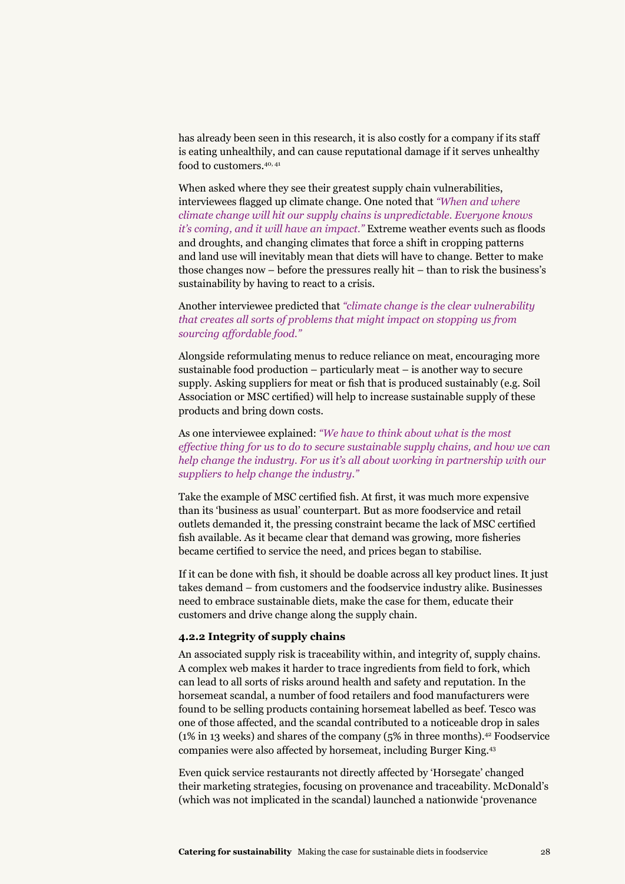has already been seen in this research, it is also costly for a company if its staff is eating unhealthily, and can cause reputational damage if it serves unhealthy food to customers.[40, 41]

When asked where they see their greatest supply chain vulnerabilities, interviewees flagged up climate change. One noted that *"When and where climate change will hit our supply chains is unpredictable. Everyone knows it's coming, and it will have an impact."* Extreme weather events such as floods and droughts, and changing climates that force a shift in cropping patterns and land use will inevitably mean that diets will have to change. Better to make those changes now – before the pressures really hit – than to risk the business's sustainability by having to react to a crisis.

Another interviewee predicted that *"climate change is the clear vulnerability that creates all sorts of problems that might impact on stopping us from sourcing affordable food."*

Alongside reformulating menus to reduce reliance on meat, encouraging more sustainable food production – particularly meat – is another way to secure supply. Asking suppliers for meat or fish that is produced sustainably (e.g. Soil Association or MSC certified) will help to increase sustainable supply of these products and bring down costs.

As one interviewee explained: *"We have to think about what is the most effective thing for us to do to secure sustainable supply chains, and how we can help change the industry. For us it's all about working in partnership with our suppliers to help change the industry."*

Take the example of MSC certified fish. At first, it was much more expensive than its 'business as usual' counterpart. But as more foodservice and retail outlets demanded it, the pressing constraint became the lack of MSC certified fish available. As it became clear that demand was growing, more fisheries became certified to service the need, and prices began to stabilise.

If it can be done with fish, it should be doable across all key product lines. It just takes demand – from customers and the foodservice industry alike. Businesses need to embrace sustainable diets, make the case for them, educate their customers and drive change along the supply chain.

#### 4.2.2 Integrity of supply chains

An associated supply risk is traceability within, and integrity of, supply chains. A complex web makes it harder to trace ingredients from field to fork, which can lead to all sorts of risks around health and safety and reputation. In the horsemeat scandal, a number of food retailers and food manufacturers were found to be selling products containing horsemeat labelled as beef. Tesco was one of those affected, and the scandal contributed to a noticeable drop in sales (1% in 13 weeks) and shares of the company (5% in three months).[42] Foodservice companies were also affected by horsemeat, including Burger King.[43]

Even quick service restaurants not directly affected by 'Horsegate' changed their marketing strategies, focusing on provenance and traceability. McDonald's (which was not implicated in the scandal) launched a nationwide 'provenance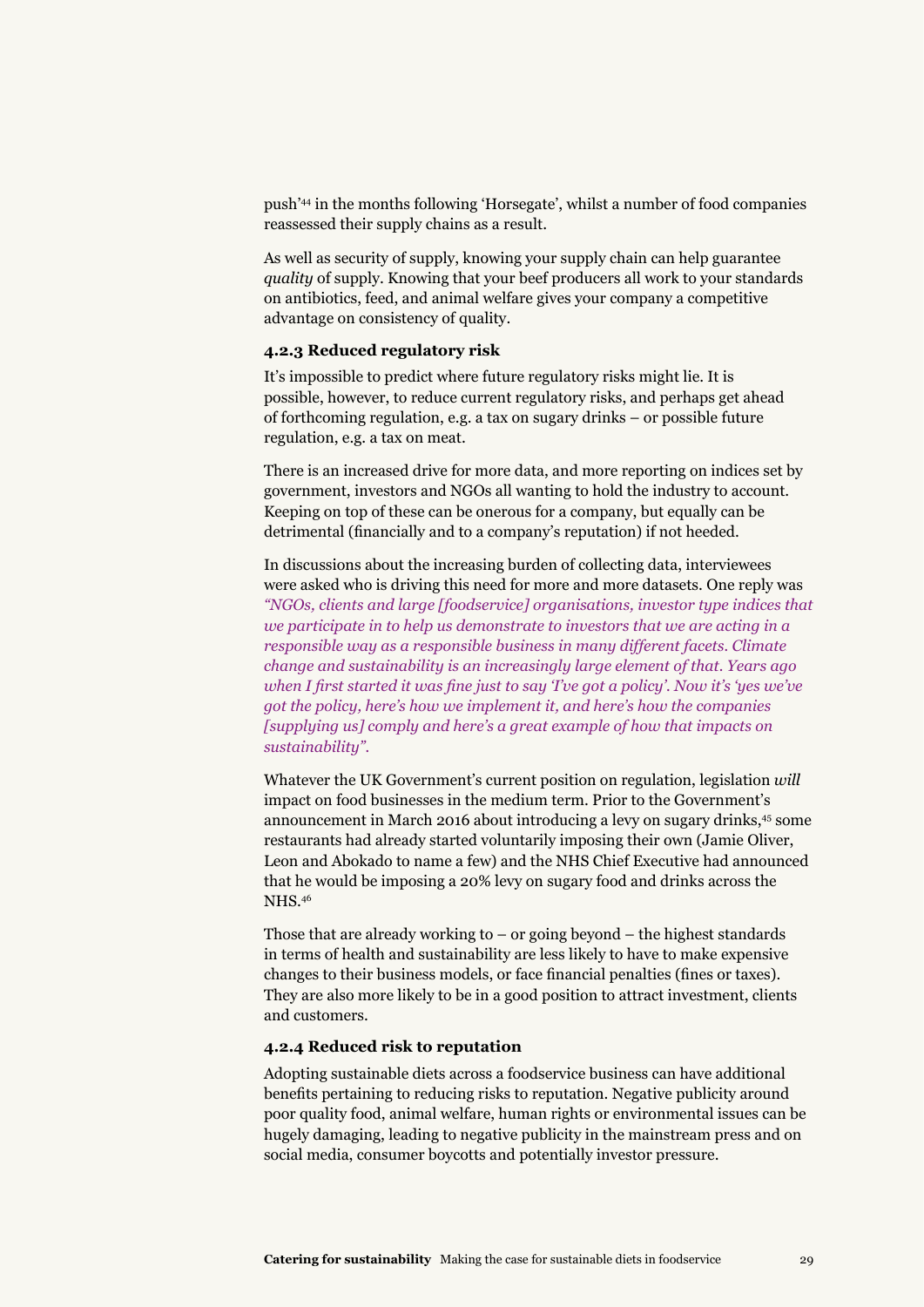push'[44] in the months following 'Horsegate', whilst a number of food companies reassessed their supply chains as a result.

As well as security of supply, knowing your supply chain can help guarantee *quality* of supply. Knowing that your beef producers all work to your standards on antibiotics, feed, and animal welfare gives your company a competitive advantage on consistency of quality.

### 4.2.3 Reduced regulatory risk

It's impossible to predict where future regulatory risks might lie. It is possible, however, to reduce current regulatory risks, and perhaps get ahead of forthcoming regulation, e.g. a tax on sugary drinks – or possible future regulation, e.g. a tax on meat.

There is an increased drive for more data, and more reporting on indices set by government, investors and NGOs all wanting to hold the industry to account. Keeping on top of these can be onerous for a company, but equally can be detrimental (financially and to a company's reputation) if not heeded.

In discussions about the increasing burden of collecting data, interviewees were asked who is driving this need for more and more datasets. One reply was *"NGOs, clients and large [foodservice] organisations, investor type indices that we participate in to help us demonstrate to investors that we are acting in a responsible way as a responsible business in many different facets. Climate change and sustainability is an increasingly large element of that. Years ago when I first started it was fine just to say 'I've got a policy'. Now it's 'yes we've got the policy, here's how we implement it, and here's how the companies [supplying us] comply and here's a great example of how that impacts on sustainability".*

Whatever the UK Government's current position on regulation, legislation *will* impact on food businesses in the medium term. Prior to the Government's announcement in March 2016 about introducing a levy on sugary drinks,[45] some restaurants had already started voluntarily imposing their own (Jamie Oliver, Leon and Abokado to name a few) and the NHS Chief Executive had announced that he would be imposing a 20% levy on sugary food and drinks across the NHS.[46]

Those that are already working to – or going beyond – the highest standards in terms of health and sustainability are less likely to have to make expensive changes to their business models, or face financial penalties (fines or taxes). They are also more likely to be in a good position to attract investment, clients and customers.

### 4.2.4 Reduced risk to reputation

Adopting sustainable diets across a foodservice business can have additional benefits pertaining to reducing risks to reputation. Negative publicity around poor quality food, animal welfare, human rights or environmental issues can be hugely damaging, leading to negative publicity in the mainstream press and on social media, consumer boycotts and potentially investor pressure.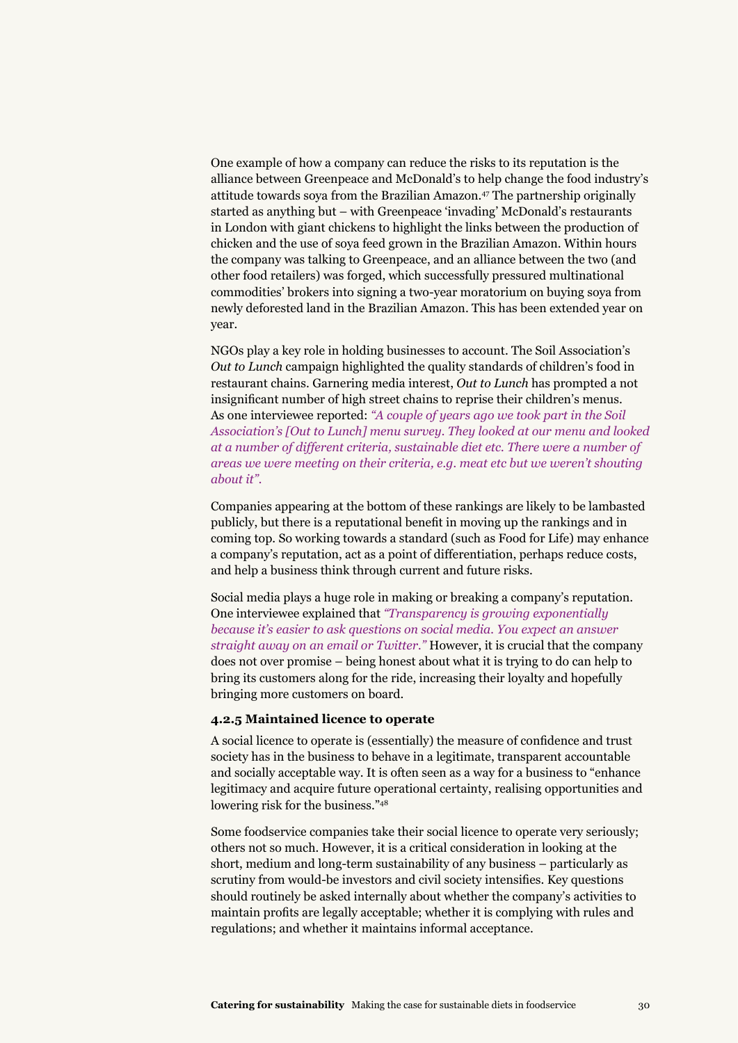One example of how a company can reduce the risks to its reputation is the alliance between Greenpeace and McDonald's to help change the food industry's attitude towards soya from the Brazilian Amazon.[47] The partnership originally started as anything but – with Greenpeace 'invading' McDonald's restaurants in London with giant chickens to highlight the links between the production of chicken and the use of soya feed grown in the Brazilian Amazon. Within hours the company was talking to Greenpeace, and an alliance between the two (and other food retailers) was forged, which successfully pressured multinational commodities' brokers into signing a two-year moratorium on buying soya from newly deforested land in the Brazilian Amazon. This has been extended year on year.

NGOs play a key role in holding businesses to account. The Soil Association's *Out to Lunch* campaign highlighted the quality standards of children's food in restaurant chains. Garnering media interest, *Out to Lunch* has prompted a not insignificant number of high street chains to reprise their children's menus. As one interviewee reported: *"A couple of years ago we took part in the Soil Association's [Out to Lunch] menu survey. They looked at our menu and looked at a number of different criteria, sustainable diet etc. There were a number of areas we were meeting on their criteria, e.g. meat etc but we weren't shouting about it".*

Companies appearing at the bottom of these rankings are likely to be lambasted publicly, but there is a reputational benefit in moving up the rankings and in coming top. So working towards a standard (such as Food for Life) may enhance a company's reputation, act as a point of differentiation, perhaps reduce costs, and help a business think through current and future risks.

Social media plays a huge role in making or breaking a company's reputation. One interviewee explained that *"Transparency is growing exponentially because it's easier to ask questions on social media. You expect an answer straight away on an email or Twitter."* However, it is crucial that the company does not over promise – being honest about what it is trying to do can help to bring its customers along for the ride, increasing their loyalty and hopefully bringing more customers on board.

#### 4.2.5 Maintained licence to operate

A social licence to operate is (essentially) the measure of confidence and trust society has in the business to behave in a legitimate, transparent accountable and socially acceptable way. It is often seen as a way for a business to "enhance legitimacy and acquire future operational certainty, realising opportunities and lowering risk for the business."[48]

Some foodservice companies take their social licence to operate very seriously; others not so much. However, it is a critical consideration in looking at the short, medium and long-term sustainability of any business – particularly as scrutiny from would-be investors and civil society intensifies. Key questions should routinely be asked internally about whether the company's activities to maintain profits are legally acceptable; whether it is complying with rules and regulations; and whether it maintains informal acceptance.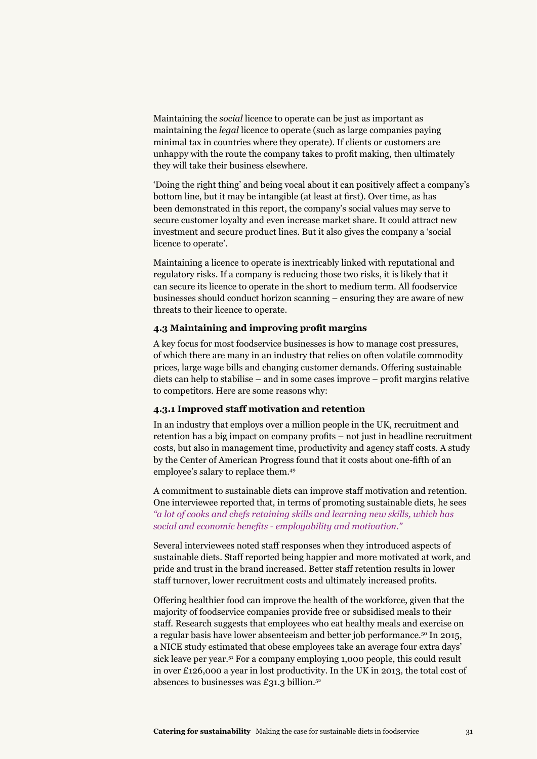Maintaining the *social* licence to operate can be just as important as maintaining the *legal* licence to operate (such as large companies paying minimal tax in countries where they operate). If clients or customers are unhappy with the route the company takes to profit making, then ultimately they will take their business elsewhere.

'Doing the right thing' and being vocal about it can positively affect a company's bottom line, but it may be intangible (at least at first). Over time, as has been demonstrated in this report, the company's social values may serve to secure customer loyalty and even increase market share. It could attract new investment and secure product lines. But it also gives the company a 'social licence to operate'.

Maintaining a licence to operate is inextricably linked with reputational and regulatory risks. If a company is reducing those two risks, it is likely that it can secure its licence to operate in the short to medium term. All foodservice businesses should conduct horizon scanning – ensuring they are aware of new threats to their licence to operate.

### 4.3 Maintaining and improving profit margins

A key focus for most foodservice businesses is how to manage cost pressures, of which there are many in an industry that relies on often volatile commodity prices, large wage bills and changing customer demands. Offering sustainable diets can help to stabilise – and in some cases improve – profit margins relative to competitors. Here are some reasons why:

#### 4.3.1 Improved staff motivation and retention

In an industry that employs over a million people in the UK, recruitment and retention has a big impact on company profits – not just in headline recruitment costs, but also in management time, productivity and agency staff costs. A study by the Center of American Progress found that it costs about one-fifth of an employee's salary to replace them.[49]

A commitment to sustainable diets can improve staff motivation and retention. One interviewee reported that, in terms of promoting sustainable diets, he sees *"a lot of cooks and chefs retaining skills and learning new skills, which has social and economic benefits - employability and motivation."*

Several interviewees noted staff responses when they introduced aspects of sustainable diets. Staff reported being happier and more motivated at work, and pride and trust in the brand increased. Better staff retention results in lower staff turnover, lower recruitment costs and ultimately increased profits.

Offering healthier food can improve the health of the workforce, given that the majority of foodservice companies provide free or subsidised meals to their staff. Research suggests that employees who eat healthy meals and exercise on a regular basis have lower absenteeism and better job performance.[50] In 2015, a NICE study estimated that obese employees take an average four extra days' sick leave per year.[51] For a company employing 1,000 people, this could result in over £126,000 a year in lost productivity. In the UK in 2013, the total cost of absences to businesses was £31.3 billion.[52]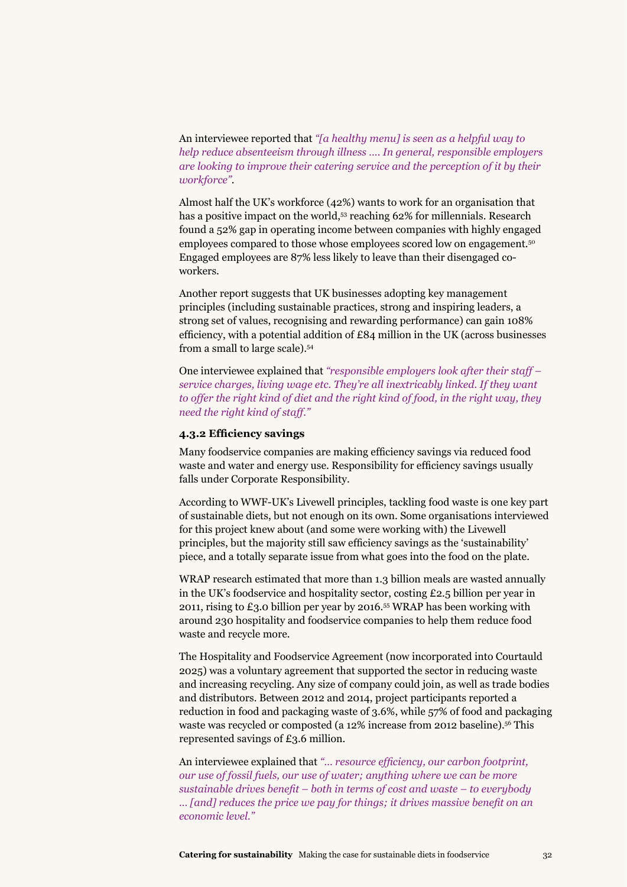An interviewee reported that *"[a healthy menu] is seen as a helpful way to help reduce absenteeism through illness .... In general, responsible employers are looking to improve their catering service and the perception of it by their workforce"*.

Almost half the UK's workforce (42%) wants to work for an organisation that has a positive impact on the world,[53] reaching 62% for millennials. Research found a 52% gap in operating income between companies with highly engaged employees compared to those whose employees scored low on engagement.[50] Engaged employees are 87% less likely to leave than their disengaged co-workers.

Another report suggests that UK businesses adopting key management principles (including sustainable practices, strong and inspiring leaders, a strong set of values, recognising and rewarding performance) can gain 108% efficiency, with a potential addition of £84 million in the UK (across businesses from a small to large scale).[54]

One interviewee explained that *"responsible employers look after their staff – service charges, living wage etc. They're all inextricably linked. If they want to offer the right kind of diet and the right kind of food, in the right way, they need the right kind of staff."*

#### 4.3.2 Efficiency savings

Many foodservice companies are making efficiency savings via reduced food waste and water and energy use. Responsibility for efficiency savings usually falls under Corporate Responsibility.

According to WWF-UK's Livewell principles, tackling food waste is one key part of sustainable diets, but not enough on its own. Some organisations interviewed for this project knew about (and some were working with) the Livewell principles, but the majority still saw efficiency savings as the 'sustainability' piece, and a totally separate issue from what goes into the food on the plate.

WRAP research estimated that more than 1.3 billion meals are wasted annually in the UK's foodservice and hospitality sector, costing £2.5 billion per year in 2011, rising to £3.0 billion per year by 2016.[55] WRAP has been working with around 230 hospitality and foodservice companies to help them reduce food waste and recycle more.

The Hospitality and Foodservice Agreement (now incorporated into Courtauld 2025) was a voluntary agreement that supported the sector in reducing waste and increasing recycling. Any size of company could join, as well as trade bodies and distributors. Between 2012 and 2014, project participants reported a reduction in food and packaging waste of 3.6%, while 57% of food and packaging waste was recycled or composted (a 12% increase from 2012 baseline).[56] This represented savings of £3.6 million.

An interviewee explained that *"... resource efficiency, our carbon footprint, our use of fossil fuels, our use of water; anything where we can be more sustainable drives benefit – both in terms of cost and waste – to everybody ... [and] reduces the price we pay for things; it drives massive benefit on an economic level."*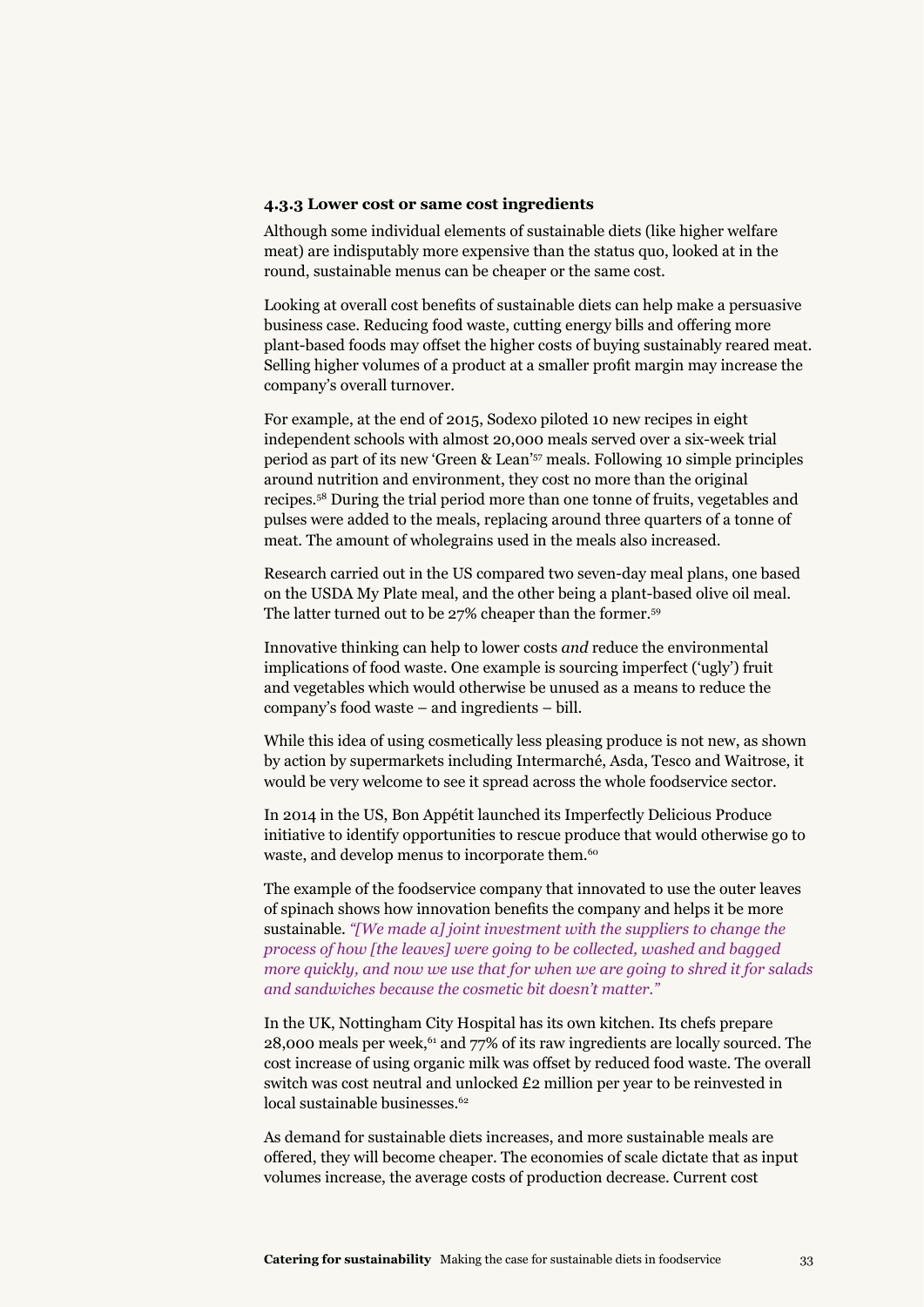### 4.3.3 Lower cost or same cost ingredients

Although some individual elements of sustainable diets (like higher welfare meat) are indisputably more expensive than the status quo, looked at in the round, sustainable menus can be cheaper or the same cost.

Looking at overall cost benefits of sustainable diets can help make a persuasive business case. Reducing food waste, cutting energy bills and offering more plant-based foods may offset the higher costs of buying sustainably reared meat. Selling higher volumes of a product at a smaller profit margin may increase the company's overall turnover.

For example, at the end of 2015, Sodexo piloted 10 new recipes in eight independent schools with almost 20,000 meals served over a six-week trial period as part of its new 'Green & Lean'[57] meals. Following 10 simple principles around nutrition and environment, they cost no more than the original recipes.[58] During the trial period more than one tonne of fruits, vegetables and pulses were added to the meals, replacing around three quarters of a tonne of meat. The amount of wholegrains used in the meals also increased.

Research carried out in the US compared two seven-day meal plans, one based on the USDA My Plate meal, and the other being a plant-based olive oil meal. The latter turned out to be 27% cheaper than the former.[59]

Innovative thinking can help to lower costs *and* reduce the environmental implications of food waste. One example is sourcing imperfect ('ugly') fruit and vegetables which would otherwise be unused as a means to reduce the company's food waste – and ingredients – bill.

While this idea of using cosmetically less pleasing produce is not new, as shown by action by supermarkets including Intermarché, Asda, Tesco and Waitrose, it would be very welcome to see it spread across the whole foodservice sector.

In 2014 in the US, Bon Appétit launched its Imperfectly Delicious Produce initiative to identify opportunities to rescue produce that would otherwise go to waste, and develop menus to incorporate them.[60]

The example of the foodservice company that innovated to use the outer leaves of spinach shows how innovation benefits the company and helps it be more sustainable. *"[We made a] joint investment with the suppliers to change the process of how [the leaves] were going to be collected, washed and bagged more quickly, and now we use that for when we are going to shred it for salads and sandwiches because the cosmetic bit doesn't matter."*

In the UK, Nottingham City Hospital has its own kitchen. Its chefs prepare 28,000 meals per week,[61] and 77% of its raw ingredients are locally sourced. The cost increase of using organic milk was offset by reduced food waste. The overall switch was cost neutral and unlocked £2 million per year to be reinvested in local sustainable businesses.[62]

As demand for sustainable diets increases, and more sustainable meals are offered, they will become cheaper. The economies of scale dictate that as input volumes increase, the average costs of production decrease. Current cost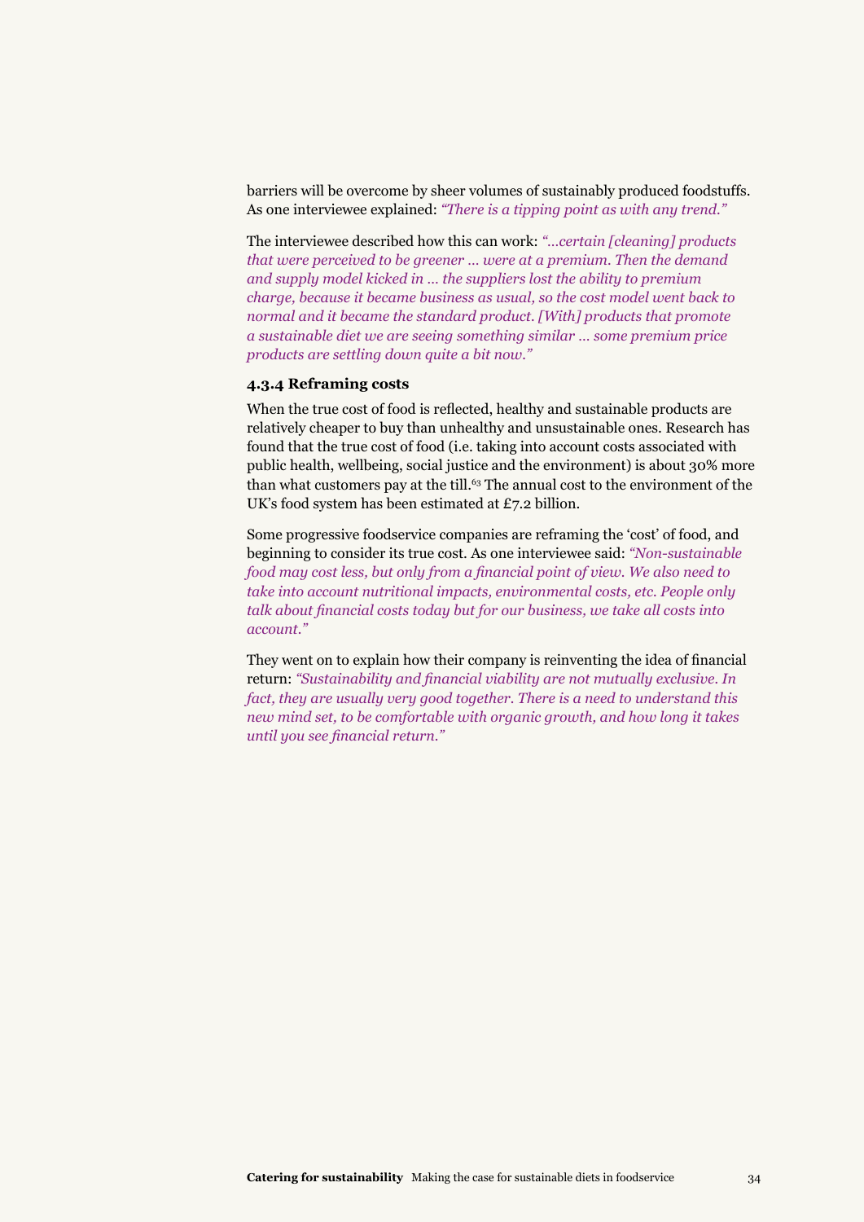barriers will be overcome by sheer volumes of sustainably produced foodstuffs. As one interviewee explained: *"There is a tipping point as with any trend."*

The interviewee described how this can work: *"…certain [cleaning] products that were perceived to be greener … were at a premium. Then the demand and supply model kicked in … the suppliers lost the ability to premium charge, because it became business as usual, so the cost model went back to normal and it became the standard product. [With] products that promote a sustainable diet we are seeing something similar … some premium price products are settling down quite a bit now."*

### 4.3.4 Reframing costs

When the true cost of food is reflected, healthy and sustainable products are relatively cheaper to buy than unhealthy and unsustainable ones. Research has found that the true cost of food (i.e. taking into account costs associated with public health, wellbeing, social justice and the environment) is about 30% more than what customers pay at the till.[63] The annual cost to the environment of the UK's food system has been estimated at £7.2 billion.

Some progressive foodservice companies are reframing the 'cost' of food, and beginning to consider its true cost. As one interviewee said: *"Non-sustainable food may cost less, but only from a financial point of view. We also need to take into account nutritional impacts, environmental costs, etc. People only talk about financial costs today but for our business, we take all costs into account."*

They went on to explain how their company is reinventing the idea of financial return: *"Sustainability and financial viability are not mutually exclusive. In fact, they are usually very good together. There is a need to understand this new mind set, to be comfortable with organic growth, and how long it takes until you see financial return."*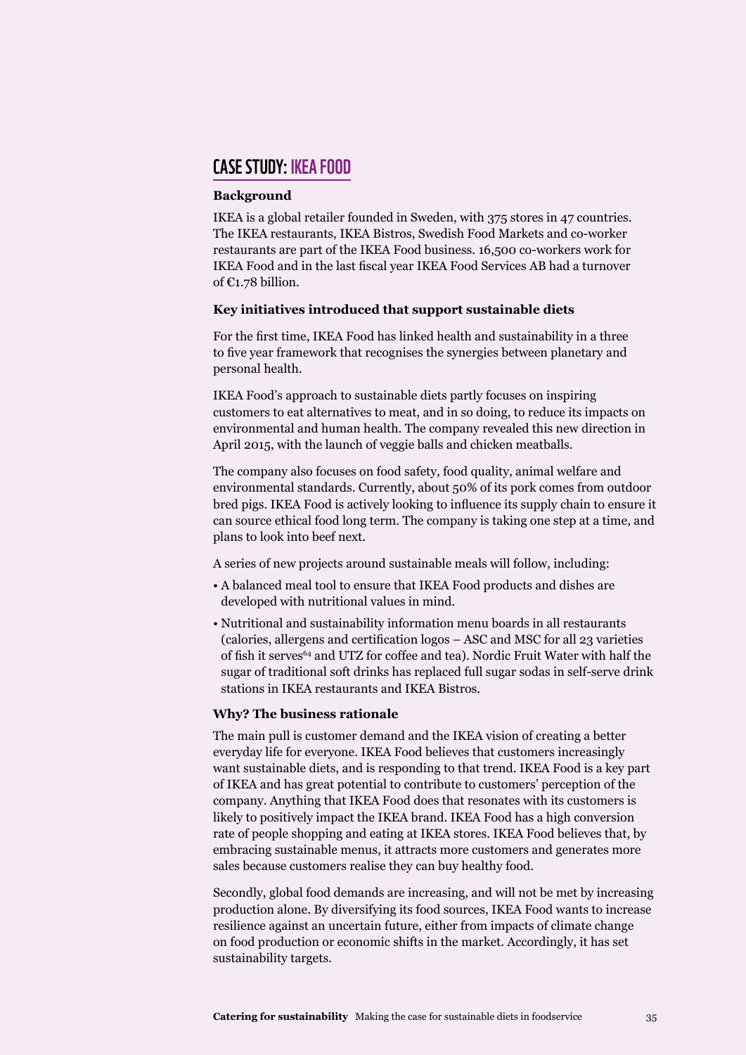## CASE STUDY: IKEA FOOD

### Background

IKEA is a global retailer founded in Sweden, with 375 stores in 47 countries. The IKEA restaurants, IKEA Bistros, Swedish Food Markets and co-worker restaurants are part of the IKEA Food business. 16,500 co-workers work for IKEA Food and in the last fiscal year IKEA Food Services AB had a turnover of €1.78 billion.

### Key initiatives introduced that support sustainable diets

For the first time, IKEA Food has linked health and sustainability in a three to five year framework that recognises the synergies between planetary and personal health.

IKEA Food's approach to sustainable diets partly focuses on inspiring customers to eat alternatives to meat, and in so doing, to reduce its impacts on environmental and human health. The company revealed this new direction in April 2015, with the launch of veggie balls and chicken meatballs.

The company also focuses on food safety, food quality, animal welfare and environmental standards. Currently, about 50% of its pork comes from outdoor bred pigs. IKEA Food is actively looking to influence its supply chain to ensure it can source ethical food long term. The company is taking one step at a time, and plans to look into beef next.

A series of new projects around sustainable meals will follow, including:

- A balanced meal tool to ensure that IKEA Food products and dishes are developed with nutritional values in mind.
- Nutritional and sustainability information menu boards in all restaurants (calories, allergens and certification logos – ASC and MSC for all 23 varieties of fish it serves[64] and UTZ for coffee and tea). Nordic Fruit Water with half the sugar of traditional soft drinks has replaced full sugar sodas in self-serve drink stations in IKEA restaurants and IKEA Bistros.

### Why? The business rationale

The main pull is customer demand and the IKEA vision of creating a better everyday life for everyone. IKEA Food believes that customers increasingly want sustainable diets, and is responding to that trend. IKEA Food is a key part of IKEA and has great potential to contribute to customers' perception of the company. Anything that IKEA Food does that resonates with its customers is likely to positively impact the IKEA brand. IKEA Food has a high conversion rate of people shopping and eating at IKEA stores. IKEA Food believes that, by embracing sustainable menus, it attracts more customers and generates more sales because customers realise they can buy healthy food.

Secondly, global food demands are increasing, and will not be met by increasing production alone. By diversifying its food sources, IKEA Food wants to increase resilience against an uncertain future, either from impacts of climate change on food production or economic shifts in the market. Accordingly, it has set sustainability targets.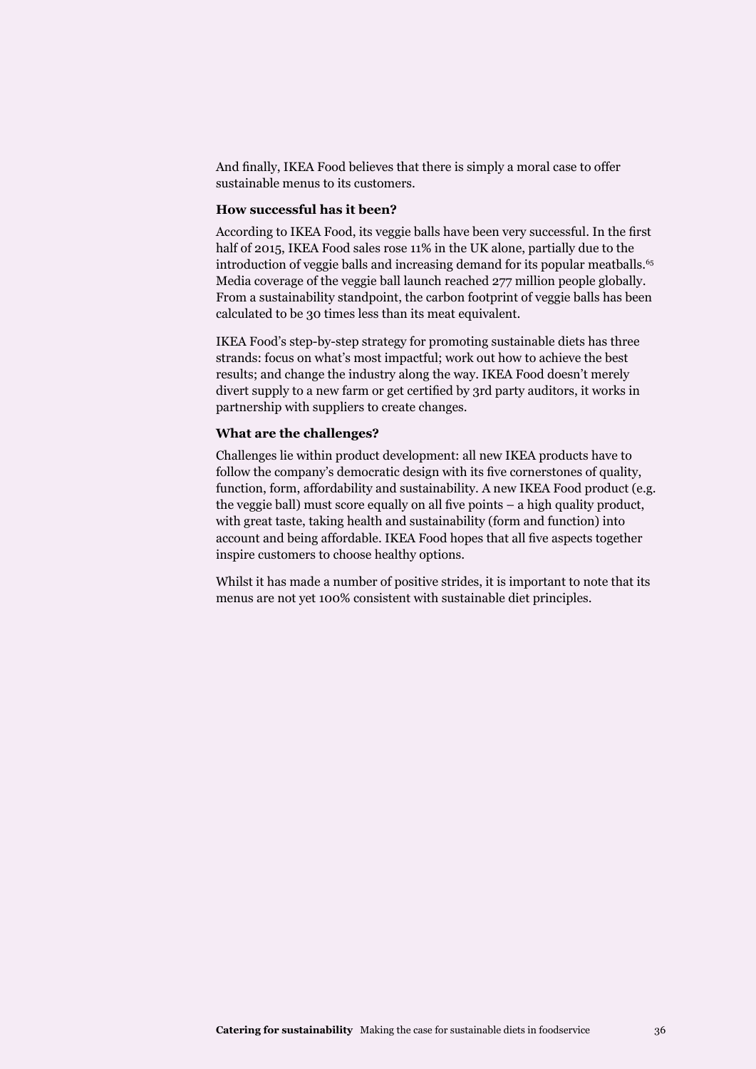And finally, IKEA Food believes that there is simply a moral case to offer sustainable menus to its customers.

**How successful has it been?**

According to IKEA Food, its veggie balls have been very successful. In the first half of 2015, IKEA Food sales rose 11% in the UK alone, partially due to the introduction of veggie balls and increasing demand for its popular meatballs.[65] Media coverage of the veggie ball launch reached 277 million people globally. From a sustainability standpoint, the carbon footprint of veggie balls has been calculated to be 30 times less than its meat equivalent.

IKEA Food's step-by-step strategy for promoting sustainable diets has three strands: focus on what's most impactful; work out how to achieve the best results; and change the industry along the way. IKEA Food doesn't merely divert supply to a new farm or get certified by 3rd party auditors, it works in partnership with suppliers to create changes.

**What are the challenges?**

Challenges lie within product development: all new IKEA products have to follow the company's democratic design with its five cornerstones of quality, function, form, affordability and sustainability. A new IKEA Food product (e.g. the veggie ball) must score equally on all five points – a high quality product, with great taste, taking health and sustainability (form and function) into account and being affordable. IKEA Food hopes that all five aspects together inspire customers to choose healthy options.

Whilst it has made a number of positive strides, it is important to note that its menus are not yet 100% consistent with sustainable diet principles.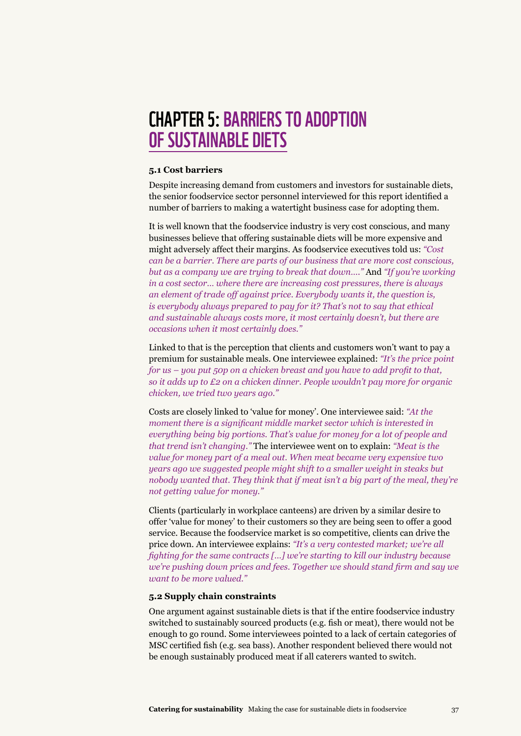# CHAPTER 5: BARRIERS TO ADOPTION OF SUSTAINABLE DIETS

### 5.1 Cost barriers

Despite increasing demand from customers and investors for sustainable diets, the senior foodservice sector personnel interviewed for this report identified a number of barriers to making a watertight business case for adopting them.

It is well known that the foodservice industry is very cost conscious, and many businesses believe that offering sustainable diets will be more expensive and might adversely affect their margins. As foodservice executives told us: *"Cost can be a barrier. There are parts of our business that are more cost conscious, but as a company we are trying to break that down…."* And *"If you're working in a cost sector… where there are increasing cost pressures, there is always an element of trade off against price. Everybody wants it, the question is, is everybody always prepared to pay for it? That's not to say that ethical and sustainable always costs more, it most certainly doesn't, but there are occasions when it most certainly does."*

Linked to that is the perception that clients and customers won't want to pay a premium for sustainable meals. One interviewee explained: *"It's the price point for us – you put 50p on a chicken breast and you have to add profit to that, so it adds up to £2 on a chicken dinner. People wouldn't pay more for organic chicken, we tried two years ago."*

Costs are closely linked to 'value for money'. One interviewee said: *"At the moment there is a significant middle market sector which is interested in everything being big portions. That's value for money for a lot of people and that trend isn't changing."* The interviewee went on to explain: *"Meat is the value for money part of a meal out. When meat became very expensive two years ago we suggested people might shift to a smaller weight in steaks but nobody wanted that. They think that if meat isn't a big part of the meal, they're not getting value for money."*

Clients (particularly in workplace canteens) are driven by a similar desire to offer 'value for money' to their customers so they are being seen to offer a good service. Because the foodservice market is so competitive, clients can drive the price down. An interviewee explains: *"It's a very contested market; we're all fighting for the same contracts […] we're starting to kill our industry because we're pushing down prices and fees. Together we should stand firm and say we want to be more valued."*

### 5.2 Supply chain constraints

One argument against sustainable diets is that if the entire foodservice industry switched to sustainably sourced products (e.g. fish or meat), there would not be enough to go round. Some interviewees pointed to a lack of certain categories of MSC certified fish (e.g. sea bass). Another respondent believed there would not be enough sustainably produced meat if all caterers wanted to switch.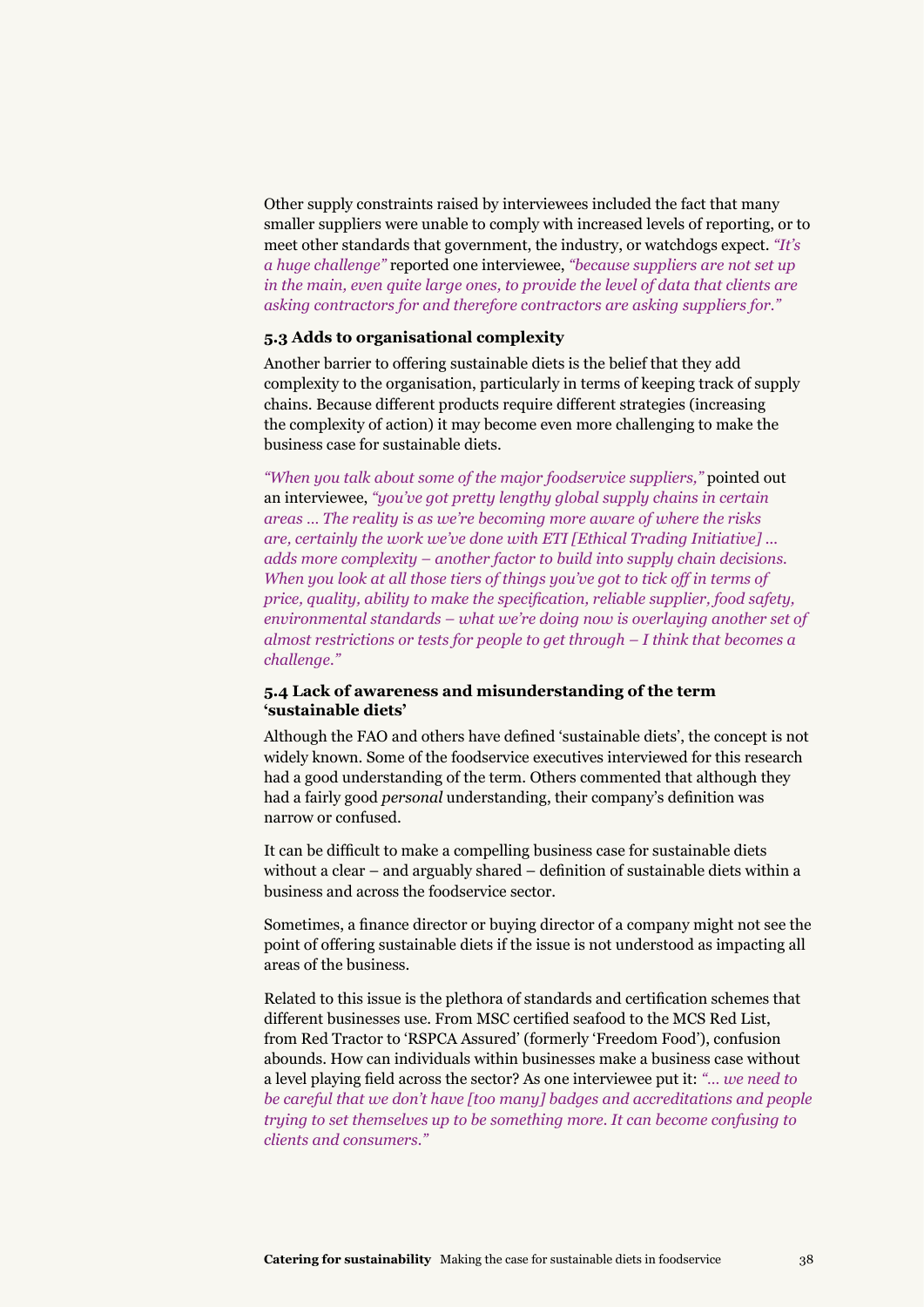Other supply constraints raised by interviewees included the fact that many smaller suppliers were unable to comply with increased levels of reporting, or to meet other standards that government, the industry, or watchdogs expect. *"It's a huge challenge"* reported one interviewee, *"because suppliers are not set up in the main, even quite large ones, to provide the level of data that clients are asking contractors for and therefore contractors are asking suppliers for."*

### 5.3 Adds to organisational complexity

Another barrier to offering sustainable diets is the belief that they add complexity to the organisation, particularly in terms of keeping track of supply chains. Because different products require different strategies (increasing the complexity of action) it may become even more challenging to make the business case for sustainable diets.

*"When you talk about some of the major foodservice suppliers,"* pointed out an interviewee, *"you've got pretty lengthy global supply chains in certain areas … The reality is as we're becoming more aware of where the risks are, certainly the work we've done with ETI [Ethical Trading Initiative] … adds more complexity – another factor to build into supply chain decisions. When you look at all those tiers of things you've got to tick off in terms of price, quality, ability to make the specification, reliable supplier, food safety, environmental standards – what we're doing now is overlaying another set of almost restrictions or tests for people to get through – I think that becomes a challenge."*

### 5.4 Lack of awareness and misunderstanding of the term 'sustainable diets'

Although the FAO and others have defined 'sustainable diets', the concept is not widely known. Some of the foodservice executives interviewed for this research had a good understanding of the term. Others commented that although they had a fairly good *personal* understanding, their company's definition was narrow or confused.

It can be difficult to make a compelling business case for sustainable diets without a clear – and arguably shared – definition of sustainable diets within a business and across the foodservice sector.

Sometimes, a finance director or buying director of a company might not see the point of offering sustainable diets if the issue is not understood as impacting all areas of the business.

Related to this issue is the plethora of standards and certification schemes that different businesses use. From MSC certified seafood to the MCS Red List, from Red Tractor to 'RSPCA Assured' (formerly 'Freedom Food'), confusion abounds. How can individuals within businesses make a business case without a level playing field across the sector? As one interviewee put it: *"… we need to be careful that we don't have [too many] badges and accreditations and people trying to set themselves up to be something more. It can become confusing to clients and consumers."*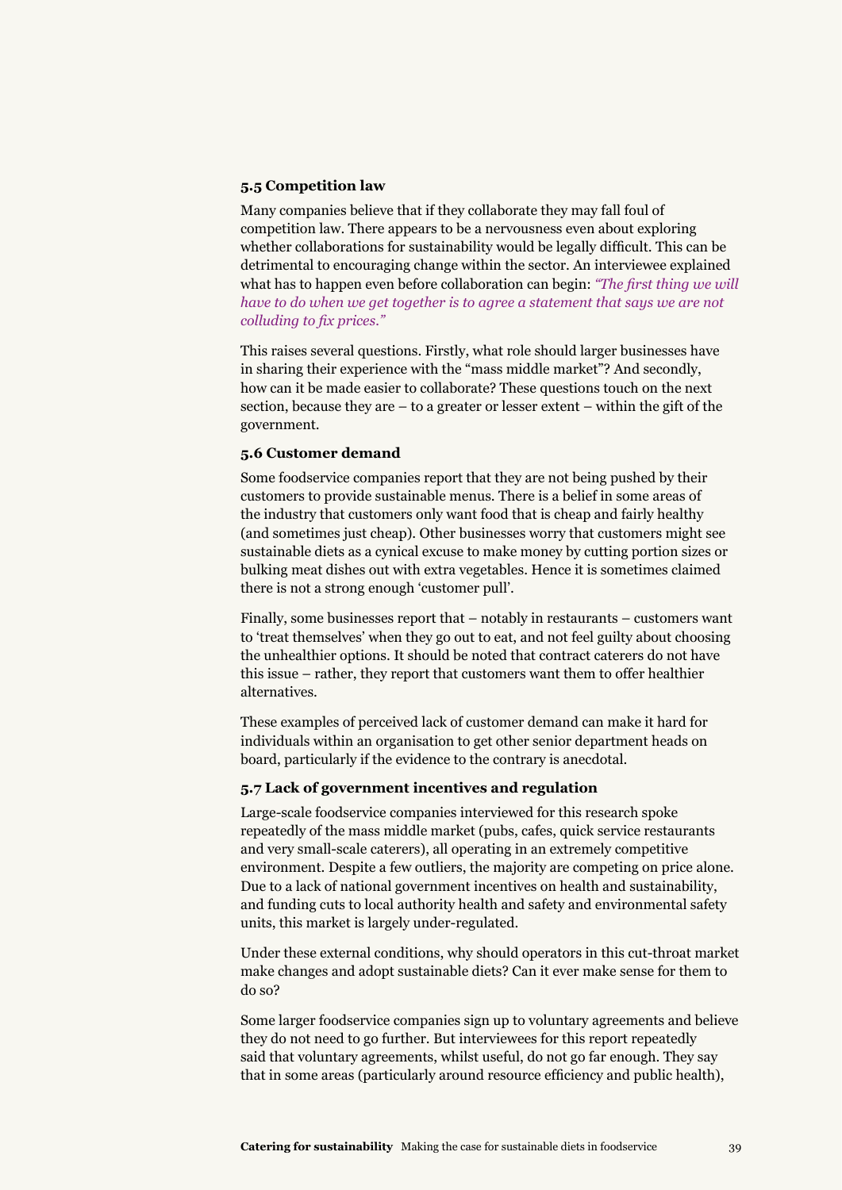### 5.5 Competition law

Many companies believe that if they collaborate they may fall foul of competition law. There appears to be a nervousness even about exploring whether collaborations for sustainability would be legally difficult. This can be detrimental to encouraging change within the sector. An interviewee explained what has to happen even before collaboration can begin: *"The first thing we will have to do when we get together is to agree a statement that says we are not colluding to fix prices."*

This raises several questions. Firstly, what role should larger businesses have in sharing their experience with the "mass middle market"? And secondly, how can it be made easier to collaborate? These questions touch on the next section, because they are – to a greater or lesser extent – within the gift of the government.

### 5.6 Customer demand

Some foodservice companies report that they are not being pushed by their customers to provide sustainable menus. There is a belief in some areas of the industry that customers only want food that is cheap and fairly healthy (and sometimes just cheap). Other businesses worry that customers might see sustainable diets as a cynical excuse to make money by cutting portion sizes or bulking meat dishes out with extra vegetables. Hence it is sometimes claimed there is not a strong enough 'customer pull'.

Finally, some businesses report that – notably in restaurants – customers want to 'treat themselves' when they go out to eat, and not feel guilty about choosing the unhealthier options. It should be noted that contract caterers do not have this issue – rather, they report that customers want them to offer healthier alternatives.

These examples of perceived lack of customer demand can make it hard for individuals within an organisation to get other senior department heads on board, particularly if the evidence to the contrary is anecdotal.

### 5.7 Lack of government incentives and regulation

Large-scale foodservice companies interviewed for this research spoke repeatedly of the mass middle market (pubs, cafes, quick service restaurants and very small-scale caterers), all operating in an extremely competitive environment. Despite a few outliers, the majority are competing on price alone. Due to a lack of national government incentives on health and sustainability, and funding cuts to local authority health and safety and environmental safety units, this market is largely under-regulated.

Under these external conditions, why should operators in this cut-throat market make changes and adopt sustainable diets? Can it ever make sense for them to do so?

Some larger foodservice companies sign up to voluntary agreements and believe they do not need to go further. But interviewees for this report repeatedly said that voluntary agreements, whilst useful, do not go far enough. They say that in some areas (particularly around resource efficiency and public health),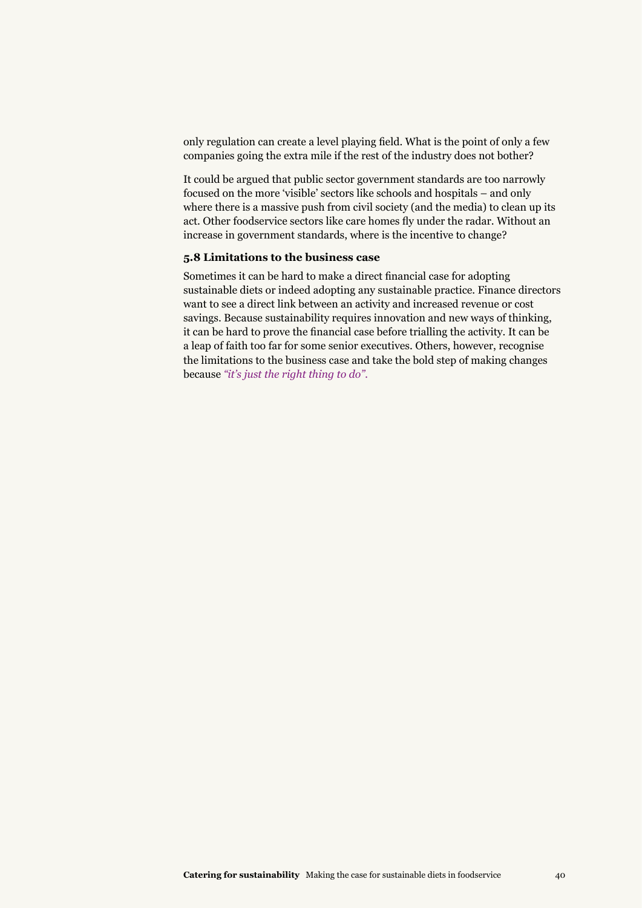only regulation can create a level playing field. What is the point of only a few companies going the extra mile if the rest of the industry does not bother?

It could be argued that public sector government standards are too narrowly focused on the more 'visible' sectors like schools and hospitals – and only where there is a massive push from civil society (and the media) to clean up its act. Other foodservice sectors like care homes fly under the radar. Without an increase in government standards, where is the incentive to change?

### 5.8 Limitations to the business case

Sometimes it can be hard to make a direct financial case for adopting sustainable diets or indeed adopting any sustainable practice. Finance directors want to see a direct link between an activity and increased revenue or cost savings. Because sustainability requires innovation and new ways of thinking, it can be hard to prove the financial case before trialling the activity. It can be a leap of faith too far for some senior executives. Others, however, recognise the limitations to the business case and take the bold step of making changes because *"it's just the right thing to do".*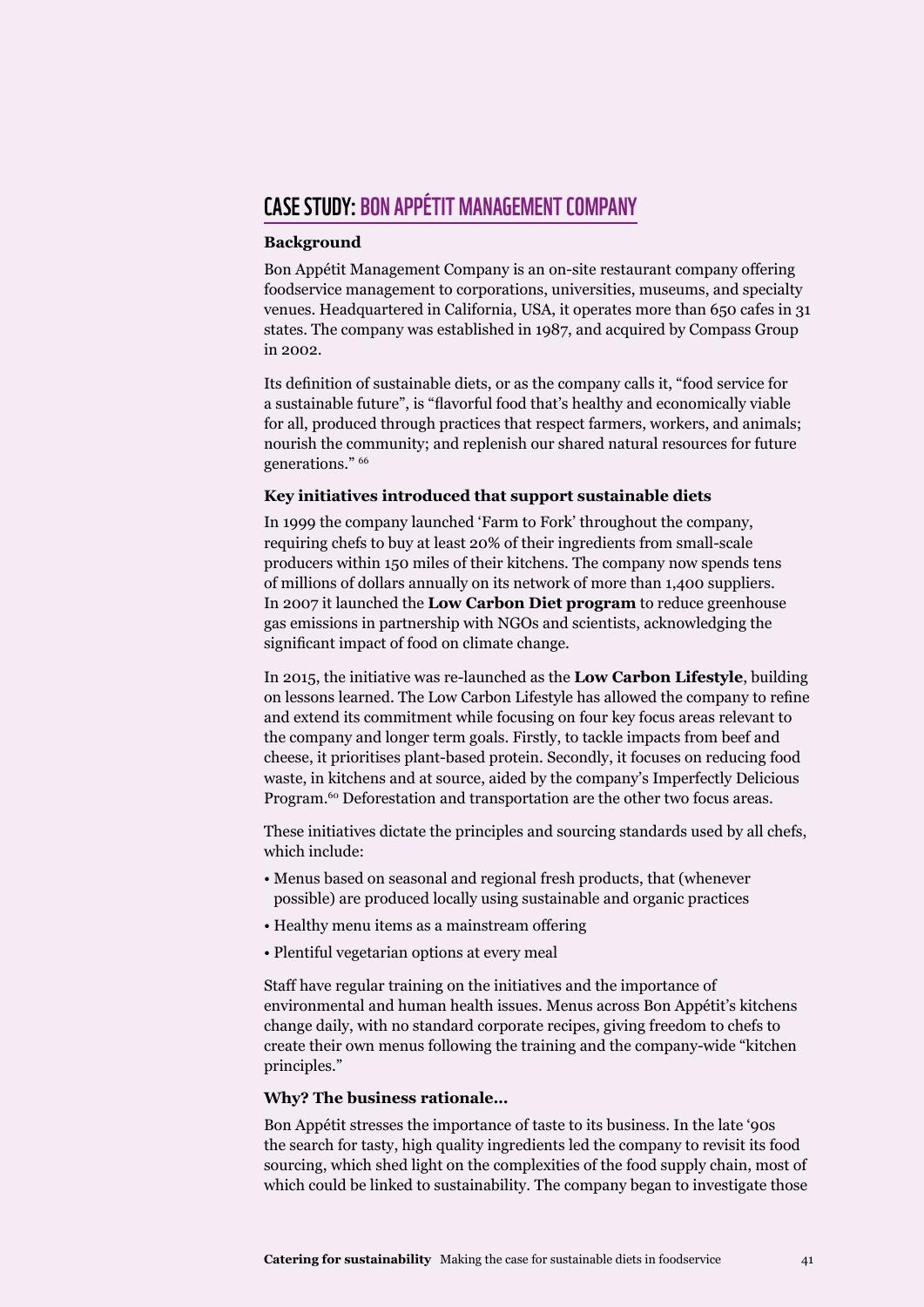## CASE STUDY: BON APPÉTIT MANAGEMENT COMPANY

**Background**

Bon Appétit Management Company is an on-site restaurant company offering foodservice management to corporations, universities, museums, and specialty venues. Headquartered in California, USA, it operates more than 650 cafes in 31 states. The company was established in 1987, and acquired by Compass Group in 2002.

Its definition of sustainable diets, or as the company calls it, "food service for a sustainable future", is "flavorful food that's healthy and economically viable for all, produced through practices that respect farmers, workers, and animals; nourish the community; and replenish our shared natural resources for future generations." [66]

**Key initiatives introduced that support sustainable diets**

In 1999 the company launched 'Farm to Fork' throughout the company, requiring chefs to buy at least 20% of their ingredients from small-scale producers within 150 miles of their kitchens. The company now spends tens of millions of dollars annually on its network of more than 1,400 suppliers. In 2007 it launched the **Low Carbon Diet program** to reduce greenhouse gas emissions in partnership with NGOs and scientists, acknowledging the significant impact of food on climate change.

In 2015, the initiative was re-launched as the **Low Carbon Lifestyle**, building on lessons learned. The Low Carbon Lifestyle has allowed the company to refine and extend its commitment while focusing on four key focus areas relevant to the company and longer term goals. Firstly, to tackle impacts from beef and cheese, it prioritises plant-based protein. Secondly, it focuses on reducing food waste, in kitchens and at source, aided by the company's Imperfectly Delicious Program.[60] Deforestation and transportation are the other two focus areas.

These initiatives dictate the principles and sourcing standards used by all chefs, which include:

- Menus based on seasonal and regional fresh products, that (whenever possible) are produced locally using sustainable and organic practices
- Healthy menu items as a mainstream offering
- Plentiful vegetarian options at every meal

Staff have regular training on the initiatives and the importance of environmental and human health issues. Menus across Bon Appétit's kitchens change daily, with no standard corporate recipes, giving freedom to chefs to create their own menus following the training and the company-wide "kitchen principles."

**Why? The business rationale…**

Bon Appétit stresses the importance of taste to its business. In the late '90s the search for tasty, high quality ingredients led the company to revisit its food sourcing, which shed light on the complexities of the food supply chain, most of which could be linked to sustainability. The company began to investigate those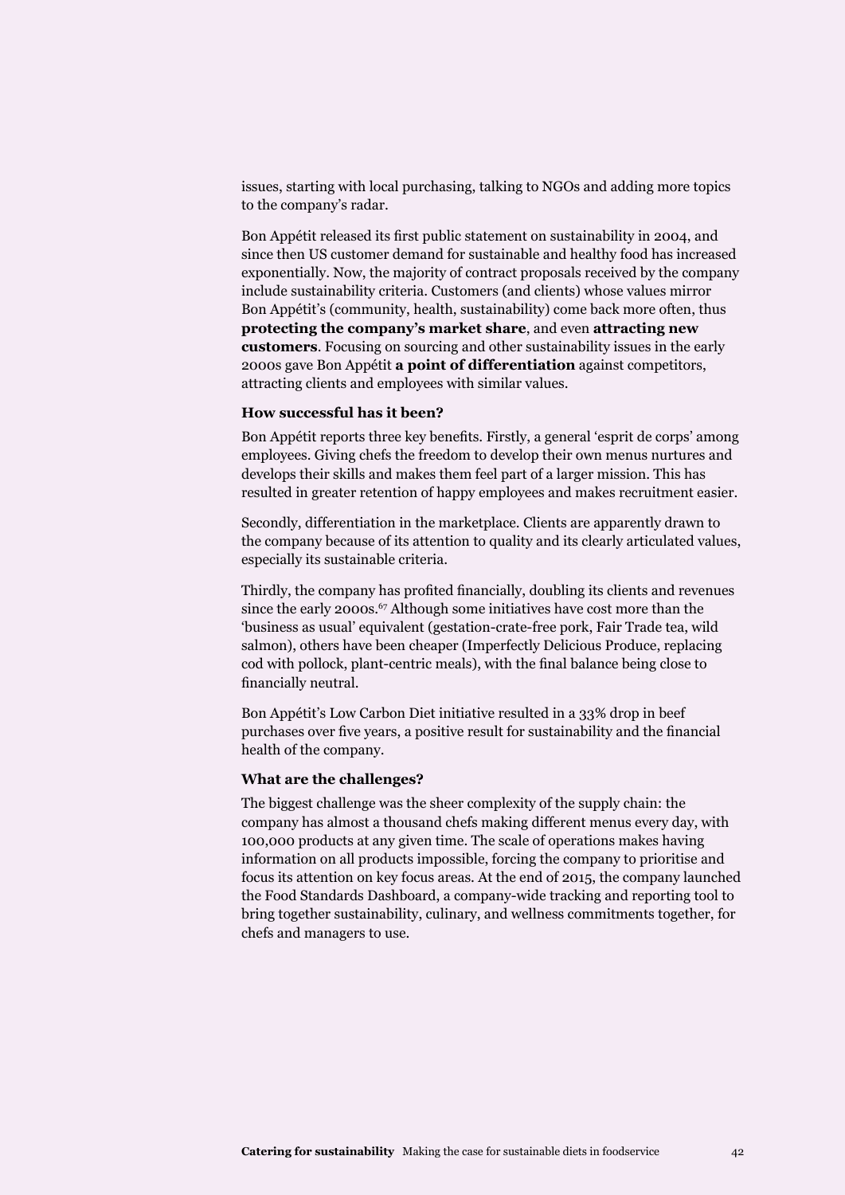issues, starting with local purchasing, talking to NGOs and adding more topics to the company's radar.

Bon Appétit released its first public statement on sustainability in 2004, and since then US customer demand for sustainable and healthy food has increased exponentially. Now, the majority of contract proposals received by the company include sustainability criteria. Customers (and clients) whose values mirror Bon Appétit's (community, health, sustainability) come back more often, thus **protecting the company's market share**, and even **attracting new customers**. Focusing on sourcing and other sustainability issues in the early 2000s gave Bon Appétit **a point of differentiation** against competitors, attracting clients and employees with similar values.

**How successful has it been?**

Bon Appétit reports three key benefits. Firstly, a general 'esprit de corps' among employees. Giving chefs the freedom to develop their own menus nurtures and develops their skills and makes them feel part of a larger mission. This has resulted in greater retention of happy employees and makes recruitment easier.

Secondly, differentiation in the marketplace. Clients are apparently drawn to the company because of its attention to quality and its clearly articulated values, especially its sustainable criteria.

Thirdly, the company has profited financially, doubling its clients and revenues since the early 2000s.[67] Although some initiatives have cost more than the 'business as usual' equivalent (gestation-crate-free pork, Fair Trade tea, wild salmon), others have been cheaper (Imperfectly Delicious Produce, replacing cod with pollock, plant-centric meals), with the final balance being close to financially neutral.

Bon Appétit's Low Carbon Diet initiative resulted in a 33% drop in beef purchases over five years, a positive result for sustainability and the financial health of the company.

**What are the challenges?**

The biggest challenge was the sheer complexity of the supply chain: the company has almost a thousand chefs making different menus every day, with 100,000 products at any given time. The scale of operations makes having information on all products impossible, forcing the company to prioritise and focus its attention on key focus areas. At the end of 2015, the company launched the Food Standards Dashboard, a company-wide tracking and reporting tool to bring together sustainability, culinary, and wellness commitments together, for chefs and managers to use.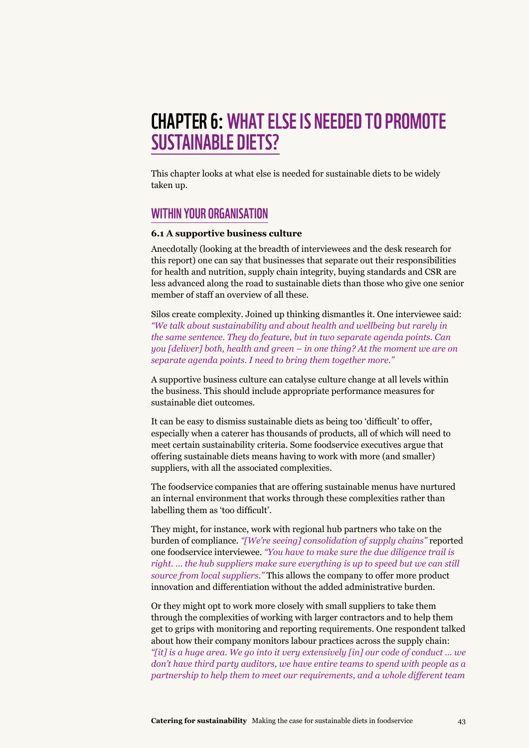# CHAPTER 6: WHAT ELSE IS NEEDED TO PROMOTE SUSTAINABLE DIETS?

This chapter looks at what else is needed for sustainable diets to be widely taken up.

## WITHIN YOUR ORGANISATION

### 6.1 A supportive business culture

Anecdotally (looking at the breadth of interviewees and the desk research for this report) one can say that businesses that separate out their responsibilities for health and nutrition, supply chain integrity, buying standards and CSR are less advanced along the road to sustainable diets than those who give one senior member of staff an overview of all these.

Silos create complexity. Joined up thinking dismantles it. One interviewee said: *"We talk about sustainability and about health and wellbeing but rarely in the same sentence. They do feature, but in two separate agenda points. Can you [deliver] both, health and green – in one thing? At the moment we are on separate agenda points. I need to bring them together more."*

A supportive business culture can catalyse culture change at all levels within the business. This should include appropriate performance measures for sustainable diet outcomes.

It can be easy to dismiss sustainable diets as being too 'difficult' to offer, especially when a caterer has thousands of products, all of which will need to meet certain sustainability criteria. Some foodservice executives argue that offering sustainable diets means having to work with more (and smaller) suppliers, with all the associated complexities.

The foodservice companies that are offering sustainable menus have nurtured an internal environment that works through these complexities rather than labelling them as 'too difficult'.

They might, for instance, work with regional hub partners who take on the burden of compliance. *"[We're seeing] consolidation of supply chains"* reported one foodservice interviewee. *"You have to make sure the due diligence trail is right. … the hub suppliers make sure everything is up to speed but we can still source from local suppliers."* This allows the company to offer more product innovation and differentiation without the added administrative burden.

Or they might opt to work more closely with small suppliers to take them through the complexities of working with larger contractors and to help them get to grips with monitoring and reporting requirements. One respondent talked about how their company monitors labour practices across the supply chain: *"[it] is a huge area. We go into it very extensively [in] our code of conduct … we don't have third party auditors, we have entire teams to spend with people as a partnership to help them to meet our requirements, and a whole different team*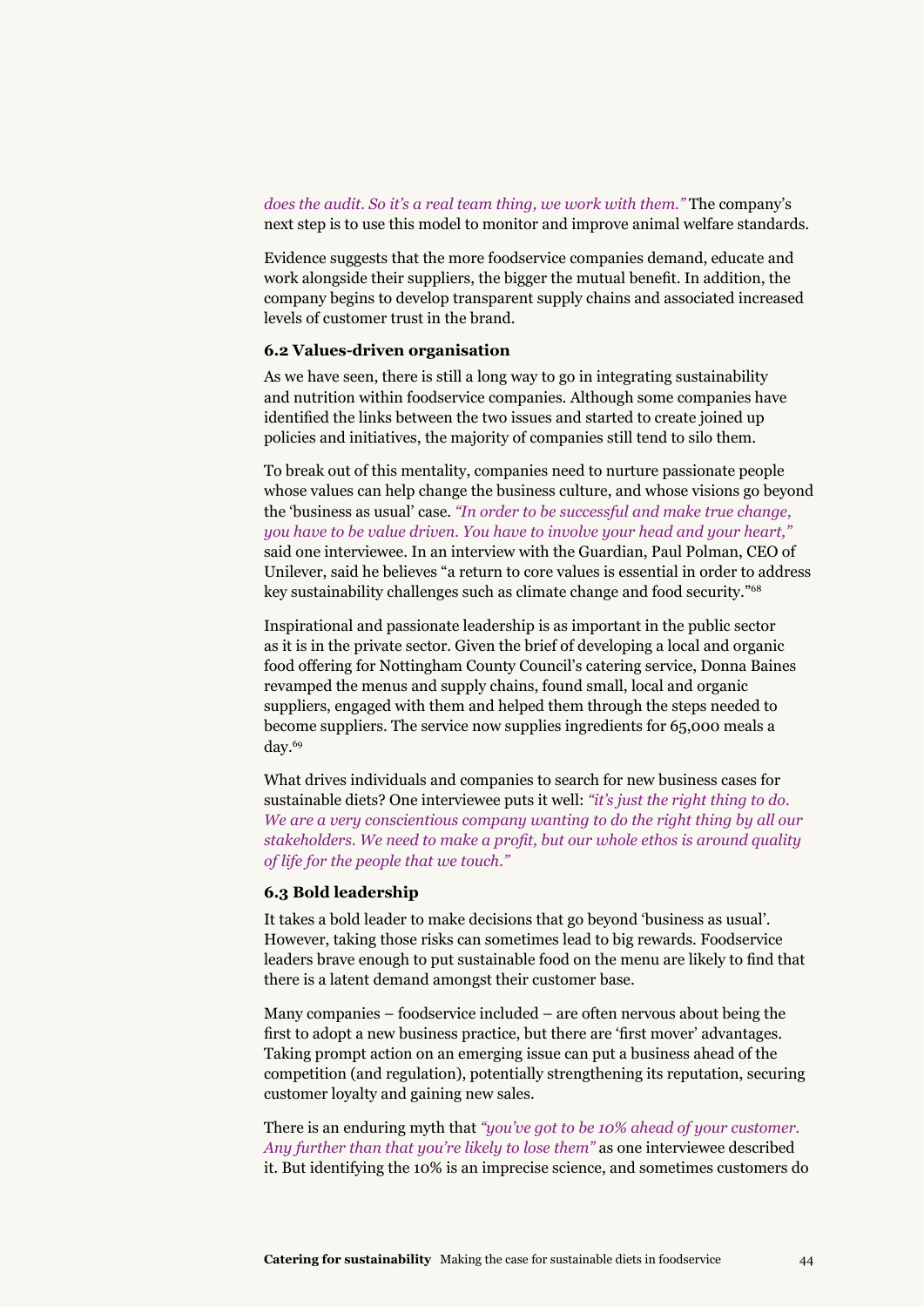*does the audit. So it's a real team thing, we work with them."* The company's next step is to use this model to monitor and improve animal welfare standards.

Evidence suggests that the more foodservice companies demand, educate and work alongside their suppliers, the bigger the mutual benefit. In addition, the company begins to develop transparent supply chains and associated increased levels of customer trust in the brand.

### 6.2 Values-driven organisation

As we have seen, there is still a long way to go in integrating sustainability and nutrition within foodservice companies. Although some companies have identified the links between the two issues and started to create joined up policies and initiatives, the majority of companies still tend to silo them.

To break out of this mentality, companies need to nurture passionate people whose values can help change the business culture, and whose visions go beyond the 'business as usual' case. *"In order to be successful and make true change, you have to be value driven. You have to involve your head and your heart,"* said one interviewee. In an interview with the Guardian, Paul Polman, CEO of Unilever, said he believes "a return to core values is essential in order to address key sustainability challenges such as climate change and food security."[68]

Inspirational and passionate leadership is as important in the public sector as it is in the private sector. Given the brief of developing a local and organic food offering for Nottingham County Council's catering service, Donna Baines revamped the menus and supply chains, found small, local and organic suppliers, engaged with them and helped them through the steps needed to become suppliers. The service now supplies ingredients for 65,000 meals a day.[69]

What drives individuals and companies to search for new business cases for sustainable diets? One interviewee puts it well: *"it's just the right thing to do. We are a very conscientious company wanting to do the right thing by all our stakeholders. We need to make a profit, but our whole ethos is around quality of life for the people that we touch."*

### 6.3 Bold leadership

It takes a bold leader to make decisions that go beyond 'business as usual'. However, taking those risks can sometimes lead to big rewards. Foodservice leaders brave enough to put sustainable food on the menu are likely to find that there is a latent demand amongst their customer base.

Many companies – foodservice included – are often nervous about being the first to adopt a new business practice, but there are 'first mover' advantages. Taking prompt action on an emerging issue can put a business ahead of the competition (and regulation), potentially strengthening its reputation, securing customer loyalty and gaining new sales.

There is an enduring myth that *"you've got to be 10% ahead of your customer. Any further than that you're likely to lose them"* as one interviewee described it. But identifying the 10% is an imprecise science, and sometimes customers do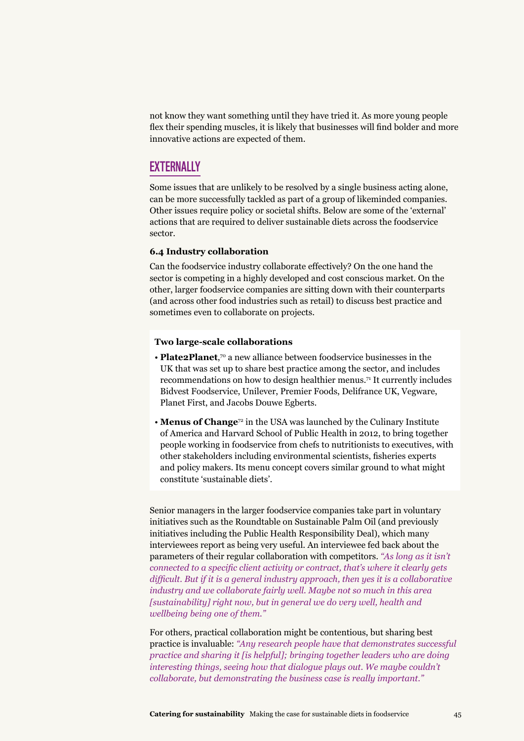not know they want something until they have tried it. As more young people flex their spending muscles, it is likely that businesses will find bolder and more innovative actions are expected of them.

## EXTERNALLY

Some issues that are unlikely to be resolved by a single business acting alone, can be more successfully tackled as part of a group of likeminded companies. Other issues require policy or societal shifts. Below are some of the 'external' actions that are required to deliver sustainable diets across the foodservice sector.

### 6.4 Industry collaboration

Can the foodservice industry collaborate effectively? On the one hand the sector is competing in a highly developed and cost conscious market. On the other, larger foodservice companies are sitting down with their counterparts (and across other food industries such as retail) to discuss best practice and sometimes even to collaborate on projects.

**Two large-scale collaborations**

- **Plate2Planet**,[70] a new alliance between foodservice businesses in the UK that was set up to share best practice among the sector, and includes recommendations on how to design healthier menus.[71] It currently includes Bidvest Foodservice, Unilever, Premier Foods, Delifrance UK, Vegware, Planet First, and Jacobs Douwe Egberts.
- **Menus of Change**[72] in the USA was launched by the Culinary Institute of America and Harvard School of Public Health in 2012, to bring together people working in foodservice from chefs to nutritionists to executives, with other stakeholders including environmental scientists, fisheries experts and policy makers. Its menu concept covers similar ground to what might constitute 'sustainable diets'.

Senior managers in the larger foodservice companies take part in voluntary initiatives such as the Roundtable on Sustainable Palm Oil (and previously initiatives including the Public Health Responsibility Deal), which many interviewees report as being very useful. An interviewee fed back about the parameters of their regular collaboration with competitors. *"As long as it isn't connected to a specific client activity or contract, that's where it clearly gets difficult. But if it is a general industry approach, then yes it is a collaborative industry and we collaborate fairly well. Maybe not so much in this area [sustainability] right now, but in general we do very well, health and wellbeing being one of them."*

For others, practical collaboration might be contentious, but sharing best practice is invaluable: *"Any research people have that demonstrates successful practice and sharing it [is helpful]; bringing together leaders who are doing interesting things, seeing how that dialogue plays out. We maybe couldn't collaborate, but demonstrating the business case is really important."*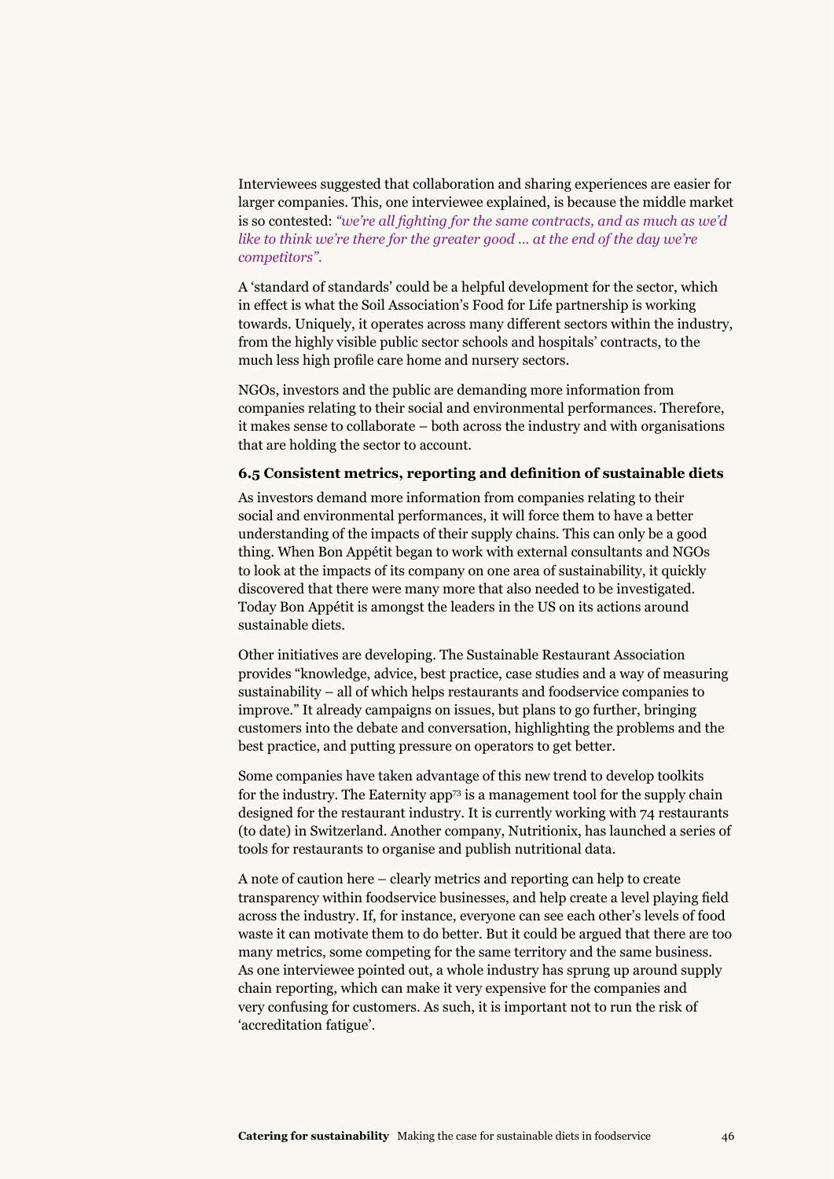Interviewees suggested that collaboration and sharing experiences are easier for larger companies. This, one interviewee explained, is because the middle market is so contested: *"we're all fighting for the same contracts, and as much as we'd like to think we're there for the greater good … at the end of the day we're competitors".*

A 'standard of standards' could be a helpful development for the sector, which in effect is what the Soil Association's Food for Life partnership is working towards. Uniquely, it operates across many different sectors within the industry, from the highly visible public sector schools and hospitals' contracts, to the much less high profile care home and nursery sectors.

NGOs, investors and the public are demanding more information from companies relating to their social and environmental performances. Therefore, it makes sense to collaborate – both across the industry and with organisations that are holding the sector to account.

### 6.5 Consistent metrics, reporting and definition of sustainable diets

As investors demand more information from companies relating to their social and environmental performances, it will force them to have a better understanding of the impacts of their supply chains. This can only be a good thing. When Bon Appétit began to work with external consultants and NGOs to look at the impacts of its company on one area of sustainability, it quickly discovered that there were many more that also needed to be investigated. Today Bon Appétit is amongst the leaders in the US on its actions around sustainable diets.

Other initiatives are developing. The Sustainable Restaurant Association provides "knowledge, advice, best practice, case studies and a way of measuring sustainability – all of which helps restaurants and foodservice companies to improve." It already campaigns on issues, but plans to go further, bringing customers into the debate and conversation, highlighting the problems and the best practice, and putting pressure on operators to get better.

Some companies have taken advantage of this new trend to develop toolkits for the industry. The Eaternity app[73] is a management tool for the supply chain designed for the restaurant industry. It is currently working with 74 restaurants (to date) in Switzerland. Another company, Nutritionix, has launched a series of tools for restaurants to organise and publish nutritional data.

A note of caution here – clearly metrics and reporting can help to create transparency within foodservice businesses, and help create a level playing field across the industry. If, for instance, everyone can see each other's levels of food waste it can motivate them to do better. But it could be argued that there are too many metrics, some competing for the same territory and the same business. As one interviewee pointed out, a whole industry has sprung up around supply chain reporting, which can make it very expensive for the companies and very confusing for customers. As such, it is important not to run the risk of 'accreditation fatigue'.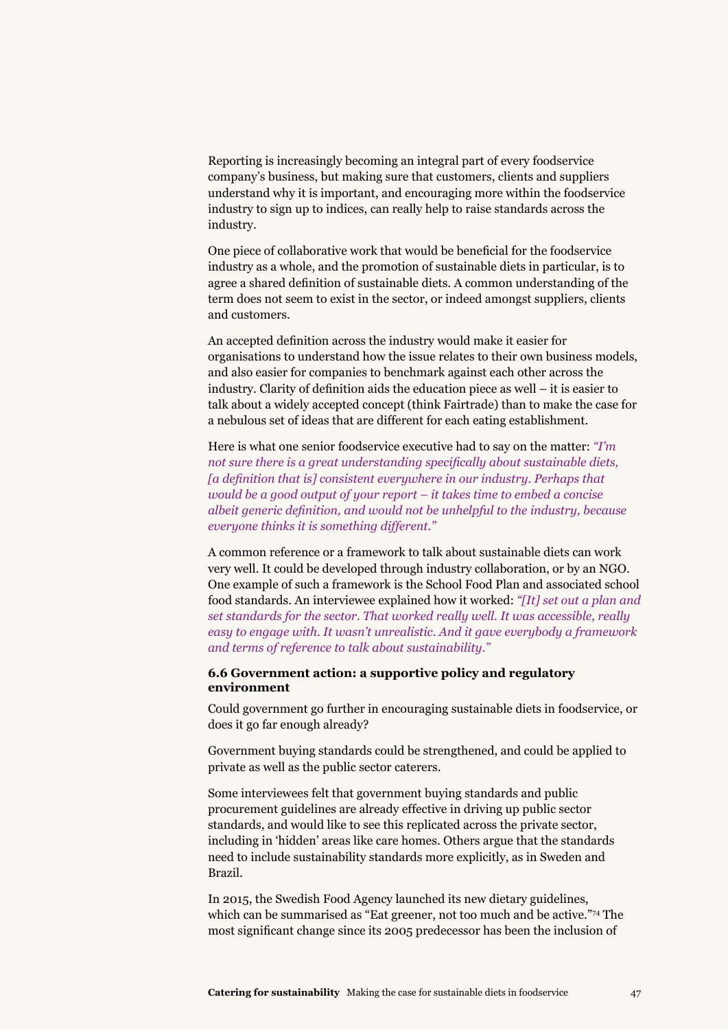Reporting is increasingly becoming an integral part of every foodservice company's business, but making sure that customers, clients and suppliers understand why it is important, and encouraging more within the foodservice industry to sign up to indices, can really help to raise standards across the industry.

One piece of collaborative work that would be beneficial for the foodservice industry as a whole, and the promotion of sustainable diets in particular, is to agree a shared definition of sustainable diets. A common understanding of the term does not seem to exist in the sector, or indeed amongst suppliers, clients and customers.

An accepted definition across the industry would make it easier for organisations to understand how the issue relates to their own business models, and also easier for companies to benchmark against each other across the industry. Clarity of definition aids the education piece as well – it is easier to talk about a widely accepted concept (think Fairtrade) than to make the case for a nebulous set of ideas that are different for each eating establishment.

Here is what one senior foodservice executive had to say on the matter: *"I'm not sure there is a great understanding specifically about sustainable diets, [a definition that is] consistent everywhere in our industry. Perhaps that would be a good output of your report – it takes time to embed a concise albeit generic definition, and would not be unhelpful to the industry, because everyone thinks it is something different."*

A common reference or a framework to talk about sustainable diets can work very well. It could be developed through industry collaboration, or by an NGO. One example of such a framework is the School Food Plan and associated school food standards. An interviewee explained how it worked: *"[It] set out a plan and set standards for the sector. That worked really well. It was accessible, really easy to engage with. It wasn't unrealistic. And it gave everybody a framework and terms of reference to talk about sustainability."*

### 6.6 Government action: a supportive policy and regulatory environment

Could government go further in encouraging sustainable diets in foodservice, or does it go far enough already?

Government buying standards could be strengthened, and could be applied to private as well as the public sector caterers.

Some interviewees felt that government buying standards and public procurement guidelines are already effective in driving up public sector standards, and would like to see this replicated across the private sector, including in 'hidden' areas like care homes. Others argue that the standards need to include sustainability standards more explicitly, as in Sweden and Brazil.

In 2015, the Swedish Food Agency launched its new dietary guidelines, which can be summarised as "Eat greener, not too much and be active."[74] The most significant change since its 2005 predecessor has been the inclusion of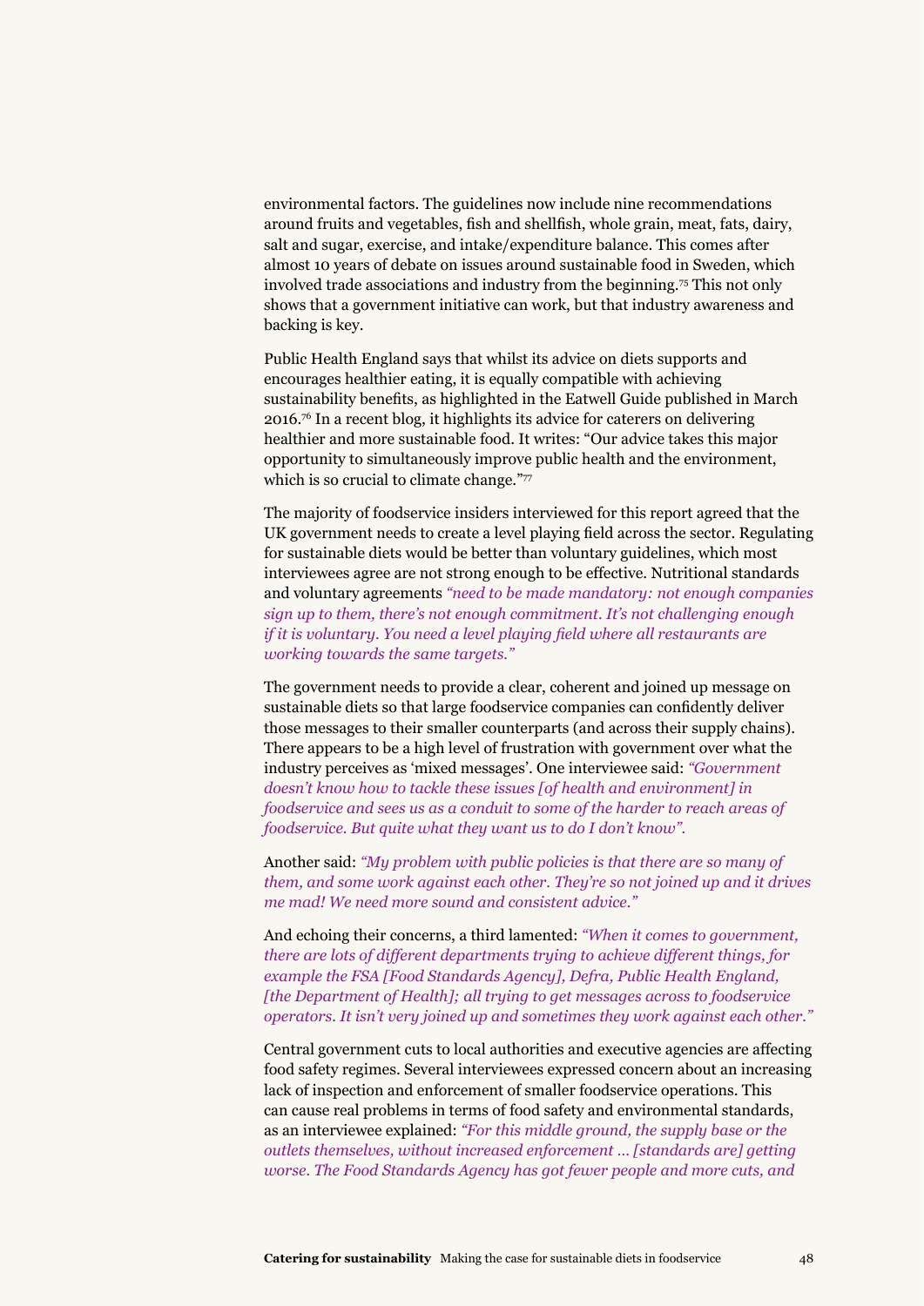environmental factors. The guidelines now include nine recommendations around fruits and vegetables, fish and shellfish, whole grain, meat, fats, dairy, salt and sugar, exercise, and intake/expenditure balance. This comes after almost 10 years of debate on issues around sustainable food in Sweden, which involved trade associations and industry from the beginning.[75] This not only shows that a government initiative can work, but that industry awareness and backing is key.

Public Health England says that whilst its advice on diets supports and encourages healthier eating, it is equally compatible with achieving sustainability benefits, as highlighted in the Eatwell Guide published in March 2016.[76] In a recent blog, it highlights its advice for caterers on delivering healthier and more sustainable food. It writes: "Our advice takes this major opportunity to simultaneously improve public health and the environment, which is so crucial to climate change."[77]

The majority of foodservice insiders interviewed for this report agreed that the UK government needs to create a level playing field across the sector. Regulating for sustainable diets would be better than voluntary guidelines, which most interviewees agree are not strong enough to be effective. Nutritional standards and voluntary agreements *"need to be made mandatory: not enough companies sign up to them, there's not enough commitment. It's not challenging enough if it is voluntary. You need a level playing field where all restaurants are working towards the same targets."*

The government needs to provide a clear, coherent and joined up message on sustainable diets so that large foodservice companies can confidently deliver those messages to their smaller counterparts (and across their supply chains). There appears to be a high level of frustration with government over what the industry perceives as 'mixed messages'. One interviewee said: *"Government doesn't know how to tackle these issues [of health and environment] in foodservice and sees us as a conduit to some of the harder to reach areas of foodservice. But quite what they want us to do I don't know".*

Another said: *"My problem with public policies is that there are so many of them, and some work against each other. They're so not joined up and it drives me mad! We need more sound and consistent advice."*

And echoing their concerns, a third lamented: *"When it comes to government, there are lots of different departments trying to achieve different things, for example the FSA [Food Standards Agency], Defra, Public Health England, [the Department of Health]; all trying to get messages across to foodservice operators. It isn't very joined up and sometimes they work against each other."*

Central government cuts to local authorities and executive agencies are affecting food safety regimes. Several interviewees expressed concern about an increasing lack of inspection and enforcement of smaller foodservice operations. This can cause real problems in terms of food safety and environmental standards, as an interviewee explained: *"For this middle ground, the supply base or the outlets themselves, without increased enforcement … [standards are] getting worse. The Food Standards Agency has got fewer people and more cuts, and*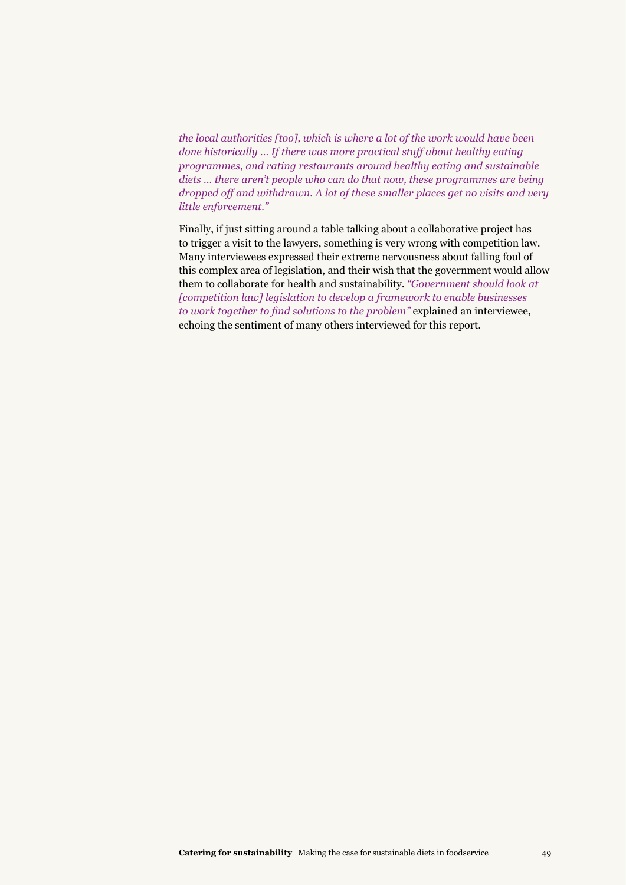*the local authorities [too], which is where a lot of the work would have been done historically … If there was more practical stuff about healthy eating programmes, and rating restaurants around healthy eating and sustainable diets … there aren't people who can do that now, these programmes are being dropped off and withdrawn. A lot of these smaller places get no visits and very little enforcement."*

Finally, if just sitting around a table talking about a collaborative project has to trigger a visit to the lawyers, something is very wrong with competition law. Many interviewees expressed their extreme nervousness about falling foul of this complex area of legislation, and their wish that the government would allow them to collaborate for health and sustainability. *"Government should look at [competition law] legislation to develop a framework to enable businesses to work together to find solutions to the problem"* explained an interviewee, echoing the sentiment of many others interviewed for this report.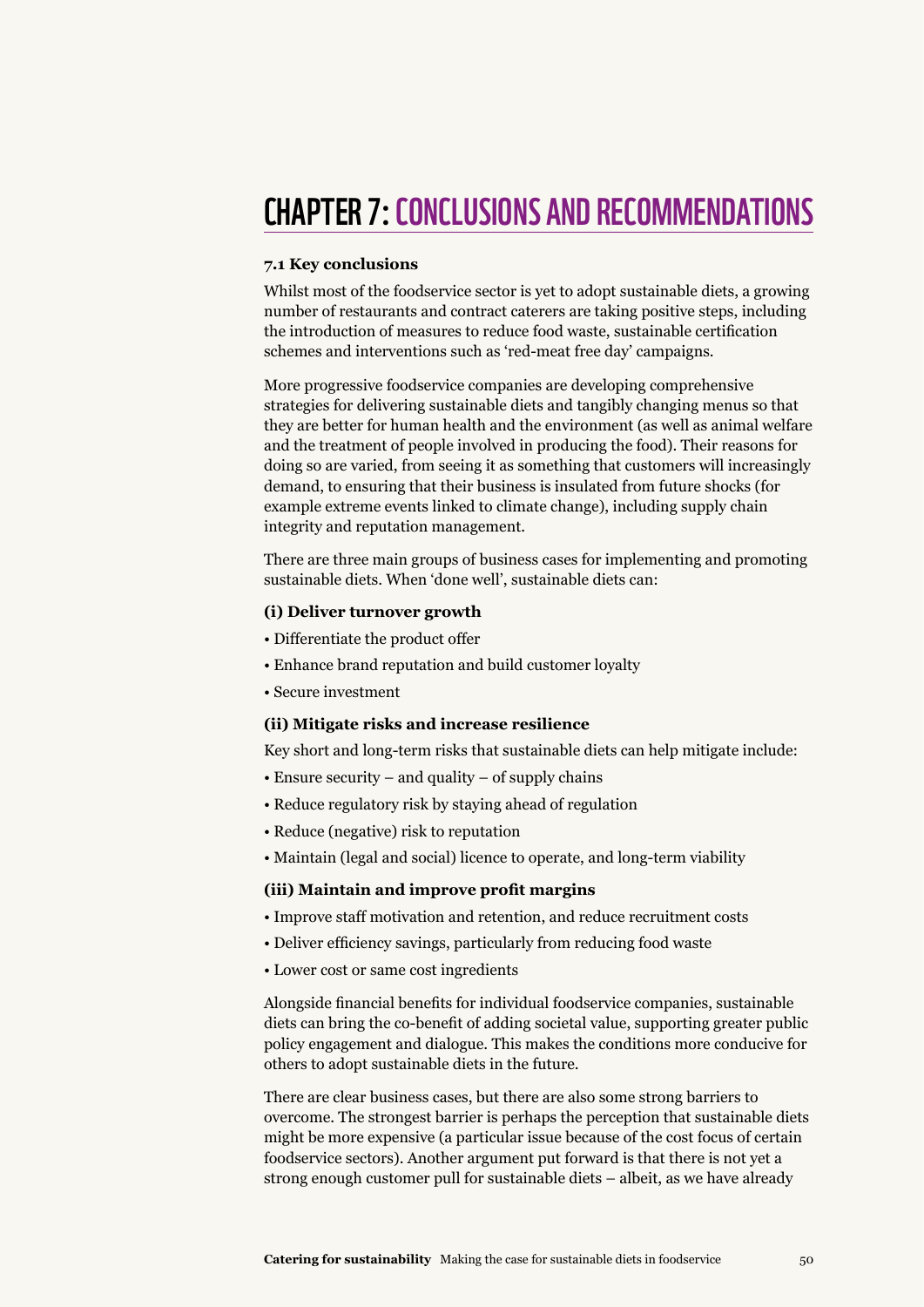# CHAPTER 7: CONCLUSIONS AND RECOMMENDATIONS

### 7.1 Key conclusions

Whilst most of the foodservice sector is yet to adopt sustainable diets, a growing number of restaurants and contract caterers are taking positive steps, including the introduction of measures to reduce food waste, sustainable certification schemes and interventions such as 'red-meat free day' campaigns.

More progressive foodservice companies are developing comprehensive strategies for delivering sustainable diets and tangibly changing menus so that they are better for human health and the environment (as well as animal welfare and the treatment of people involved in producing the food). Their reasons for doing so are varied, from seeing it as something that customers will increasingly demand, to ensuring that their business is insulated from future shocks (for example extreme events linked to climate change), including supply chain integrity and reputation management.

There are three main groups of business cases for implementing and promoting sustainable diets. When 'done well', sustainable diets can:

**(i) Deliver turnover growth**

- Differentiate the product offer
- Enhance brand reputation and build customer loyalty
- Secure investment

**(ii) Mitigate risks and increase resilience**

Key short and long-term risks that sustainable diets can help mitigate include:

- Ensure security – and quality – of supply chains
- Reduce regulatory risk by staying ahead of regulation
- Reduce (negative) risk to reputation
- Maintain (legal and social) licence to operate, and long-term viability

**(iii) Maintain and improve profit margins**

- Improve staff motivation and retention, and reduce recruitment costs
- Deliver efficiency savings, particularly from reducing food waste
- Lower cost or same cost ingredients

Alongside financial benefits for individual foodservice companies, sustainable diets can bring the co-benefit of adding societal value, supporting greater public policy engagement and dialogue. This makes the conditions more conducive for others to adopt sustainable diets in the future.

There are clear business cases, but there are also some strong barriers to overcome. The strongest barrier is perhaps the perception that sustainable diets might be more expensive (a particular issue because of the cost focus of certain foodservice sectors). Another argument put forward is that there is not yet a strong enough customer pull for sustainable diets – albeit, as we have already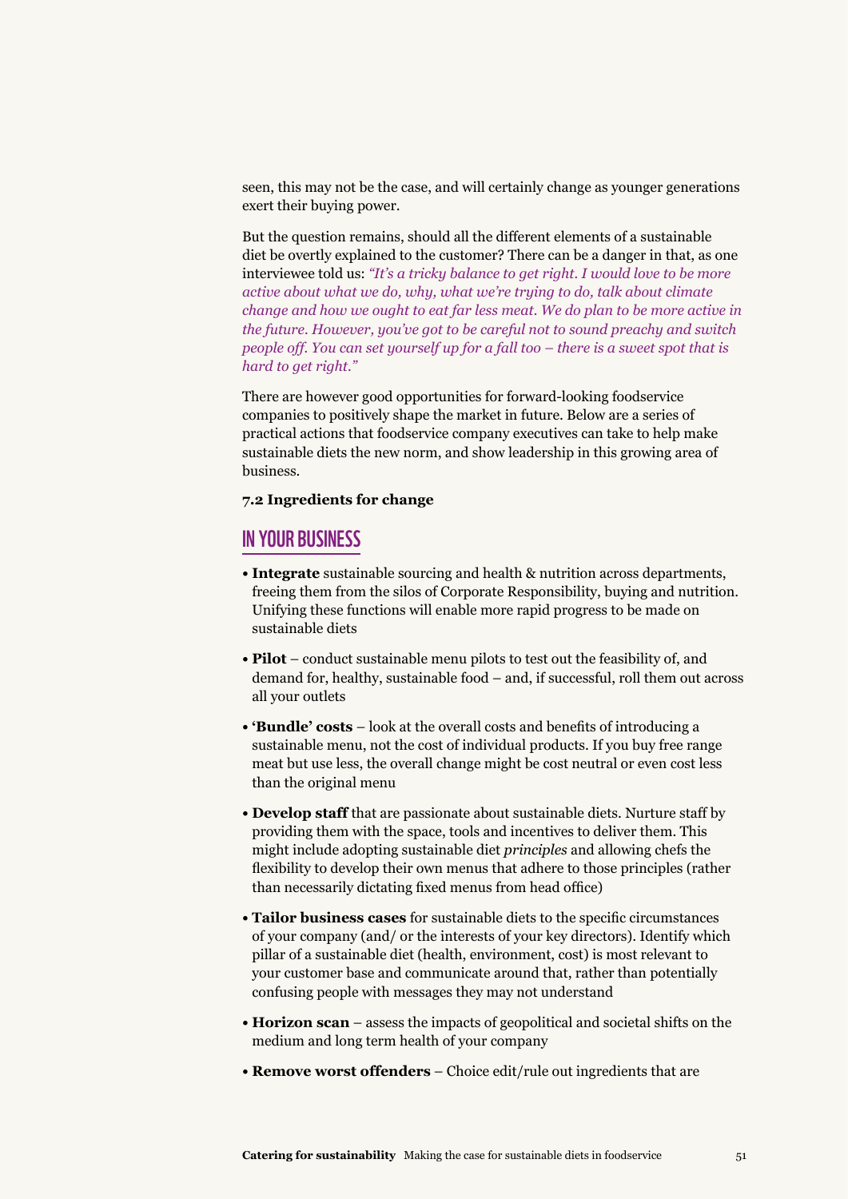seen, this may not be the case, and will certainly change as younger generations exert their buying power.

But the question remains, should all the different elements of a sustainable diet be overtly explained to the customer? There can be a danger in that, as one interviewee told us: *"It's a tricky balance to get right. I would love to be more active about what we do, why, what we're trying to do, talk about climate change and how we ought to eat far less meat. We do plan to be more active in the future. However, you've got to be careful not to sound preachy and switch people off. You can set yourself up for a fall too – there is a sweet spot that is hard to get right."*

There are however good opportunities for forward-looking foodservice companies to positively shape the market in future. Below are a series of practical actions that foodservice company executives can take to help make sustainable diets the new norm, and show leadership in this growing area of business.

### 7.2 Ingredients for change

## IN YOUR BUSINESS

- **Integrate** sustainable sourcing and health & nutrition across departments, freeing them from the silos of Corporate Responsibility, buying and nutrition. Unifying these functions will enable more rapid progress to be made on sustainable diets
- **Pilot** – conduct sustainable menu pilots to test out the feasibility of, and demand for, healthy, sustainable food – and, if successful, roll them out across all your outlets
- **'Bundle' costs** – look at the overall costs and benefits of introducing a sustainable menu, not the cost of individual products. If you buy free range meat but use less, the overall change might be cost neutral or even cost less than the original menu
- **Develop staff** that are passionate about sustainable diets. Nurture staff by providing them with the space, tools and incentives to deliver them. This might include adopting sustainable diet *principles* and allowing chefs the flexibility to develop their own menus that adhere to those principles (rather than necessarily dictating fixed menus from head office)
- **Tailor business cases** for sustainable diets to the specific circumstances of your company (and/ or the interests of your key directors). Identify which pillar of a sustainable diet (health, environment, cost) is most relevant to your customer base and communicate around that, rather than potentially confusing people with messages they may not understand
- **Horizon scan** – assess the impacts of geopolitical and societal shifts on the medium and long term health of your company
- **Remove worst offenders** – Choice edit/rule out ingredients that are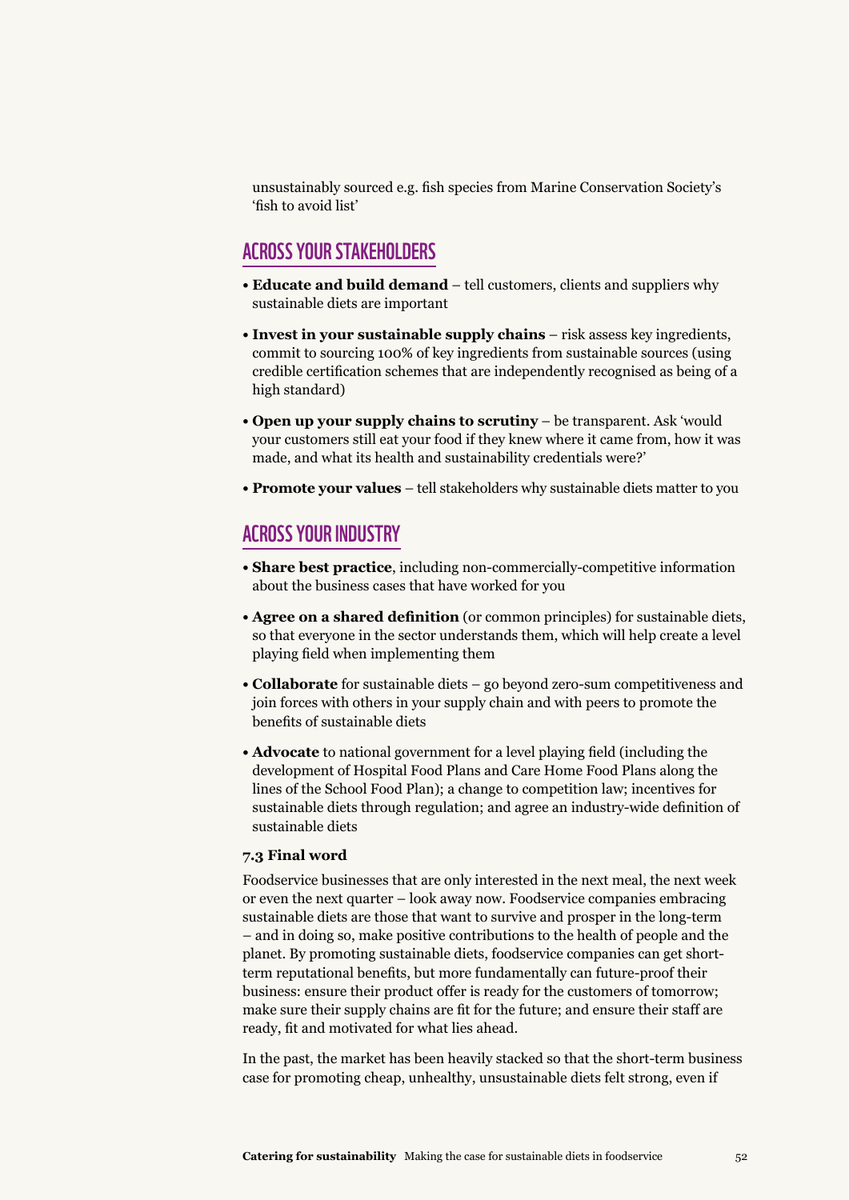unsustainably sourced e.g. fish species from Marine Conservation Society's 'fish to avoid list'

## ACROSS YOUR STAKEHOLDERS

- **Educate and build demand** – tell customers, clients and suppliers why sustainable diets are important
- **Invest in your sustainable supply chains** – risk assess key ingredients, commit to sourcing 100% of key ingredients from sustainable sources (using credible certification schemes that are independently recognised as being of a high standard)
- **Open up your supply chains to scrutiny** – be transparent. Ask 'would your customers still eat your food if they knew where it came from, how it was made, and what its health and sustainability credentials were?'
- **Promote your values** – tell stakeholders why sustainable diets matter to you

## ACROSS YOUR INDUSTRY

- **Share best practice**, including non-commercially-competitive information about the business cases that have worked for you
- **Agree on a shared definition** (or common principles) for sustainable diets, so that everyone in the sector understands them, which will help create a level playing field when implementing them
- **Collaborate** for sustainable diets – go beyond zero-sum competitiveness and join forces with others in your supply chain and with peers to promote the benefits of sustainable diets
- **Advocate** to national government for a level playing field (including the development of Hospital Food Plans and Care Home Food Plans along the lines of the School Food Plan); a change to competition law; incentives for sustainable diets through regulation; and agree an industry-wide definition of sustainable diets

### 7.3 Final word

Foodservice businesses that are only interested in the next meal, the next week or even the next quarter – look away now. Foodservice companies embracing sustainable diets are those that want to survive and prosper in the long-term – and in doing so, make positive contributions to the health of people and the planet. By promoting sustainable diets, foodservice companies can get short-term reputational benefits, but more fundamentally can future-proof their business: ensure their product offer is ready for the customers of tomorrow; make sure their supply chains are fit for the future; and ensure their staff are ready, fit and motivated for what lies ahead.

In the past, the market has been heavily stacked so that the short-term business case for promoting cheap, unhealthy, unsustainable diets felt strong, even if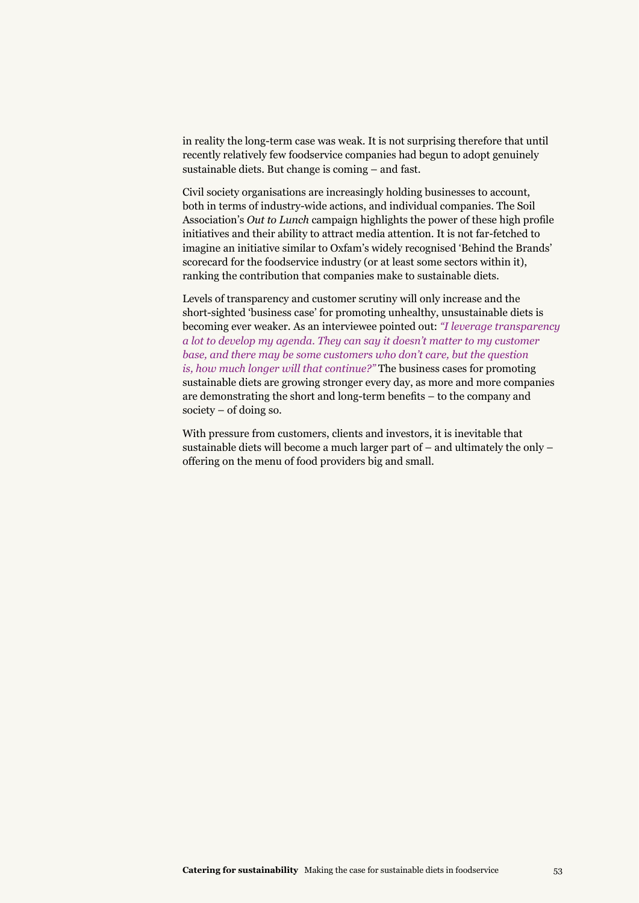in reality the long-term case was weak. It is not surprising therefore that until recently relatively few foodservice companies had begun to adopt genuinely sustainable diets. But change is coming – and fast.

Civil society organisations are increasingly holding businesses to account, both in terms of industry-wide actions, and individual companies. The Soil Association's *Out to Lunch* campaign highlights the power of these high profile initiatives and their ability to attract media attention. It is not far-fetched to imagine an initiative similar to Oxfam's widely recognised 'Behind the Brands' scorecard for the foodservice industry (or at least some sectors within it), ranking the contribution that companies make to sustainable diets.

Levels of transparency and customer scrutiny will only increase and the short-sighted 'business case' for promoting unhealthy, unsustainable diets is becoming ever weaker. As an interviewee pointed out: *"I leverage transparency a lot to develop my agenda. They can say it doesn't matter to my customer base, and there may be some customers who don't care, but the question is, how much longer will that continue?"* The business cases for promoting sustainable diets are growing stronger every day, as more and more companies are demonstrating the short and long-term benefits – to the company and society – of doing so.

With pressure from customers, clients and investors, it is inevitable that sustainable diets will become a much larger part of – and ultimately the only – offering on the menu of food providers big and small.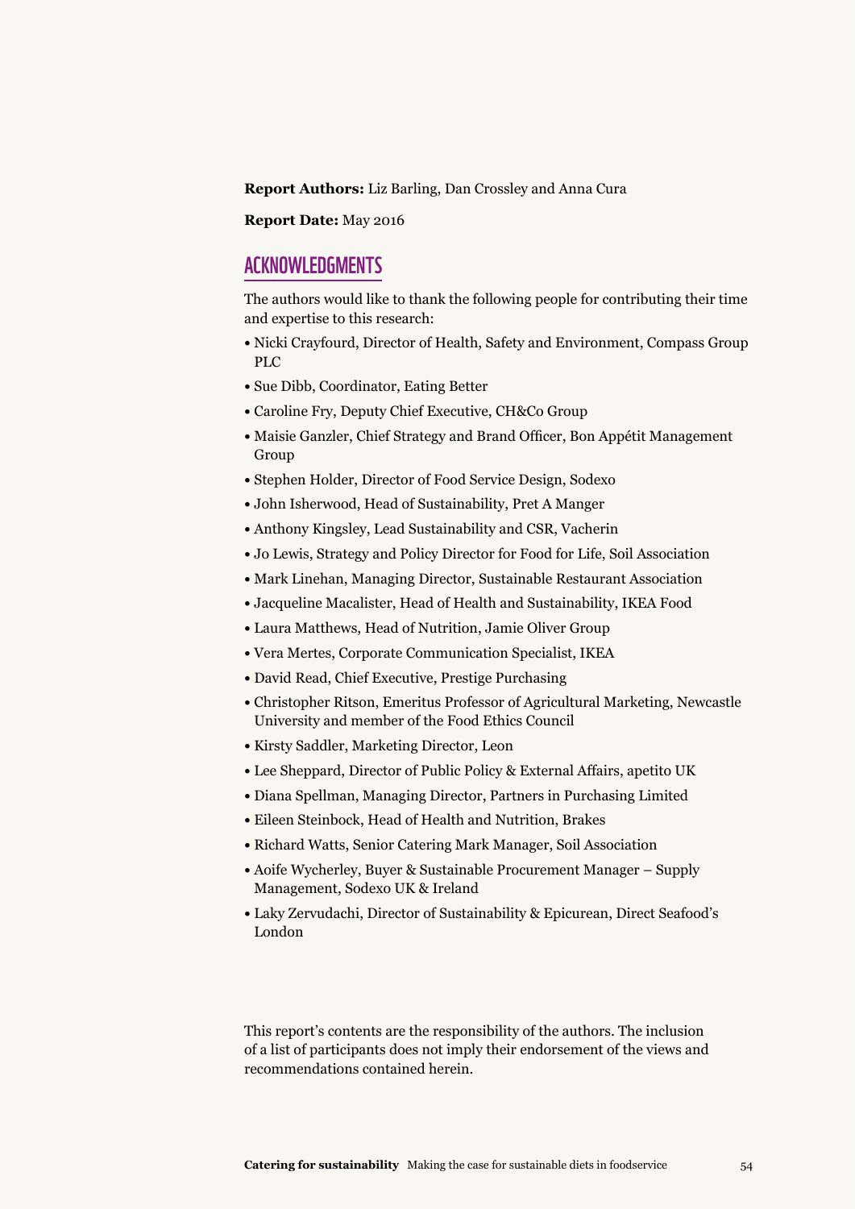**Report Authors:** Liz Barling, Dan Crossley and Anna Cura

**Report Date:** May 2016

## ACKNOWLEDGMENTS

The authors would like to thank the following people for contributing their time and expertise to this research:

- Nicki Crayfourd, Director of Health, Safety and Environment, Compass Group PLC
- Sue Dibb, Coordinator, Eating Better
- Caroline Fry, Deputy Chief Executive, CH&Co Group
- Maisie Ganzler, Chief Strategy and Brand Officer, Bon Appétit Management Group
- Stephen Holder, Director of Food Service Design, Sodexo
- John Isherwood, Head of Sustainability, Pret A Manger
- Anthony Kingsley, Lead Sustainability and CSR, Vacherin
- Jo Lewis, Strategy and Policy Director for Food for Life, Soil Association
- Mark Linehan, Managing Director, Sustainable Restaurant Association
- Jacqueline Macalister, Head of Health and Sustainability, IKEA Food
- Laura Matthews, Head of Nutrition, Jamie Oliver Group
- Vera Mertes, Corporate Communication Specialist, IKEA
- David Read, Chief Executive, Prestige Purchasing
- Christopher Ritson, Emeritus Professor of Agricultural Marketing, Newcastle University and member of the Food Ethics Council
- Kirsty Saddler, Marketing Director, Leon
- Lee Sheppard, Director of Public Policy & External Affairs, apetito UK
- Diana Spellman, Managing Director, Partners in Purchasing Limited
- Eileen Steinbock, Head of Health and Nutrition, Brakes
- Richard Watts, Senior Catering Mark Manager, Soil Association
- Aoife Wycherley, Buyer & Sustainable Procurement Manager – Supply Management, Sodexo UK & Ireland
- Laky Zervudachi, Director of Sustainability & Epicurean, Direct Seafood's London

This report's contents are the responsibility of the authors. The inclusion of a list of participants does not imply their endorsement of the views and recommendations contained herein.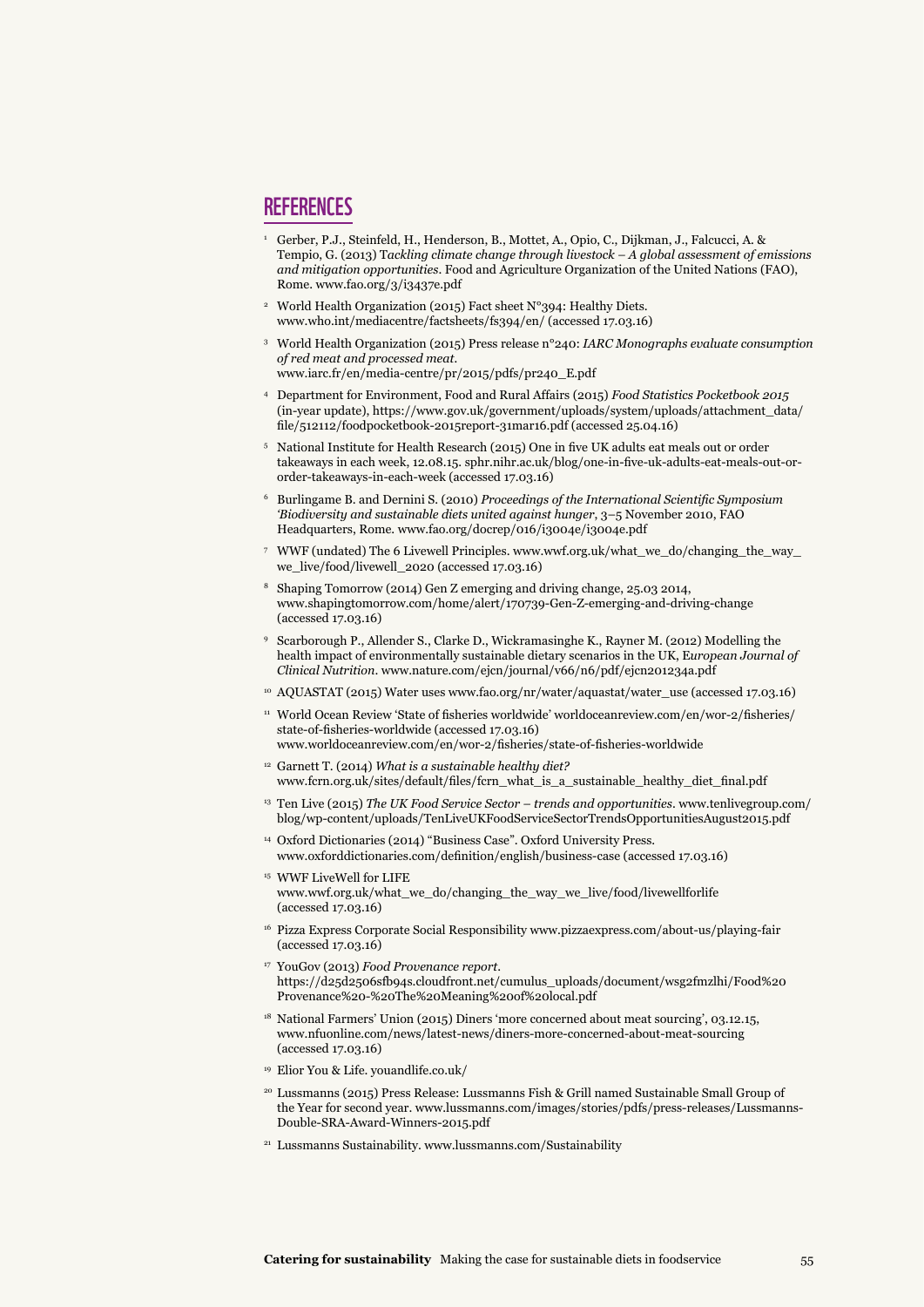## REFERENCES

1. Gerber, P.J., Steinfeld, H., Henderson, B., Mottet, A., Opio, C., Dijkman, J., Falcucci, A. & Tempio, G. (2013) *Tackling climate change through livestock – A global assessment of emissions and mitigation opportunities*. Food and Agriculture Organization of the United Nations (FAO), Rome. www.fao.org/3/i3437e.pdf
2. World Health Organization (2015) Fact sheet N°394: Healthy Diets. www.who.int/mediacentre/factsheets/fs394/en/ (accessed 17.03.16)
3. World Health Organization (2015) Press release n°240: *IARC Monographs evaluate consumption of red meat and processed meat*. www.iarc.fr/en/media-centre/pr/2015/pdfs/pr240_E.pdf
4. Department for Environment, Food and Rural Affairs (2015) *Food Statistics Pocketbook 2015* (in-year update), https://www.gov.uk/government/uploads/system/uploads/attachment_data/file/512112/foodpocketbook-2015report-31mar16.pdf (accessed 25.04.16)
5. National Institute for Health Research (2015) One in five UK adults eat meals out or order takeaways in each week, 12.08.15. sphr.nihr.ac.uk/blog/one-in-five-uk-adults-eat-meals-out-or-order-takeaways-in-each-week (accessed 17.03.16)
6. Burlingame B. and Dernini S. (2010) *Proceedings of the International Scientific Symposium 'Biodiversity and sustainable diets united against hunger*, 3–5 November 2010, FAO Headquarters, Rome. www.fao.org/docrep/016/i3004e/i3004e.pdf
7. WWF (undated) The 6 Livewell Principles. www.wwf.org.uk/what_we_do/changing_the_way_we_live/food/livewell_2020 (accessed 17.03.16)
8. Shaping Tomorrow (2014) Gen Z emerging and driving change, 25.03 2014, www.shapingtomorrow.com/home/alert/170739-Gen-Z-emerging-and-driving-change (accessed 17.03.16)
9. Scarborough P., Allender S., Clarke D., Wickramasinghe K., Rayner M. (2012) Modelling the health impact of environmentally sustainable dietary scenarios in the UK, *European Journal of Clinical Nutrition*. www.nature.com/ejcn/journal/v66/n6/pdf/ejcn201234a.pdf
10. AQUASTAT (2015) Water uses www.fao.org/nr/water/aquastat/water_use (accessed 17.03.16)
11. World Ocean Review 'State of fisheries worldwide' worldoceanreview.com/en/wor-2/fisheries/state-of-fisheries-worldwide (accessed 17.03.16) www.worldoceanreview.com/en/wor-2/fisheries/state-of-fisheries-worldwide
12. Garnett T. (2014) *What is a sustainable healthy diet?* www.fcrn.org.uk/sites/default/files/fcrn_what_is_a_sustainable_healthy_diet_final.pdf
13. Ten Live (2015) *The UK Food Service Sector – trends and opportunities*. www.tenlivegroup.com/blog/wp-content/uploads/TenLiveUKFoodServiceSectorTrendsOpportunitiesAugust2015.pdf
14. Oxford Dictionaries (2014) "Business Case". Oxford University Press. www.oxforddictionaries.com/definition/english/business-case (accessed 17.03.16)
15. WWF LiveWell for LIFE www.wwf.org.uk/what_we_do/changing_the_way_we_live/food/livewellforlife (accessed 17.03.16)
16. Pizza Express Corporate Social Responsibility www.pizzaexpress.com/about-us/playing-fair (accessed 17.03.16)
17. YouGov (2013) *Food Provenance report*. https://d25d2506sfb94s.cloudfront.net/cumulus_uploads/document/wsg2fmzlhi/Food%20Provenance%20-%20The%20Meaning%20of%20local.pdf
18. National Farmers' Union (2015) Diners 'more concerned about meat sourcing', 03.12.15, www.nfuonline.com/news/latest-news/diners-more-concerned-about-meat-sourcing (accessed 17.03.16)
19. Elior You & Life. youandlife.co.uk/
20. Lussmanns (2015) Press Release: Lussmanns Fish & Grill named Sustainable Small Group of the Year for second year. www.lussmanns.com/images/stories/pdfs/press-releases/Lussmanns-Double-SRA-Award-Winners-2015.pdf
21. Lussmanns Sustainability. www.lussmanns.com/Sustainability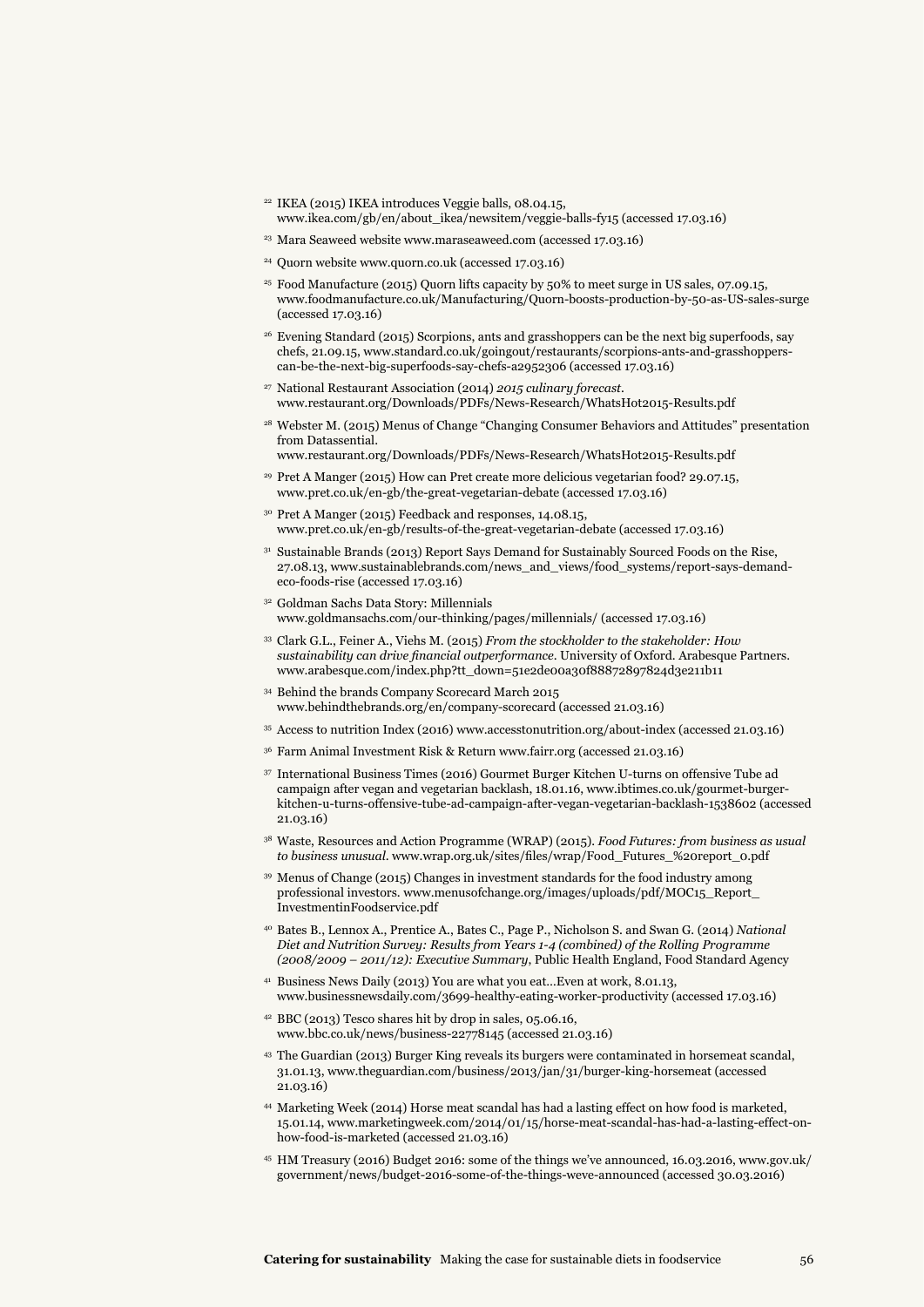[22] IKEA (2015) IKEA introduces Veggie balls, 08.04.15, www.ikea.com/gb/en/about_ikea/newsitem/veggie-balls-fy15 (accessed 17.03.16)

[23] Mara Seaweed website www.maraseaweed.com (accessed 17.03.16)

[24] Quorn website www.quorn.co.uk (accessed 17.03.16)

[25] Food Manufacture (2015) Quorn lifts capacity by 50% to meet surge in US sales, 07.09.15, www.foodmanufacture.co.uk/Manufacturing/Quorn-boosts-production-by-50-as-US-sales-surge (accessed 17.03.16)

[26] Evening Standard (2015) Scorpions, ants and grasshoppers can be the next big superfoods, say chefs, 21.09.15, www.standard.co.uk/goingout/restaurants/scorpions-ants-and-grasshoppers-can-be-the-next-big-superfoods-say-chefs-a2952306 (accessed 17.03.16)

[27] National Restaurant Association (2014) *2015 culinary forecast*. www.restaurant.org/Downloads/PDFs/News-Research/WhatsHot2015-Results.pdf

[28] Webster M. (2015) Menus of Change "Changing Consumer Behaviors and Attitudes" presentation from Datassential. www.restaurant.org/Downloads/PDFs/News-Research/WhatsHot2015-Results.pdf

[29] Pret A Manger (2015) How can Pret create more delicious vegetarian food? 29.07.15, www.pret.co.uk/en-gb/the-great-vegetarian-debate (accessed 17.03.16)

[30] Pret A Manger (2015) Feedback and responses, 14.08.15, www.pret.co.uk/en-gb/results-of-the-great-vegetarian-debate (accessed 17.03.16)

[31] Sustainable Brands (2013) Report Says Demand for Sustainably Sourced Foods on the Rise, 27.08.13, www.sustainablebrands.com/news_and_views/food_systems/report-says-demand-eco-foods-rise (accessed 17.03.16)

[32] Goldman Sachs Data Story: Millennials www.goldmansachs.com/our-thinking/pages/millennials/ (accessed 17.03.16)

[33] Clark G.L., Feiner A., Viehs M. (2015) *From the stockholder to the stakeholder: How sustainability can drive financial outperformance*. University of Oxford. Arabesque Partners. www.arabesque.com/index.php?tt_down=51e2de00a30f88872897824d3e211b11

[34] Behind the brands Company Scorecard March 2015 www.behindthebrands.org/en/company-scorecard (accessed 21.03.16)

[35] Access to nutrition Index (2016) www.accesstonutrition.org/about-index (accessed 21.03.16)

[36] Farm Animal Investment Risk & Return www.fairr.org (accessed 21.03.16)

[37] International Business Times (2016) Gourmet Burger Kitchen U-turns on offensive Tube ad campaign after vegan and vegetarian backlash, 18.01.16, www.ibtimes.co.uk/gourmet-burger-kitchen-u-turns-offensive-tube-ad-campaign-after-vegan-vegetarian-backlash-1538602 (accessed 21.03.16)

[38] Waste, Resources and Action Programme (WRAP) (2015). *Food Futures: from business as usual to business unusual*. www.wrap.org.uk/sites/files/wrap/Food_Futures_%20report_0.pdf

[39] Menus of Change (2015) Changes in investment standards for the food industry among professional investors. www.menusofchange.org/images/uploads/pdf/MOC15_Report_InvestmentinFoodservice.pdf

[40] Bates B., Lennox A., Prentice A., Bates C., Page P., Nicholson S. and Swan G. (2014) *National Diet and Nutrition Survey: Results from Years 1-4 (combined) of the Rolling Programme (2008/2009 – 2011/12): Executive Summary*, Public Health England, Food Standard Agency

[41] Business News Daily (2013) You are what you eat…Even at work, 8.01.13, www.businessnewsdaily.com/3699-healthy-eating-worker-productivity (accessed 17.03.16)

[42] BBC (2013) Tesco shares hit by drop in sales, 05.06.16, www.bbc.co.uk/news/business-22778145 (accessed 21.03.16)

[43] The Guardian (2013) Burger King reveals its burgers were contaminated in horsemeat scandal, 31.01.13, www.theguardian.com/business/2013/jan/31/burger-king-horsemeat (accessed 21.03.16)

[44] Marketing Week (2014) Horse meat scandal has had a lasting effect on how food is marketed, 15.01.14, www.marketingweek.com/2014/01/15/horse-meat-scandal-has-had-a-lasting-effect-on-how-food-is-marketed (accessed 21.03.16)

[45] HM Treasury (2016) Budget 2016: some of the things we've announced, 16.03.2016, www.gov.uk/government/news/budget-2016-some-of-the-things-weve-announced (accessed 30.03.2016)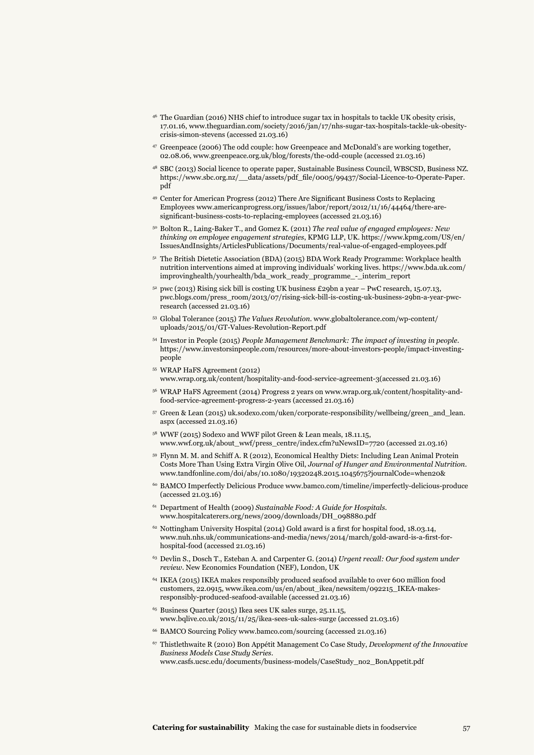[46] The Guardian (2016) NHS chief to introduce sugar tax in hospitals to tackle UK obesity crisis, 17.01.16, www.theguardian.com/society/2016/jan/17/nhs-sugar-tax-hospitals-tackle-uk-obesity-crisis-simon-stevens (accessed 21.03.16)

[47] Greenpeace (2006) The odd couple: how Greenpeace and McDonald's are working together, 02.08.06, www.greenpeace.org.uk/blog/forests/the-odd-couple (accessed 21.03.16)

[48] SBC (2013) Social licence to operate paper, Sustainable Business Council, WBSCSD, Business NZ. https://www.sbc.org.nz/__data/assets/pdf_file/0005/99437/Social-Licence-to-Operate-Paper.pdf

[49] Center for American Progress (2012) There Are Significant Business Costs to Replacing Employees www.americanprogress.org/issues/labor/report/2012/11/16/44464/there-are-significant-business-costs-to-replacing-employees (accessed 21.03.16)

[50] Bolton R., Laing-Baker T., and Gomez K. (2011) *The real value of engaged employees: New thinking on employee engagement strategies*, KPMG LLP, UK. https://www.kpmg.com/US/en/IssuesAndInsights/ArticlesPublications/Documents/real-value-of-engaged-employees.pdf

[51] The British Dietetic Association (BDA) (2015) BDA Work Ready Programme: Workplace health nutrition interventions aimed at improving individuals' working lives. https://www.bda.uk.com/improvinghealth/yourhealth/bda_work_ready_programme_-_interim_report

[52] pwc (2013) Rising sick bill is costing UK business £29bn a year – PwC research, 15.07.13, pwc.blogs.com/press_room/2013/07/rising-sick-bill-is-costing-uk-business-29bn-a-year-pwc-research (accessed 21.03.16)

[53] Global Tolerance (2015) *The Values Revolution*. www.globaltolerance.com/wp-content/uploads/2015/01/GT-Values-Revolution-Report.pdf

[54] Investor in People (2015) *People Management Benchmark: The impact of investing in people*. https://www.investorsinpeople.com/resources/more-about-investors-people/impact-investing-people

[55] WRAP HaFS Agreement (2012) www.wrap.org.uk/content/hospitality-and-food-service-agreement-3(accessed 21.03.16)

[56] WRAP HaFS Agreement (2014) Progress 2 years on www.wrap.org.uk/content/hospitality-and-food-service-agreement-progress-2-years (accessed 21.03.16)

[57] Green & Lean (2015) uk.sodexo.com/uken/corporate-responsibility/wellbeing/green_and_lean.aspx (accessed 21.03.16)

[58] WWF (2015) Sodexo and WWF pilot Green & Lean meals, 18.11.15, www.wwf.org.uk/about_wwf/press_centre/index.cfm?uNewsID=7720 (accessed 21.03.16)

[59] Flynn M. M. and Schiff A. R (2012), Economical Healthy Diets: Including Lean Animal Protein Costs More Than Using Extra Virgin Olive Oil, *Journal of Hunger and Environmental Nutrition*. www.tandfonline.com/doi/abs/10.1080/19320248.2015.1045675?journalCode=when20&

[60] BAMCO Imperfectly Delicious Produce www.bamco.com/timeline/imperfectly-delicious-produce (accessed 21.03.16)

[61] Department of Health (2009) *Sustainable Food: A Guide for Hospitals*. www.hospitalcaterers.org/news/2009/downloads/DH_098880.pdf

[62] Nottingham University Hospital (2014) Gold award is a first for hospital food, 18.03.14, www.nuh.nhs.uk/communications-and-media/news/2014/march/gold-award-is-a-first-for-hospital-food (accessed 21.03.16)

[63] Devlin S., Dosch T., Esteban A. and Carpenter G. (2014) *Urgent recall: Our food system under review*. New Economics Foundation (NEF), London, UK

[64] IKEA (2015) IKEA makes responsibly produced seafood available to over 600 million food customers, 22.0915, www.ikea.com/us/en/about_ikea/newsitem/092215_IKEA-makes-responsibly-produced-seafood-available (accessed 21.03.16)

[65] Business Quarter (2015) Ikea sees UK sales surge, 25.11.15, www.bqlive.co.uk/2015/11/25/ikea-sees-uk-sales-surge (accessed 21.03.16)

[66] BAMCO Sourcing Policy www.bamco.com/sourcing (accessed 21.03.16)

[67] Thistlethwaite R (2010) Bon Appétit Management Co Case Study, *Development of the Innovative Business Models Case Study Series*. www.casfs.ucsc.edu/documents/business-models/CaseStudy_no2_BonAppetit.pdf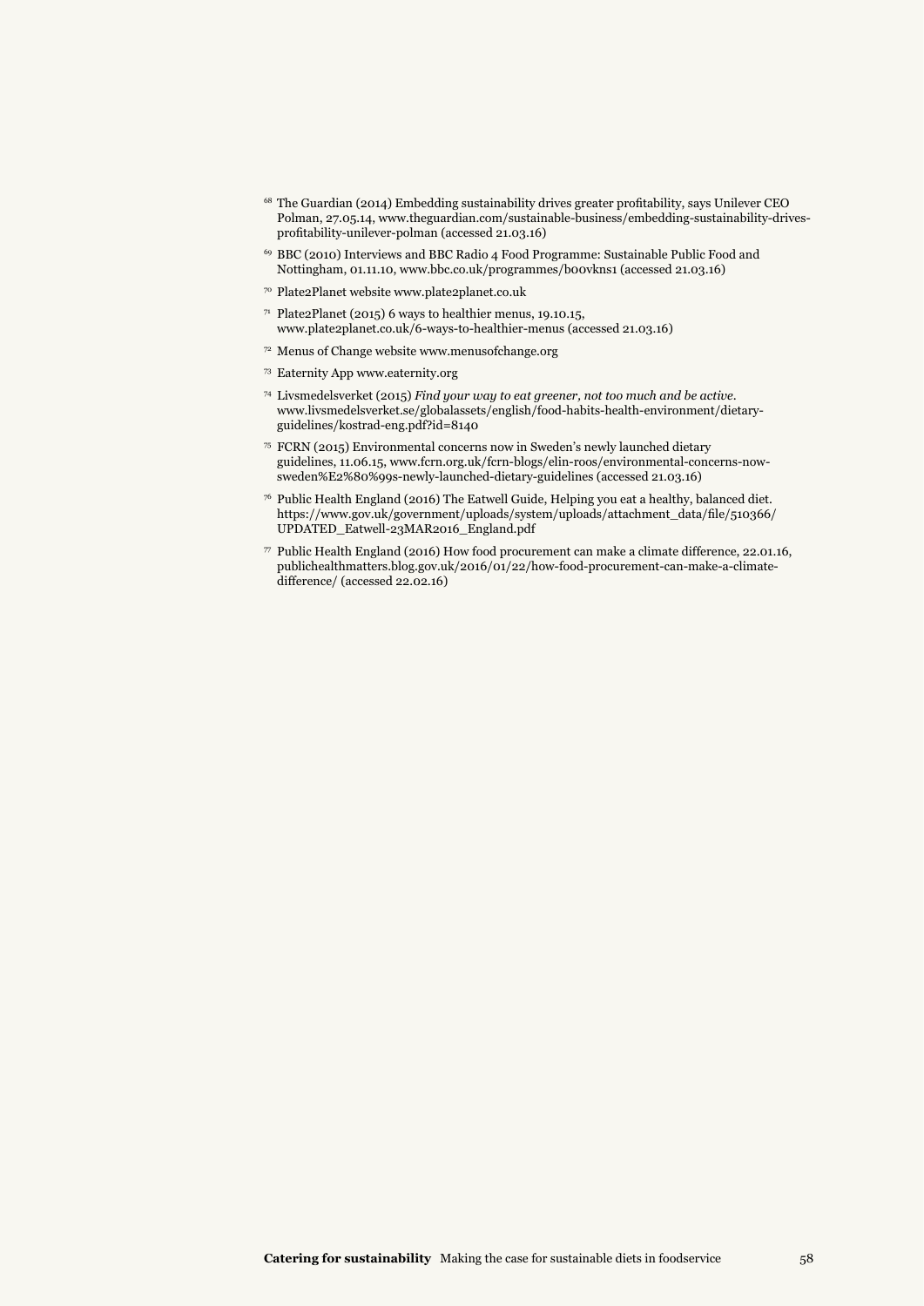[68] The Guardian (2014) Embedding sustainability drives greater profitability, says Unilever CEO Polman, 27.05.14, www.theguardian.com/sustainable-business/embedding-sustainability-drives-profitability-unilever-polman (accessed 21.03.16)

[69] BBC (2010) Interviews and BBC Radio 4 Food Programme: Sustainable Public Food and Nottingham, 01.11.10, www.bbc.co.uk/programmes/b00vkns1 (accessed 21.03.16)

[70] Plate2Planet website www.plate2planet.co.uk

[71] Plate2Planet (2015) 6 ways to healthier menus, 19.10.15, www.plate2planet.co.uk/6-ways-to-healthier-menus (accessed 21.03.16)

[72] Menus of Change website www.menusofchange.org

[73] Eaternity App www.eaternity.org

[74] Livsmedelsverket (2015) *Find your way to eat greener, not too much and be active*. www.livsmedelsverket.se/globalassets/english/food-habits-health-environment/dietary-guidelines/kostrad-eng.pdf?id=8140

[75] FCRN (2015) Environmental concerns now in Sweden's newly launched dietary guidelines, 11.06.15, www.fcrn.org.uk/fcrn-blogs/elin-roos/environmental-concerns-now-sweden%E2%80%99s-newly-launched-dietary-guidelines (accessed 21.03.16)

[76] Public Health England (2016) The Eatwell Guide, Helping you eat a healthy, balanced diet. https://www.gov.uk/government/uploads/system/uploads/attachment_data/file/510366/UPDATED_Eatwell-23MAR2016_England.pdf

[77] Public Health England (2016) How food procurement can make a climate difference, 22.01.16, publichealthmatters.blog.gov.uk/2016/01/22/how-food-procurement-can-make-a-climate-difference/ (accessed 22.02.16)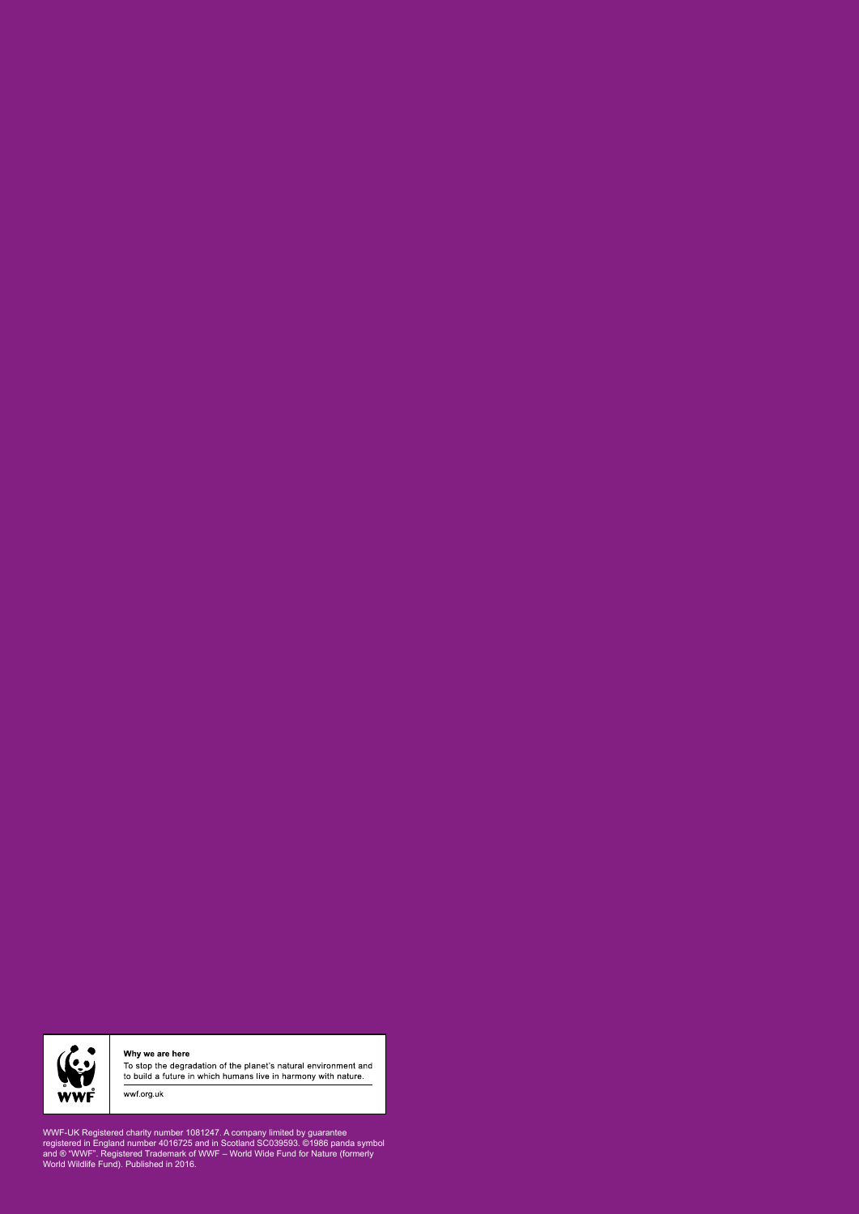**Why we are here**

To stop the degradation of the planet's natural environment and to build a future in which humans live in harmony with nature.

wwf.org.uk

WWF-UK Registered charity number 1081247. A company limited by guarantee registered in England number 4016725 and in Scotland SC039593. ©1986 panda symbol and ® "WWF". Registered Trademark of WWF – World Wide Fund for Nature (formerly World Wildlife Fund). Published in 2016.